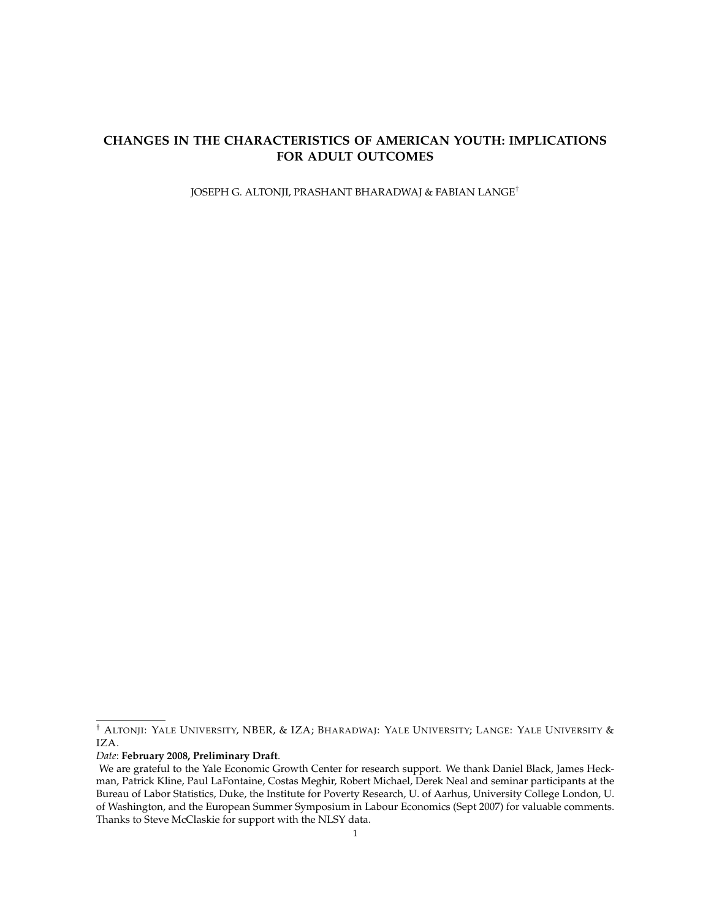# CHANGES IN THE CHARACTERISTICS OF AMERICAN YOUTH: IMPLICATIONS FOR ADULT OUTCOMES

JOSEPH G. ALTONJI, PRASHANT BHARADWAJ & FABIAN LANGE[†]

---

[†] ALTONJI: YALE UNIVERSITY, NBER, & IZA; BHARADWAJ: YALE UNIVERSITY; LANGE: YALE UNIVERSITY & IZA.

*Date*: **February 2008, Preliminary Draft**.

We are grateful to the Yale Economic Growth Center for research support. We thank Daniel Black, James Heckman, Patrick Kline, Paul LaFontaine, Costas Meghir, Robert Michael, Derek Neal and seminar participants at the Bureau of Labor Statistics, Duke, the Institute for Poverty Research, U. of Aarhus, University College London, U. of Washington, and the European Summer Symposium in Labour Economics (Sept 2007) for valuable comments. Thanks to Steve McClaskie for support with the NLSY data.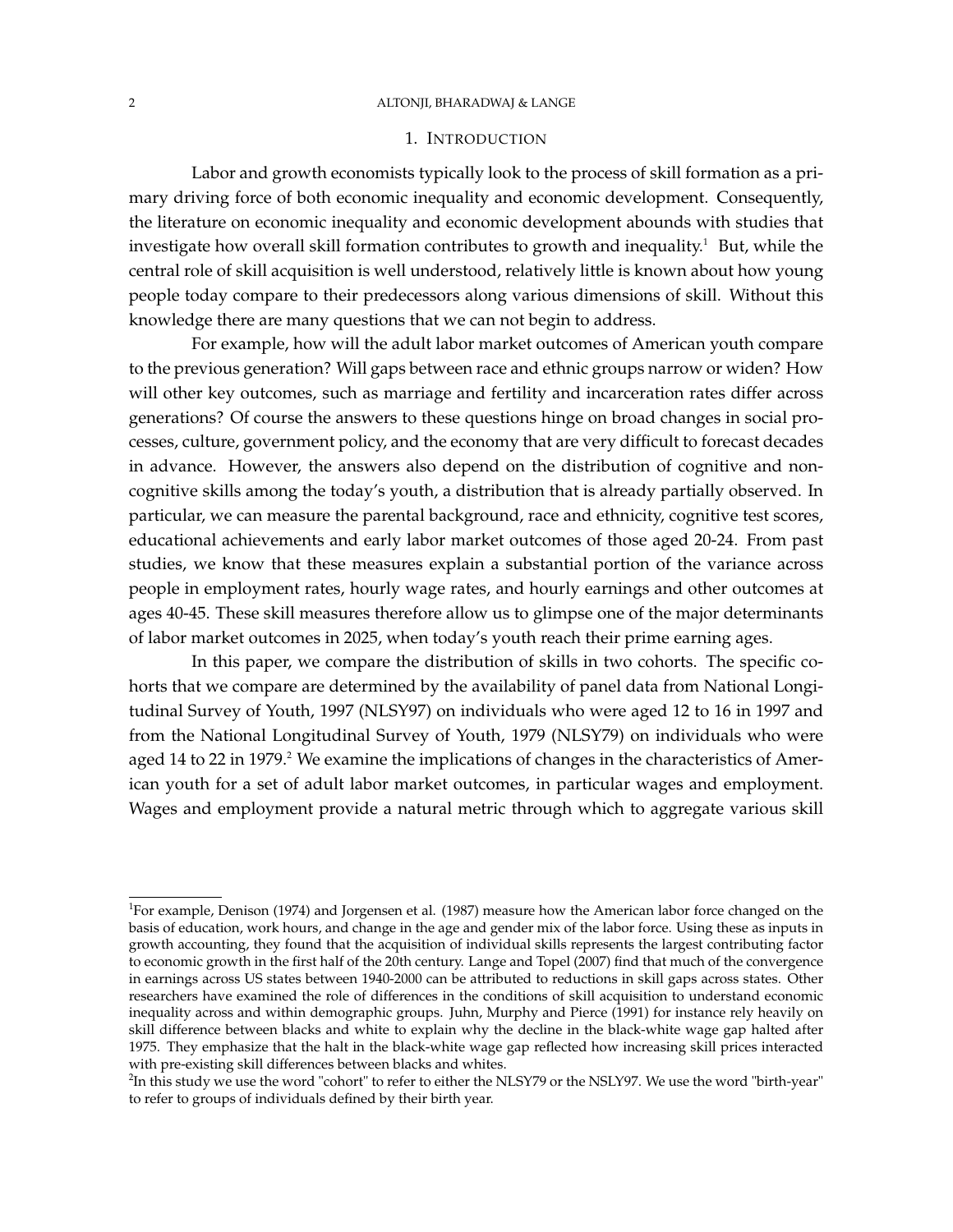# 1. Introduction

Labor and growth economists typically look to the process of skill formation as a primary driving force of both economic inequality and economic development. Consequently, the literature on economic inequality and economic development abounds with studies that investigate how overall skill formation contributes to growth and inequality.[1] But, while the central role of skill acquisition is well understood, relatively little is known about how young people today compare to their predecessors along various dimensions of skill. Without this knowledge there are many questions that we can not begin to address.

For example, how will the adult labor market outcomes of American youth compare to the previous generation? Will gaps between race and ethnic groups narrow or widen? How will other key outcomes, such as marriage and fertility and incarceration rates differ across generations? Of course the answers to these questions hinge on broad changes in social processes, culture, government policy, and the economy that are very difficult to forecast decades in advance. However, the answers also depend on the distribution of cognitive and non-cognitive skills among the today's youth, a distribution that is already partially observed. In particular, we can measure the parental background, race and ethnicity, cognitive test scores, educational achievements and early labor market outcomes of those aged 20-24. From past studies, we know that these measures explain a substantial portion of the variance across people in employment rates, hourly wage rates, and hourly earnings and other outcomes at ages 40-45. These skill measures therefore allow us to glimpse one of the major determinants of labor market outcomes in 2025, when today's youth reach their prime earning ages.

In this paper, we compare the distribution of skills in two cohorts. The specific cohorts that we compare are determined by the availability of panel data from National Longitudinal Survey of Youth, 1997 (NLSY97) on individuals who were aged 12 to 16 in 1997 and from the National Longitudinal Survey of Youth, 1979 (NLSY79) on individuals who were aged 14 to 22 in 1979.[2] We examine the implications of changes in the characteristics of American youth for a set of adult labor market outcomes, in particular wages and employment. Wages and employment provide a natural metric through which to aggregate various skill

---

[1]For example, Denison (1974) and Jorgensen et al. (1987) measure how the American labor force changed on the basis of education, work hours, and change in the age and gender mix of the labor force. Using these as inputs in growth accounting, they found that the acquisition of individual skills represents the largest contributing factor to economic growth in the first half of the 20th century. Lange and Topel (2007) find that much of the convergence in earnings across US states between 1940-2000 can be attributed to reductions in skill gaps across states. Other researchers have examined the role of differences in the conditions of skill acquisition to understand economic inequality across and within demographic groups. Juhn, Murphy and Pierce (1991) for instance rely heavily on skill difference between blacks and white to explain why the decline in the black-white wage gap halted after 1975. They emphasize that the halt in the black-white wage gap reflected how increasing skill prices interacted with pre-existing skill differences between blacks and whites.

[2]In this study we use the word "cohort" to refer to either the NLSY79 or the NSLY97. We use the word "birth-year" to refer to groups of individuals defined by their birth year.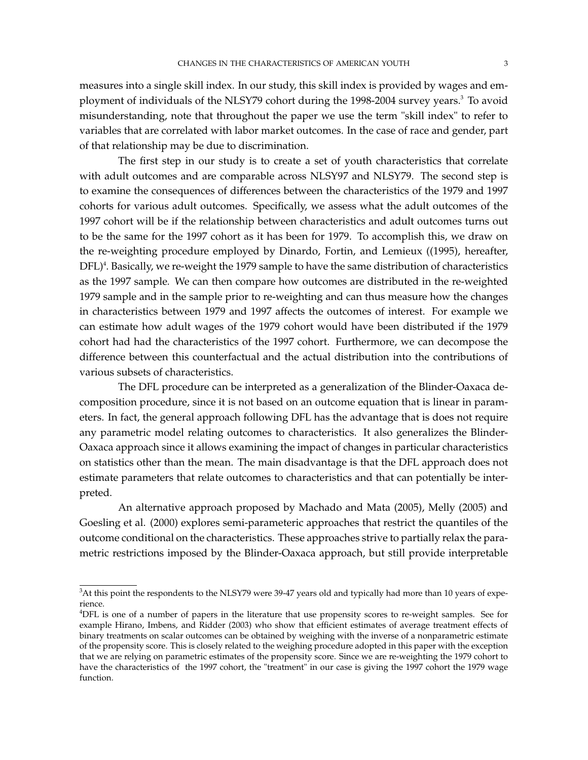measures into a single skill index. In our study, this skill index is provided by wages and employment of individuals of the NLSY79 cohort during the 1998-2004 survey years.[3] To avoid misunderstanding, note that throughout the paper we use the term "skill index" to refer to variables that are correlated with labor market outcomes. In the case of race and gender, part of that relationship may be due to discrimination.

The first step in our study is to create a set of youth characteristics that correlate with adult outcomes and are comparable across NLSY97 and NLSY79. The second step is to examine the consequences of differences between the characteristics of the 1979 and 1997 cohorts for various adult outcomes. Specifically, we assess what the adult outcomes of the 1997 cohort will be if the relationship between characteristics and adult outcomes turns out to be the same for the 1997 cohort as it has been for 1979. To accomplish this, we draw on the re-weighting procedure employed by Dinardo, Fortin, and Lemieux ((1995), hereafter, DFL)[4]. Basically, we re-weight the 1979 sample to have the same distribution of characteristics as the 1997 sample. We can then compare how outcomes are distributed in the re-weighted 1979 sample and in the sample prior to re-weighting and can thus measure how the changes in characteristics between 1979 and 1997 affects the outcomes of interest. For example we can estimate how adult wages of the 1979 cohort would have been distributed if the 1979 cohort had had the characteristics of the 1997 cohort. Furthermore, we can decompose the difference between this counterfactual and the actual distribution into the contributions of various subsets of characteristics.

The DFL procedure can be interpreted as a generalization of the Blinder-Oaxaca decomposition procedure, since it is not based on an outcome equation that is linear in parameters. In fact, the general approach following DFL has the advantage that is does not require any parametric model relating outcomes to characteristics. It also generalizes the Blinder-Oaxaca approach since it allows examining the impact of changes in particular characteristics on statistics other than the mean. The main disadvantage is that the DFL approach does not estimate parameters that relate outcomes to characteristics and that can potentially be interpreted.

An alternative approach proposed by Machado and Mata (2005), Melly (2005) and Goesling et al. (2000) explores semi-parameteric approaches that restrict the quantiles of the outcome conditional on the characteristics. These approaches strive to partially relax the parametric restrictions imposed by the Blinder-Oaxaca approach, but still provide interpretable

---

[3]At this point the respondents to the NLSY79 were 39-47 years old and typically had more than 10 years of experience.

[4]DFL is one of a number of papers in the literature that use propensity scores to re-weight samples. See for example Hirano, Imbens, and Ridder (2003) who show that efficient estimates of average treatment effects of binary treatments on scalar outcomes can be obtained by weighing with the inverse of a nonparametric estimate of the propensity score. This is closely related to the weighing procedure adopted in this paper with the exception that we are relying on parametric estimates of the propensity score. Since we are re-weighting the 1979 cohort to have the characteristics of the 1997 cohort, the "treatment" in our case is giving the 1997 cohort the 1979 wage function.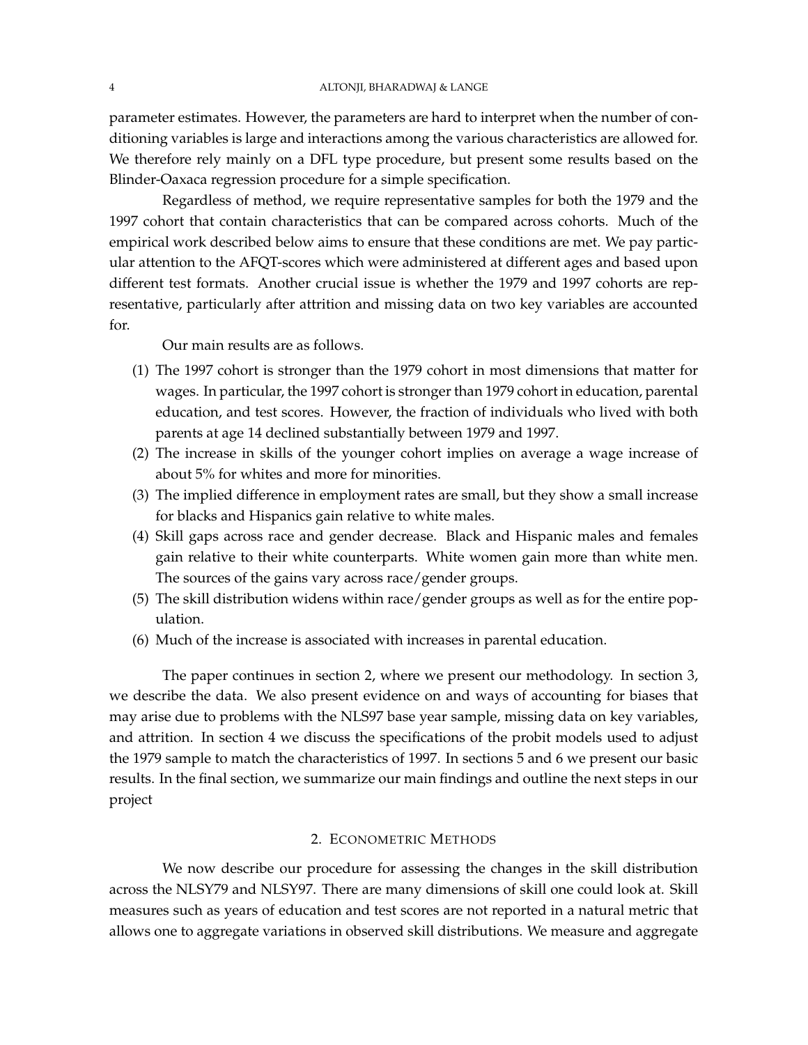parameter estimates. However, the parameters are hard to interpret when the number of conditioning variables is large and interactions among the various characteristics are allowed for. We therefore rely mainly on a DFL type procedure, but present some results based on the Blinder-Oaxaca regression procedure for a simple specification.

Regardless of method, we require representative samples for both the 1979 and the 1997 cohort that contain characteristics that can be compared across cohorts. Much of the empirical work described below aims to ensure that these conditions are met. We pay particular attention to the AFQT-scores which were administered at different ages and based upon different test formats. Another crucial issue is whether the 1979 and 1997 cohorts are representative, particularly after attrition and missing data on two key variables are accounted for.

Our main results are as follows.

(1) The 1997 cohort is stronger than the 1979 cohort in most dimensions that matter for wages. In particular, the 1997 cohort is stronger than 1979 cohort in education, parental education, and test scores. However, the fraction of individuals who lived with both parents at age 14 declined substantially between 1979 and 1997.
(2) The increase in skills of the younger cohort implies on average a wage increase of about 5% for whites and more for minorities.
(3) The implied difference in employment rates are small, but they show a small increase for blacks and Hispanics gain relative to white males.
(4) Skill gaps across race and gender decrease. Black and Hispanic males and females gain relative to their white counterparts. White women gain more than white men. The sources of the gains vary across race/gender groups.
(5) The skill distribution widens within race/gender groups as well as for the entire population.
(6) Much of the increase is associated with increases in parental education.

The paper continues in section 2, where we present our methodology. In section 3, we describe the data. We also present evidence on and ways of accounting for biases that may arise due to problems with the NLS97 base year sample, missing data on key variables, and attrition. In section 4 we discuss the specifications of the probit models used to adjust the 1979 sample to match the characteristics of 1997. In sections 5 and 6 we present our basic results. In the final section, we summarize our main findings and outline the next steps in our project

## 2. Econometric Methods

We now describe our procedure for assessing the changes in the skill distribution across the NLSY79 and NLSY97. There are many dimensions of skill one could look at. Skill measures such as years of education and test scores are not reported in a natural metric that allows one to aggregate variations in observed skill distributions. We measure and aggregate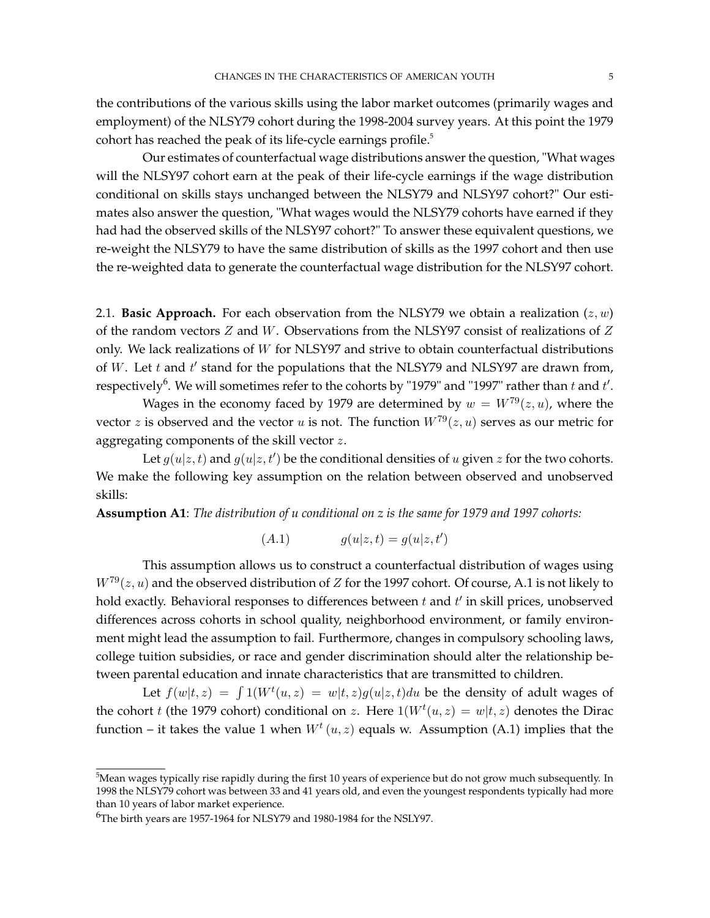the contributions of the various skills using the labor market outcomes (primarily wages and employment) of the NLSY79 cohort during the 1998-2004 survey years. At this point the 1979 cohort has reached the peak of its life-cycle earnings profile.[5]

Our estimates of counterfactual wage distributions answer the question, "What wages will the NLSY97 cohort earn at the peak of their life-cycle earnings if the wage distribution conditional on skills stays unchanged between the NLSY79 and NLSY97 cohort?" Our estimates also answer the question, "What wages would the NLSY79 cohorts have earned if they had had the observed skills of the NLSY97 cohort?" To answer these equivalent questions, we re-weight the NLSY79 to have the same distribution of skills as the 1997 cohort and then use the re-weighted data to generate the counterfactual wage distribution for the NLSY97 cohort.

2.1. **Basic Approach.** For each observation from the NLSY79 we obtain a realization $(z, w)$ of the random vectors $Z$ and $W$. Observations from the NLSY97 consist of realizations of $Z$ only. We lack realizations of $W$ for NLSY97 and strive to obtain counterfactual distributions of $W$. Let $t$ and $t'$ stand for the populations that the NLSY79 and NLSY97 are drawn from, respectively[6]. We will sometimes refer to the cohorts by "1979" and "1997" rather than $t$ and $t'$.

Wages in the economy faced by 1979 are determined by $w = W^{79}(z, u)$, where the vector $z$ is observed and the vector $u$ is not. The function $W^{79}(z, u)$ serves as our metric for aggregating components of the skill vector $z$.

Let $g(u|z, t)$ and $g(u|z, t')$ be the conditional densities of $u$ given $z$ for the two cohorts. We make the following key assumption on the relation between observed and unobserved skills:

**Assumption A1**: *The distribution of u conditional on z is the same for 1979 and 1997 cohorts:*

$$(A.1) \qquad g(u|z, t) = g(u|z, t')$$

This assumption allows us to construct a counterfactual distribution of wages using $W^{79}(z, u)$ and the observed distribution of $Z$ for the 1997 cohort. Of course, A.1 is not likely to hold exactly. Behavioral responses to differences between $t$ and $t'$ in skill prices, unobserved differences across cohorts in school quality, neighborhood environment, or family environment might lead the assumption to fail. Furthermore, changes in compulsory schooling laws, college tuition subsidies, or race and gender discrimination should alter the relationship between parental education and innate characteristics that are transmitted to children.

Let $f(w|t, z) = \int 1(W^t(u, z) = w|t, z)g(u|z, t)du$ be the density of adult wages of the cohort $t$ (the 1979 cohort) conditional on $z$. Here $1(W^t(u, z) = w|t, z)$ denotes the Dirac function – it takes the value 1 when $W^t(u, z)$ equals w. Assumption (A.1) implies that the

[5]Mean wages typically rise rapidly during the first 10 years of experience but do not grow much subsequently. In 1998 the NLSY79 cohort was between 33 and 41 years old, and even the youngest respondents typically had more than 10 years of labor market experience.

[6]The birth years are 1957-1964 for NLSY79 and 1980-1984 for the NSLY97.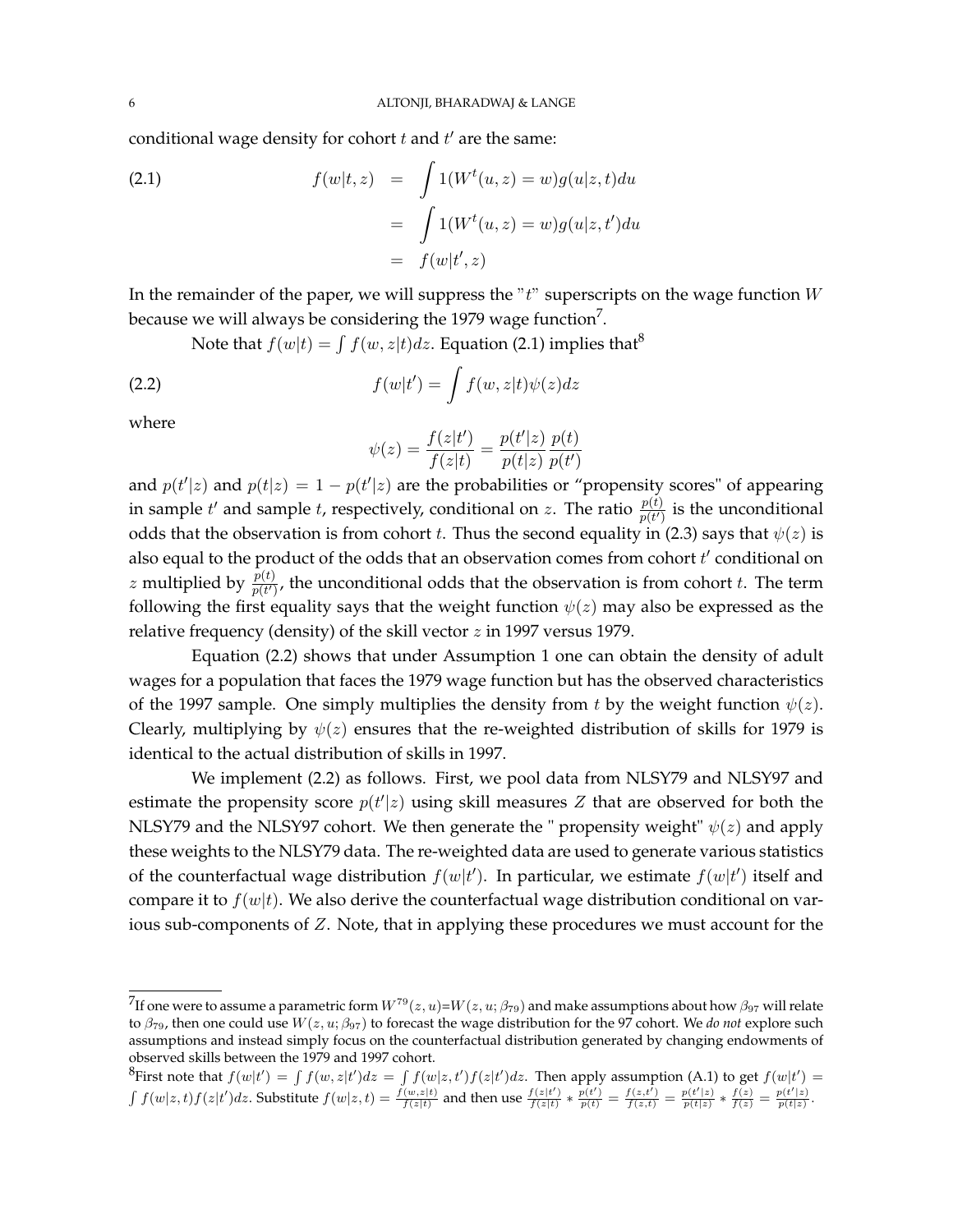conditional wage density for cohort $t$ and $t'$ are the same:

$$
\begin{aligned}
f(w|t,z) &= \int 1(W^t(u,z)=w)g(u|z,t)du \\
&= \int 1(W^t(u,z)=w)g(u|z,t')du \\
&= f(w|t',z)
\end{aligned} \tag{2.1}
$$

In the remainder of the paper, we will suppress the "$t$" superscripts on the wage function $W$ because we will always be considering the 1979 wage function[7].

Note that $f(w|t) = \int f(w,z|t)dz$. Equation (2.1) implies that[8]

$$
f(w|t') = \int f(w,z|t)\psi(z)dz \tag{2.2}
$$

where

$$
\psi(z) = \frac{f(z|t')}{f(z|t)} = \frac{p(t'|z)}{p(t|z)}\frac{p(t)}{p(t')}
$$

and $p(t'|z)$ and $p(t|z) = 1 - p(t'|z)$ are the probabilities or "propensity scores" of appearing in sample $t'$ and sample $t$, respectively, conditional on $z$. The ratio $\frac{p(t)}{p(t')}$ is the unconditional odds that the observation is from cohort $t$. Thus the second equality in (2.3) says that $\psi(z)$ is also equal to the product of the odds that an observation comes from cohort $t'$ conditional on $z$ multiplied by $\frac{p(t)}{p(t')}$, the unconditional odds that the observation is from cohort $t$. The term following the first equality says that the weight function $\psi(z)$ may also be expressed as the relative frequency (density) of the skill vector $z$ in 1997 versus 1979.

Equation (2.2) shows that under Assumption 1 one can obtain the density of adult wages for a population that faces the 1979 wage function but has the observed characteristics of the 1997 sample. One simply multiplies the density from $t$ by the weight function $\psi(z)$. Clearly, multiplying by $\psi(z)$ ensures that the re-weighted distribution of skills for 1979 is identical to the actual distribution of skills in 1997.

We implement (2.2) as follows. First, we pool data from NLSY79 and NLSY97 and estimate the propensity score $p(t'|z)$ using skill measures $Z$ that are observed for both the NLSY79 and the NLSY97 cohort. We then generate the " propensity weight" $\psi(z)$ and apply these weights to the NLSY79 data. The re-weighted data are used to generate various statistics of the counterfactual wage distribution $f(w|t')$. In particular, we estimate $f(w|t')$ itself and compare it to $f(w|t)$. We also derive the counterfactual wage distribution conditional on various sub-components of $Z$. Note, that in applying these procedures we must account for the

---

[7]If one were to assume a parametric form $W^{79}(z,u)$=$W(z,u;\beta_{79})$ and make assumptions about how $\beta_{97}$ will relate to $\beta_{79}$, then one could use $W(z,u;\beta_{97})$ to forecast the wage distribution for the 97 cohort. We *do not* explore such assumptions and instead simply focus on the counterfactual distribution generated by changing endowments of observed skills between the 1979 and 1997 cohort.

[8]First note that $f(w|t') = \int f(w,z|t')dz = \int f(w|z,t')f(z|t')dz$. Then apply assumption (A.1) to get $f(w|t') = \int f(w|z,t)f(z|t')dz$. Substitute $f(w|z,t) = \frac{f(w,z|t)}{f(z|t)}$ and then use $\frac{f(z|t')}{f(z|t)} * \frac{p(t')}{p(t)} = \frac{f(z,t')}{f(z,t)} = \frac{p(t'|z)}{p(t|z)} * \frac{f(z)}{f(z)} = \frac{p(t'|z)}{p(t|z)}$.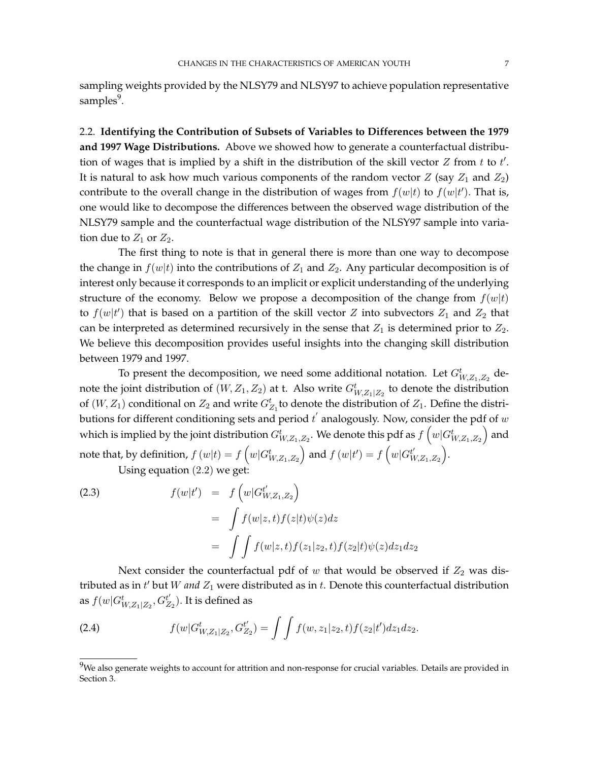sampling weights provided by the NLSY79 and NLSY97 to achieve population representative samples[9].

### 2.2. Identifying the Contribution of Subsets of Variables to Differences between the 1979 and 1997 Wage Distributions.

Above we showed how to generate a counterfactual distribution of wages that is implied by a shift in the distribution of the skill vector $Z$ from $t$ to $t'$. It is natural to ask how much various components of the random vector $Z$ (say $Z_1$ and $Z_2$) contribute to the overall change in the distribution of wages from $f(w|t)$ to $f(w|t')$. That is, one would like to decompose the differences between the observed wage distribution of the NLSY79 sample and the counterfactual wage distribution of the NLSY97 sample into variation due to $Z_1$ or $Z_2$.

The first thing to note is that in general there is more than one way to decompose the change in $f(w|t)$ into the contributions of $Z_1$ and $Z_2$. Any particular decomposition is of interest only because it corresponds to an implicit or explicit understanding of the underlying structure of the economy. Below we propose a decomposition of the change from $f(w|t)$ to $f(w|t')$ that is based on a partition of the skill vector $Z$ into subvectors $Z_1$ and $Z_2$ that can be interpreted as determined recursively in the sense that $Z_1$ is determined prior to $Z_2$. We believe this decomposition provides useful insights into the changing skill distribution between 1979 and 1997.

To present the decomposition, we need some additional notation. Let $G^t_{W,Z_1,Z_2}$ denote the joint distribution of $(W, Z_1, Z_2)$ at t. Also write $G^t_{W,Z_1|Z_2}$ to denote the distribution of $(W, Z_1)$ conditional on $Z_2$ and write $G^t_{Z_1}$ to denote the distribution of $Z_1$. Define the distributions for different conditioning sets and period $t'$ analogously. Now, consider the pdf of $w$ which is implied by the joint distribution $G^t_{W,Z_1,Z_2}$. We denote this pdf as $f\left(w|G^t_{W,Z_1,Z_2}\right)$ and note that, by definition, $f(w|t) = f\left(w|G^t_{W,Z_1,Z_2}\right)$ and $f(w|t') = f\left(w|G^{t'}_{W,Z_1,Z_2}\right)$.

Using equation (2.2) we get:

$$
\begin{aligned}
f(w|t') &= f\left(w|G^{t'}_{W,Z_1,Z_2}\right) \\
&= \int f(w|z,t)f(z|t)\psi(z)dz \\
&= \int \int f(w|z,t)f(z_1|z_2,t)f(z_2|t)\psi(z)dz_1dz_2
\end{aligned}
\tag{2.3}
$$

Next consider the counterfactual pdf of $w$ that would be observed if $Z_2$ was distributed as in $t'$ but $W$ *and* $Z_1$ were distributed as in $t$. Denote this counterfactual distribution as $f(w|G^t_{W,Z_1|Z_2}, G^{t'}_{Z_2})$. It is defined as

$$
f(w|G^t_{W,Z_1|Z_2}, G^{t'}_{Z_2}) = \int \int f(w, z_1|z_2, t)f(z_2|t')dz_1dz_2. \tag{2.4}
$$

---

[9] We also generate weights to account for attrition and non-response for crucial variables. Details are provided in Section 3.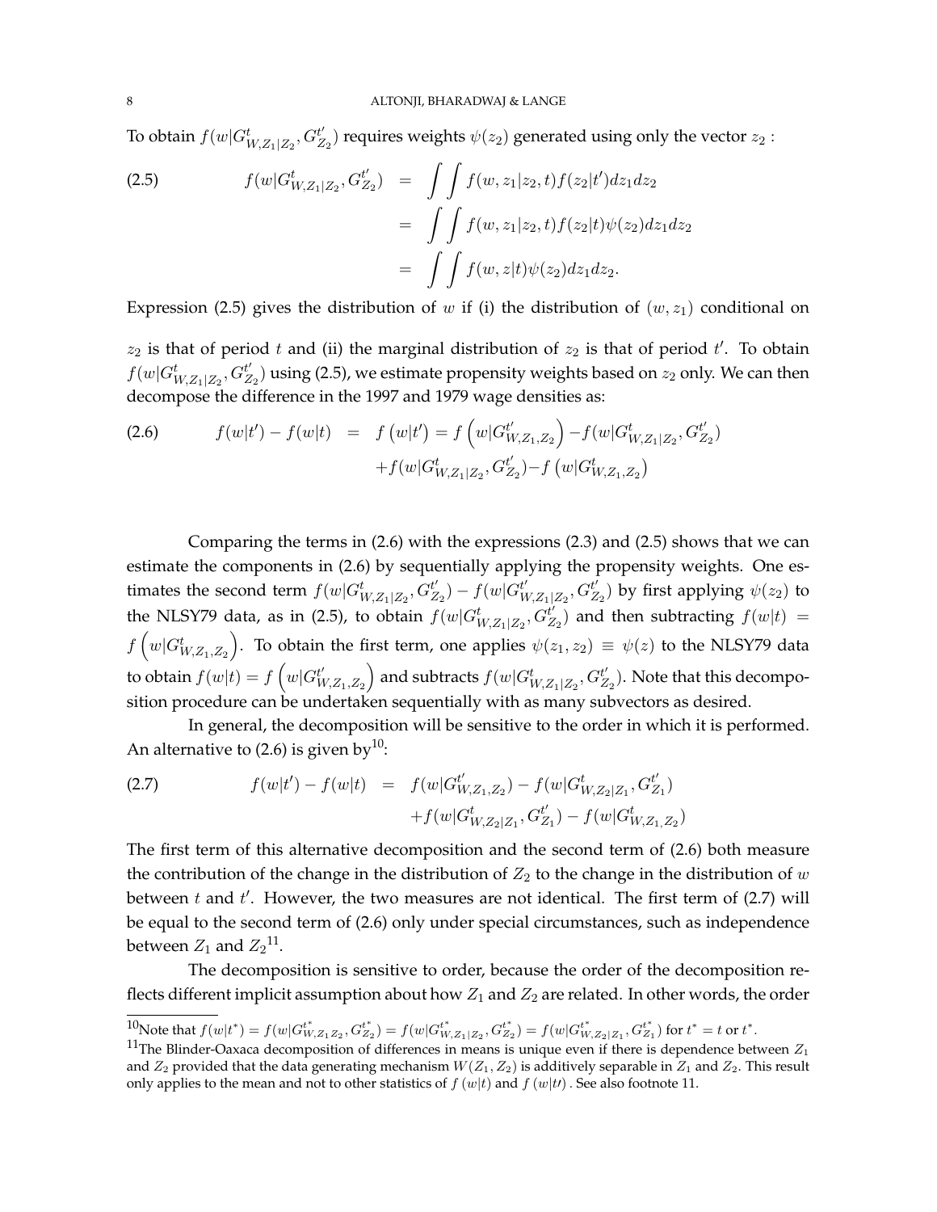To obtain $f(w|G^t_{W,Z_1|Z_2}, G^{t'}_{Z_2})$ requires weights $\psi(z_2)$ generated using only the vector $z_2$ :

$$
\begin{aligned}
(2.5) \qquad f(w|G^t_{W,Z_1|Z_2}, G^{t'}_{Z_2}) &= \int\int f(w, z_1|z_2, t) f(z_2|t') dz_1 dz_2 \\
&= \int\int f(w, z_1|z_2, t) f(z_2|t)\psi(z_2) dz_1 dz_2 \\
&= \int\int f(w, z|t)\psi(z_2) dz_1 dz_2.
\end{aligned}
$$

Expression (2.5) gives the distribution of $w$ if (i) the distribution of $(w, z_1)$ conditional on $z_2$ is that of period $t$ and (ii) the marginal distribution of $z_2$ is that of period $t'$. To obtain $f(w|G^t_{W,Z_1|Z_2}, G^{t'}_{Z_2})$ using (2.5), we estimate propensity weights based on $z_2$ only. We can then decompose the difference in the 1997 and 1979 wage densities as:

$$
\begin{aligned}
(2.6) \qquad f(w|t') - f(w|t) &= f\left(w|t'\right) = f\left(w|G^{t'}_{W,Z_1,Z_2}\right) - f(w|G^t_{W,Z_1|Z_2}, G^{t'}_{Z_2}) \\
&\quad + f(w|G^t_{W,Z_1|Z_2}, G^{t'}_{Z_2}) - f\left(w|G^t_{W,Z_1,Z_2}\right)
\end{aligned}
$$

Comparing the terms in (2.6) with the expressions (2.3) and (2.5) shows that we can estimate the components in (2.6) by sequentially applying the propensity weights. One estimates the second term $f(w|G^t_{W,Z_1|Z_2}, G^{t'}_{Z_2}) - f(w|G^{t'}_{W,Z_1|Z_2}, G^{t'}_{Z_2})$ by first applying $\psi(z_2)$ to the NLSY79 data, as in (2.5), to obtain $f(w|G^t_{W,Z_1|Z_2}, G^{t'}_{Z_2})$ and then subtracting $f(w|t) = f\left(w|G^t_{W,Z_1,Z_2}\right)$. To obtain the first term, one applies $\psi(z_1, z_2) \equiv \psi(z)$ to the NLSY79 data to obtain $f(w|t) = f\left(w|G^{t'}_{W,Z_1,Z_2}\right)$ and subtracts $f(w|G^t_{W,Z_1|Z_2}, G^{t'}_{Z_2})$. Note that this decomposition procedure can be undertaken sequentially with as many subvectors as desired.

In general, the decomposition will be sensitive to the order in which it is performed. An alternative to (2.6) is given by[10]:

$$
\begin{aligned}
(2.7) \qquad f(w|t') - f(w|t) &= f(w|G^{t'}_{W,Z_1,Z_2}) - f(w|G^t_{W,Z_2|Z_1}, G^{t'}_{Z_1}) \\
&\quad + f(w|G^t_{W,Z_2|Z_1}, G^{t'}_{Z_1}) - f(w|G^t_{W,Z_1,Z_2})
\end{aligned}
$$

The first term of this alternative decomposition and the second term of (2.6) both measure the contribution of the change in the distribution of $Z_2$ to the change in the distribution of $w$ between $t$ and $t'$. However, the two measures are not identical. The first term of (2.7) will be equal to the second term of (2.6) only under special circumstances, such as independence between $Z_1$ and $Z_2$[11].

The decomposition is sensitive to order, because the order of the decomposition reflects different implicit assumption about how $Z_1$ and $Z_2$ are related. In other words, the order

[10] Note that $f(w|t^*) = f(w|G^{t^*}_{W,Z_1Z_2}, G^{t^*}_{Z_2}) = f(w|G^{t^*}_{W,Z_1|Z_2}, G^{t^*}_{Z_2}) = f(w|G^{t^*}_{W,Z_2|Z_1}, G^{t^*}_{Z_1})$ for $t^* = t$ or $t^*$.

[11] The Blinder-Oaxaca decomposition of differences in means is unique even if there is dependence between $Z_1$ and $Z_2$ provided that the data generating mechanism $W(Z_1, Z_2)$ is additively separable in $Z_1$ and $Z_2$. This result only applies to the mean and not to other statistics of $f(w|t)$ and $f(w|t\prime)$. See also footnote 11.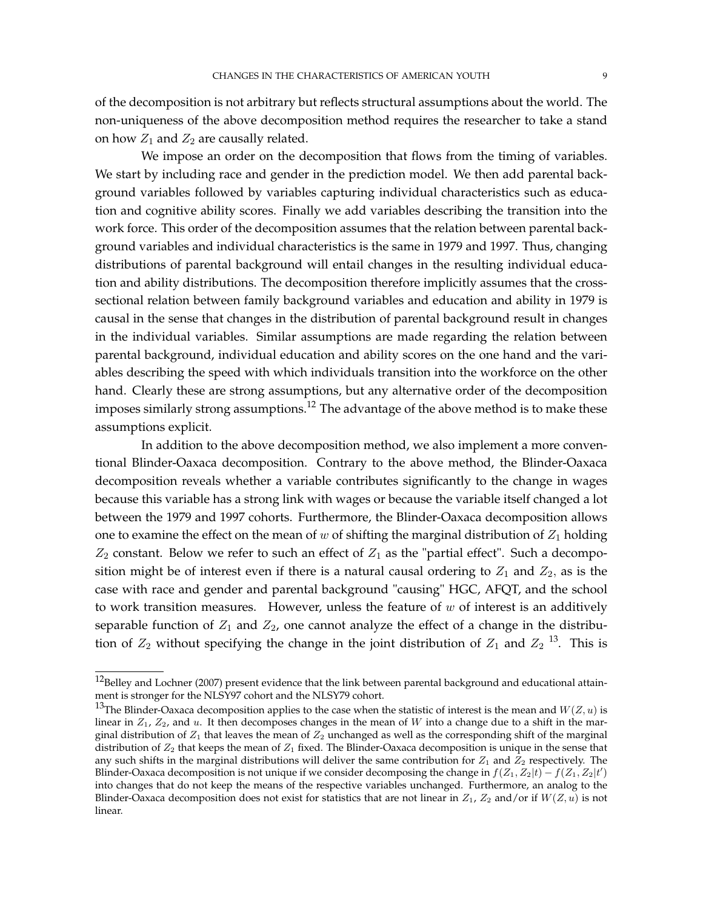of the decomposition is not arbitrary but reflects structural assumptions about the world. The non-uniqueness of the above decomposition method requires the researcher to take a stand on how $Z_1$ and $Z_2$ are causally related.

We impose an order on the decomposition that flows from the timing of variables. We start by including race and gender in the prediction model. We then add parental background variables followed by variables capturing individual characteristics such as education and cognitive ability scores. Finally we add variables describing the transition into the work force. This order of the decomposition assumes that the relation between parental background variables and individual characteristics is the same in 1979 and 1997. Thus, changing distributions of parental background will entail changes in the resulting individual education and ability distributions. The decomposition therefore implicitly assumes that the cross-sectional relation between family background variables and education and ability in 1979 is causal in the sense that changes in the distribution of parental background result in changes in the individual variables. Similar assumptions are made regarding the relation between parental background, individual education and ability scores on the one hand and the variables describing the speed with which individuals transition into the workforce on the other hand. Clearly these are strong assumptions, but any alternative order of the decomposition imposes similarly strong assumptions.[12] The advantage of the above method is to make these assumptions explicit.

In addition to the above decomposition method, we also implement a more conventional Blinder-Oaxaca decomposition. Contrary to the above method, the Blinder-Oaxaca decomposition reveals whether a variable contributes significantly to the change in wages because this variable has a strong link with wages or because the variable itself changed a lot between the 1979 and 1997 cohorts. Furthermore, the Blinder-Oaxaca decomposition allows one to examine the effect on the mean of $w$ of shifting the marginal distribution of $Z_1$ holding $Z_2$ constant. Below we refer to such an effect of $Z_1$ as the "partial effect". Such a decomposition might be of interest even if there is a natural causal ordering to $Z_1$ and $Z_2$, as is the case with race and gender and parental background "causing" HGC, AFQT, and the school to work transition measures. However, unless the feature of $w$ of interest is an additively separable function of $Z_1$ and $Z_2$, one cannot analyze the effect of a change in the distribution of $Z_2$ without specifying the change in the joint distribution of $Z_1$ and $Z_2$ [13]. This is

[12] Belley and Lochner (2007) present evidence that the link between parental background and educational attainment is stronger for the NLSY97 cohort and the NLSY79 cohort.

[13] The Blinder-Oaxaca decomposition applies to the case when the statistic of interest is the mean and $W(Z, u)$ is linear in $Z_1$, $Z_2$, and $u$. It then decomposes changes in the mean of $W$ into a change due to a shift in the marginal distribution of $Z_1$ that leaves the mean of $Z_2$ unchanged as well as the corresponding shift of the marginal distribution of $Z_2$ that keeps the mean of $Z_1$ fixed. The Blinder-Oaxaca decomposition is unique in the sense that any such shifts in the marginal distributions will deliver the same contribution for $Z_1$ and $Z_2$ respectively. The Blinder-Oaxaca decomposition is not unique if we consider decomposing the change in $f(Z_1, Z_2|t) - f(Z_1, Z_2|t')$ into changes that do not keep the means of the respective variables unchanged. Furthermore, an analog to the Blinder-Oaxaca decomposition does not exist for statistics that are not linear in $Z_1$, $Z_2$ and/or if $W(Z, u)$ is not linear.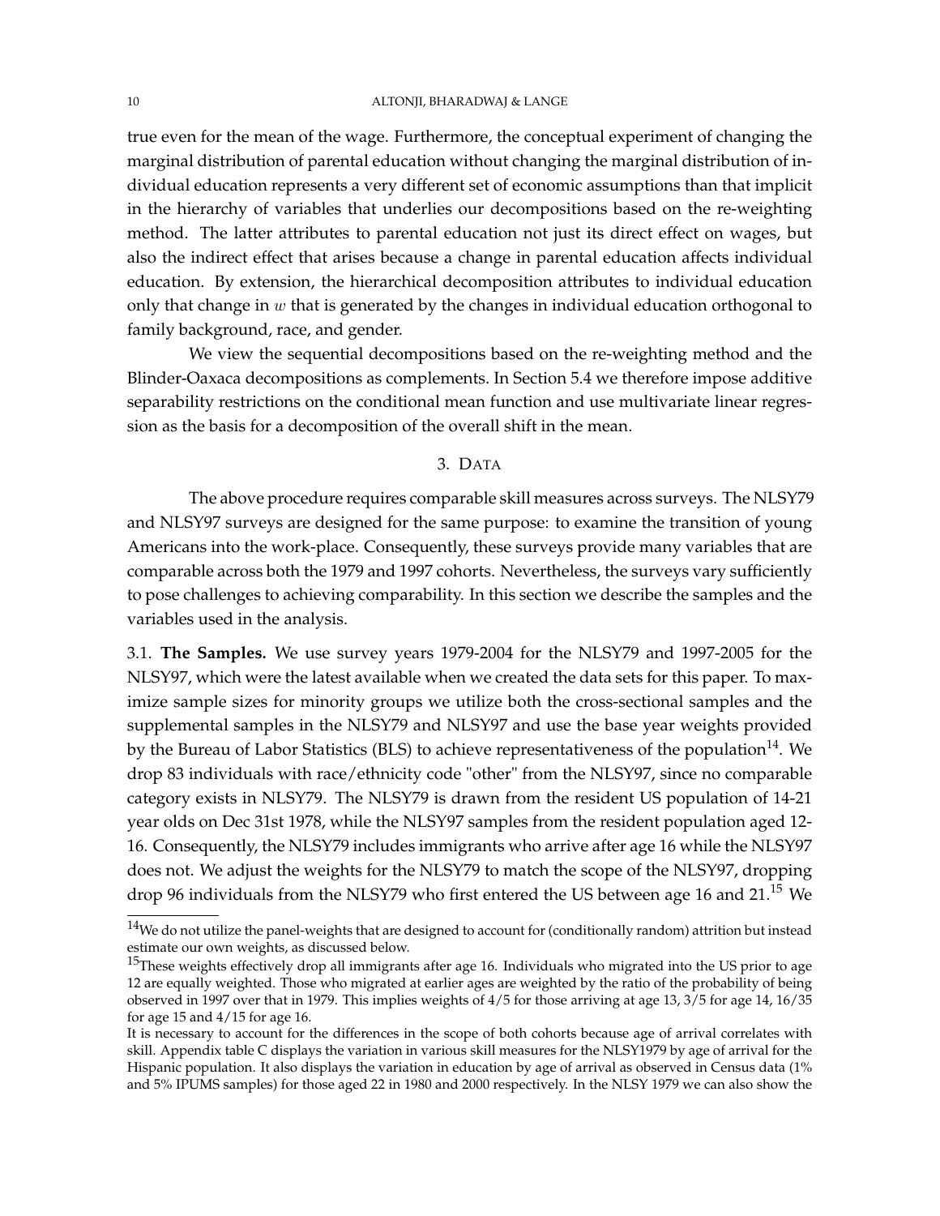true even for the mean of the wage. Furthermore, the conceptual experiment of changing the marginal distribution of parental education without changing the marginal distribution of individual education represents a very different set of economic assumptions than that implicit in the hierarchy of variables that underlies our decompositions based on the re-weighting method. The latter attributes to parental education not just its direct effect on wages, but also the indirect effect that arises because a change in parental education affects individual education. By extension, the hierarchical decomposition attributes to individual education only that change in $w$ that is generated by the changes in individual education orthogonal to family background, race, and gender.

We view the sequential decompositions based on the re-weighting method and the Blinder-Oaxaca decompositions as complements. In Section 5.4 we therefore impose additive separability restrictions on the conditional mean function and use multivariate linear regression as the basis for a decomposition of the overall shift in the mean.

## 3. Data

The above procedure requires comparable skill measures across surveys. The NLSY79 and NLSY97 surveys are designed for the same purpose: to examine the transition of young Americans into the work-place. Consequently, these surveys provide many variables that are comparable across both the 1979 and 1997 cohorts. Nevertheless, the surveys vary sufficiently to pose challenges to achieving comparability. In this section we describe the samples and the variables used in the analysis.

3.1. **The Samples.** We use survey years 1979-2004 for the NLSY79 and 1997-2005 for the NLSY97, which were the latest available when we created the data sets for this paper. To maximize sample sizes for minority groups we utilize both the cross-sectional samples and the supplemental samples in the NLSY79 and NLSY97 and use the base year weights provided by the Bureau of Labor Statistics (BLS) to achieve representativeness of the population[14]. We drop 83 individuals with race/ethnicity code "other" from the NLSY97, since no comparable category exists in NLSY79. The NLSY79 is drawn from the resident US population of 14-21 year olds on Dec 31st 1978, while the NLSY97 samples from the resident population aged 12-16. Consequently, the NLSY79 includes immigrants who arrive after age 16 while the NLSY97 does not. We adjust the weights for the NLSY79 to match the scope of the NLSY97, dropping drop 96 individuals from the NLSY79 who first entered the US between age 16 and 21.[15] We

[14] We do not utilize the panel-weights that are designed to account for (conditionally random) attrition but instead estimate our own weights, as discussed below.

[15] These weights effectively drop all immigrants after age 16. Individuals who migrated into the US prior to age 12 are equally weighted. Those who migrated at earlier ages are weighted by the ratio of the probability of being observed in 1997 over that in 1979. This implies weights of 4/5 for those arriving at age 13, 3/5 for age 14, 16/35 for age 15 and 4/15 for age 16.

It is necessary to account for the differences in the scope of both cohorts because age of arrival correlates with skill. Appendix table C displays the variation in various skill measures for the NLSY1979 by age of arrival for the Hispanic population. It also displays the variation in education by age of arrival as observed in Census data (1% and 5% IPUMS samples) for those aged 22 in 1980 and 2000 respectively. In the NLSY 1979 we can also show the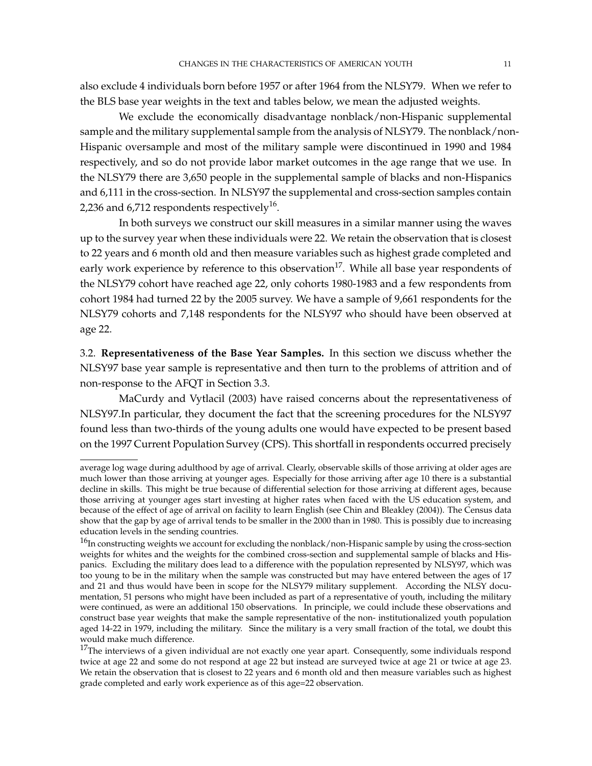also exclude 4 individuals born before 1957 or after 1964 from the NLSY79. When we refer to the BLS base year weights in the text and tables below, we mean the adjusted weights.

We exclude the economically disadvantage nonblack/non-Hispanic supplemental sample and the military supplemental sample from the analysis of NLSY79. The nonblack/non-Hispanic oversample and most of the military sample were discontinued in 1990 and 1984 respectively, and so do not provide labor market outcomes in the age range that we use. In the NLSY79 there are 3,650 people in the supplemental sample of blacks and non-Hispanics and 6,111 in the cross-section. In NLSY97 the supplemental and cross-section samples contain 2,236 and 6,712 respondents respectively[16].

In both surveys we construct our skill measures in a similar manner using the waves up to the survey year when these individuals were 22. We retain the observation that is closest to 22 years and 6 month old and then measure variables such as highest grade completed and early work experience by reference to this observation[17]. While all base year respondents of the NLSY79 cohort have reached age 22, only cohorts 1980-1983 and a few respondents from cohort 1984 had turned 22 by the 2005 survey. We have a sample of 9,661 respondents for the NLSY79 cohorts and 7,148 respondents for the NLSY97 who should have been observed at age 22.

3.2. **Representativeness of the Base Year Samples.** In this section we discuss whether the NLSY97 base year sample is representative and then turn to the problems of attrition and of non-response to the AFQT in Section 3.3.

MaCurdy and Vytlacil (2003) have raised concerns about the representativeness of NLSY97.In particular, they document the fact that the screening procedures for the NLSY97 found less than two-thirds of the young adults one would have expected to be present based on the 1997 Current Population Survey (CPS). This shortfall in respondents occurred precisely

---

average log wage during adulthood by age of arrival. Clearly, observable skills of those arriving at older ages are much lower than those arriving at younger ages. Especially for those arriving after age 10 there is a substantial decline in skills. This might be true because of differential selection for those arriving at different ages, because those arriving at younger ages start investing at higher rates when faced with the US education system, and because of the effect of age of arrival on facility to learn English (see Chin and Bleakley (2004)). The Census data show that the gap by age of arrival tends to be smaller in the 2000 than in 1980. This is possibly due to increasing education levels in the sending countries.

[16]In constructing weights we account for excluding the nonblack/non-Hispanic sample by using the cross-section weights for whites and the weights for the combined cross-section and supplemental sample of blacks and Hispanics. Excluding the military does lead to a difference with the population represented by NLSY97, which was too young to be in the military when the sample was constructed but may have entered between the ages of 17 and 21 and thus would have been in scope for the NLSY79 military supplement. According the NLSY documentation, 51 persons who might have been included as part of a representative of youth, including the military were continued, as were an additional 150 observations. In principle, we could include these observations and construct base year weights that make the sample representative of the non- institutionalized youth population aged 14-22 in 1979, including the military. Since the military is a very small fraction of the total, we doubt this would make much difference.

[17]The interviews of a given individual are not exactly one year apart. Consequently, some individuals respond twice at age 22 and some do not respond at age 22 but instead are surveyed twice at age 21 or twice at age 23. We retain the observation that is closest to 22 years and 6 month old and then measure variables such as highest grade completed and early work experience as of this age=22 observation.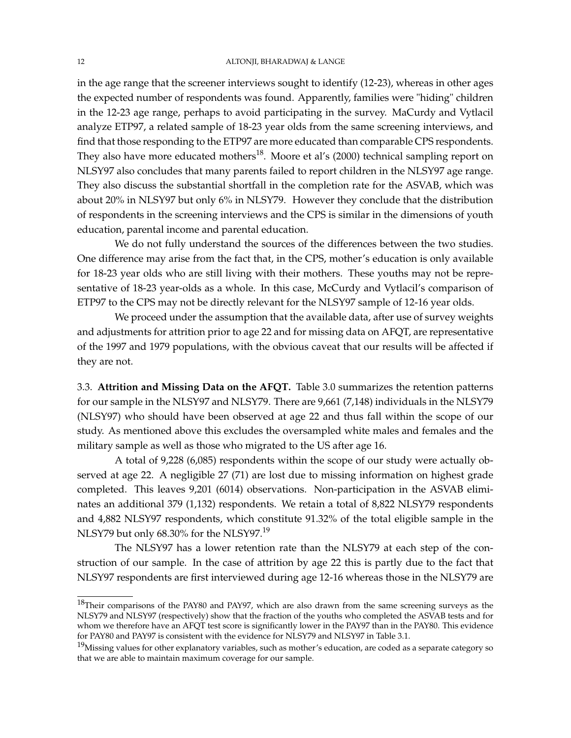in the age range that the screener interviews sought to identify (12-23), whereas in other ages the expected number of respondents was found. Apparently, families were "hiding" children in the 12-23 age range, perhaps to avoid participating in the survey. MaCurdy and Vytlacil analyze ETP97, a related sample of 18-23 year olds from the same screening interviews, and find that those responding to the ETP97 are more educated than comparable CPS respondents. They also have more educated mothers[18]. Moore et al's (2000) technical sampling report on NLSY97 also concludes that many parents failed to report children in the NLSY97 age range. They also discuss the substantial shortfall in the completion rate for the ASVAB, which was about 20% in NLSY97 but only 6% in NLSY79. However they conclude that the distribution of respondents in the screening interviews and the CPS is similar in the dimensions of youth education, parental income and parental education.

We do not fully understand the sources of the differences between the two studies. One difference may arise from the fact that, in the CPS, mother's education is only available for 18-23 year olds who are still living with their mothers. These youths may not be representative of 18-23 year-olds as a whole. In this case, McCurdy and Vytlacil's comparison of ETP97 to the CPS may not be directly relevant for the NLSY97 sample of 12-16 year olds.

We proceed under the assumption that the available data, after use of survey weights and adjustments for attrition prior to age 22 and for missing data on AFQT, are representative of the 1997 and 1979 populations, with the obvious caveat that our results will be affected if they are not.

3.3. **Attrition and Missing Data on the AFQT.** Table 3.0 summarizes the retention patterns for our sample in the NLSY97 and NLSY79. There are 9,661 (7,148) individuals in the NLSY79 (NLSY97) who should have been observed at age 22 and thus fall within the scope of our study. As mentioned above this excludes the oversampled white males and females and the military sample as well as those who migrated to the US after age 16.

A total of 9,228 (6,085) respondents within the scope of our study were actually observed at age 22. A negligible 27 (71) are lost due to missing information on highest grade completed. This leaves 9,201 (6014) observations. Non-participation in the ASVAB eliminates an additional 379 (1,132) respondents. We retain a total of 8,822 NLSY79 respondents and 4,882 NLSY97 respondents, which constitute 91.32% of the total eligible sample in the NLSY79 but only 68.30% for the NLSY97.[19]

The NLSY97 has a lower retention rate than the NLSY79 at each step of the construction of our sample. In the case of attrition by age 22 this is partly due to the fact that NLSY97 respondents are first interviewed during age 12-16 whereas those in the NLSY79 are

---

[18] Their comparisons of the PAY80 and PAY97, which are also drawn from the same screening surveys as the NLSY79 and NLSY97 (respectively) show that the fraction of the youths who completed the ASVAB tests and for whom we therefore have an AFQT test score is significantly lower in the PAY97 than in the PAY80. This evidence for PAY80 and PAY97 is consistent with the evidence for NLSY79 and NLSY97 in Table 3.1.

[19] Missing values for other explanatory variables, such as mother's education, are coded as a separate category so that we are able to maintain maximum coverage for our sample.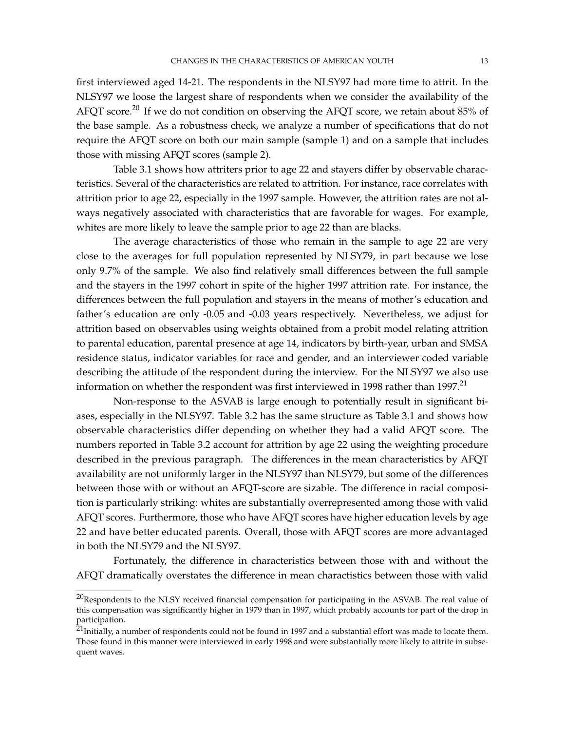first interviewed aged 14-21. The respondents in the NLSY97 had more time to attrit. In the NLSY97 we loose the largest share of respondents when we consider the availability of the AFQT score.[20] If we do not condition on observing the AFQT score, we retain about 85% of the base sample. As a robustness check, we analyze a number of specifications that do not require the AFQT score on both our main sample (sample 1) and on a sample that includes those with missing AFQT scores (sample 2).

Table 3.1 shows how attriters prior to age 22 and stayers differ by observable characteristics. Several of the characteristics are related to attrition. For instance, race correlates with attrition prior to age 22, especially in the 1997 sample. However, the attrition rates are not always negatively associated with characteristics that are favorable for wages. For example, whites are more likely to leave the sample prior to age 22 than are blacks.

The average characteristics of those who remain in the sample to age 22 are very close to the averages for full population represented by NLSY79, in part because we lose only 9.7% of the sample. We also find relatively small differences between the full sample and the stayers in the 1997 cohort in spite of the higher 1997 attrition rate. For instance, the differences between the full population and stayers in the means of mother's education and father's education are only -0.05 and -0.03 years respectively. Nevertheless, we adjust for attrition based on observables using weights obtained from a probit model relating attrition to parental education, parental presence at age 14, indicators by birth-year, urban and SMSA residence status, indicator variables for race and gender, and an interviewer coded variable describing the attitude of the respondent during the interview. For the NLSY97 we also use information on whether the respondent was first interviewed in 1998 rather than 1997.[21]

Non-response to the ASVAB is large enough to potentially result in significant biases, especially in the NLSY97. Table 3.2 has the same structure as Table 3.1 and shows how observable characteristics differ depending on whether they had a valid AFQT score. The numbers reported in Table 3.2 account for attrition by age 22 using the weighting procedure described in the previous paragraph. The differences in the mean characteristics by AFQT availability are not uniformly larger in the NLSY97 than NLSY79, but some of the differences between those with or without an AFQT-score are sizable. The difference in racial composition is particularly striking: whites are substantially overrepresented among those with valid AFQT scores. Furthermore, those who have AFQT scores have higher education levels by age 22 and have better educated parents. Overall, those with AFQT scores are more advantaged in both the NLSY79 and the NLSY97.

Fortunately, the difference in characteristics between those with and without the AFQT dramatically overstates the difference in mean charactistics between those with valid

[20] Respondents to the NLSY received financial compensation for participating in the ASVAB. The real value of this compensation was significantly higher in 1979 than in 1997, which probably accounts for part of the drop in participation.

[21] Initially, a number of respondents could not be found in 1997 and a substantial effort was made to locate them. Those found in this manner were interviewed in early 1998 and were substantially more likely to attrite in subsequent waves.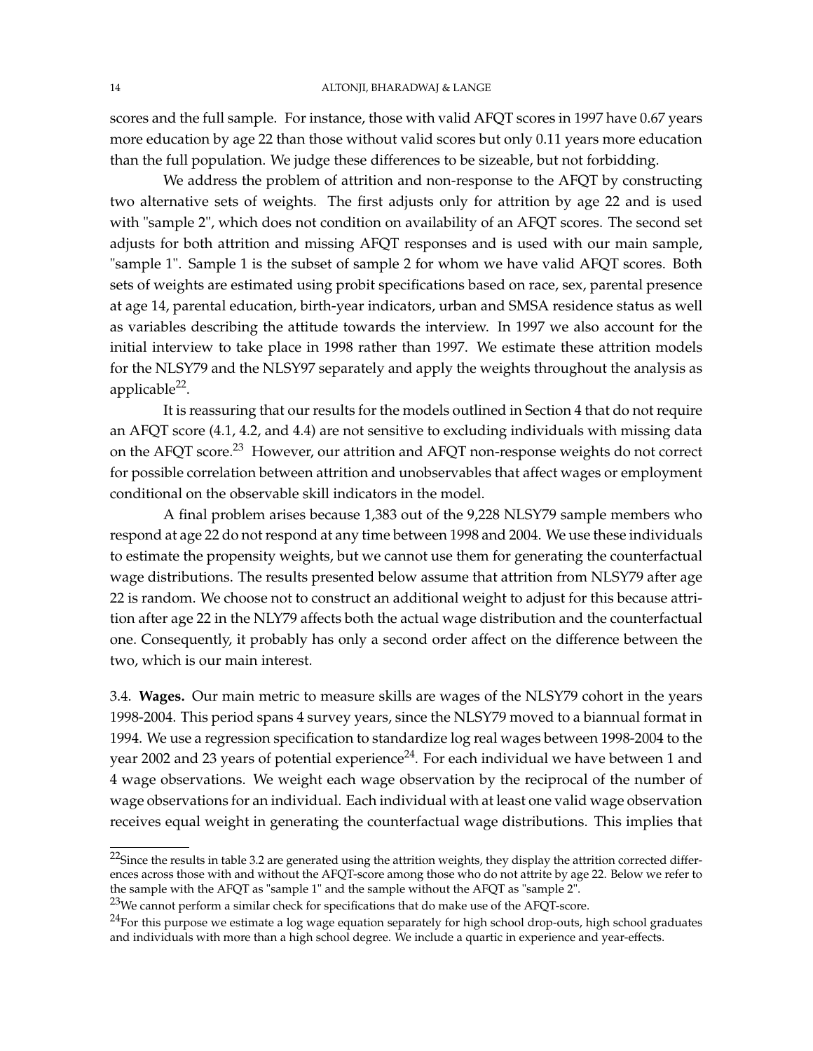scores and the full sample. For instance, those with valid AFQT scores in 1997 have 0.67 years more education by age 22 than those without valid scores but only 0.11 years more education than the full population. We judge these differences to be sizeable, but not forbidding.

We address the problem of attrition and non-response to the AFQT by constructing two alternative sets of weights. The first adjusts only for attrition by age 22 and is used with "sample 2", which does not condition on availability of an AFQT scores. The second set adjusts for both attrition and missing AFQT responses and is used with our main sample, "sample 1". Sample 1 is the subset of sample 2 for whom we have valid AFQT scores. Both sets of weights are estimated using probit specifications based on race, sex, parental presence at age 14, parental education, birth-year indicators, urban and SMSA residence status as well as variables describing the attitude towards the interview. In 1997 we also account for the initial interview to take place in 1998 rather than 1997. We estimate these attrition models for the NLSY79 and the NLSY97 separately and apply the weights throughout the analysis as applicable[22].

It is reassuring that our results for the models outlined in Section 4 that do not require an AFQT score (4.1, 4.2, and 4.4) are not sensitive to excluding individuals with missing data on the AFQT score.[23] However, our attrition and AFQT non-response weights do not correct for possible correlation between attrition and unobservables that affect wages or employment conditional on the observable skill indicators in the model.

A final problem arises because 1,383 out of the 9,228 NLSY79 sample members who respond at age 22 do not respond at any time between 1998 and 2004. We use these individuals to estimate the propensity weights, but we cannot use them for generating the counterfactual wage distributions. The results presented below assume that attrition from NLSY79 after age 22 is random. We choose not to construct an additional weight to adjust for this because attrition after age 22 in the NLY79 affects both the actual wage distribution and the counterfactual one. Consequently, it probably has only a second order affect on the difference between the two, which is our main interest.

3.4. **Wages.** Our main metric to measure skills are wages of the NLSY79 cohort in the years 1998-2004. This period spans 4 survey years, since the NLSY79 moved to a biannual format in 1994. We use a regression specification to standardize log real wages between 1998-2004 to the year 2002 and 23 years of potential experience[24]. For each individual we have between 1 and 4 wage observations. We weight each wage observation by the reciprocal of the number of wage observations for an individual. Each individual with at least one valid wage observation receives equal weight in generating the counterfactual wage distributions. This implies that

[22]Since the results in table 3.2 are generated using the attrition weights, they display the attrition corrected differences across those with and without the AFQT-score among those who do not attrite by age 22. Below we refer to the sample with the AFQT as "sample 1" and the sample without the AFQT as "sample 2".

[23]We cannot perform a similar check for specifications that do make use of the AFQT-score.

[24]For this purpose we estimate a log wage equation separately for high school drop-outs, high school graduates and individuals with more than a high school degree. We include a quartic in experience and year-effects.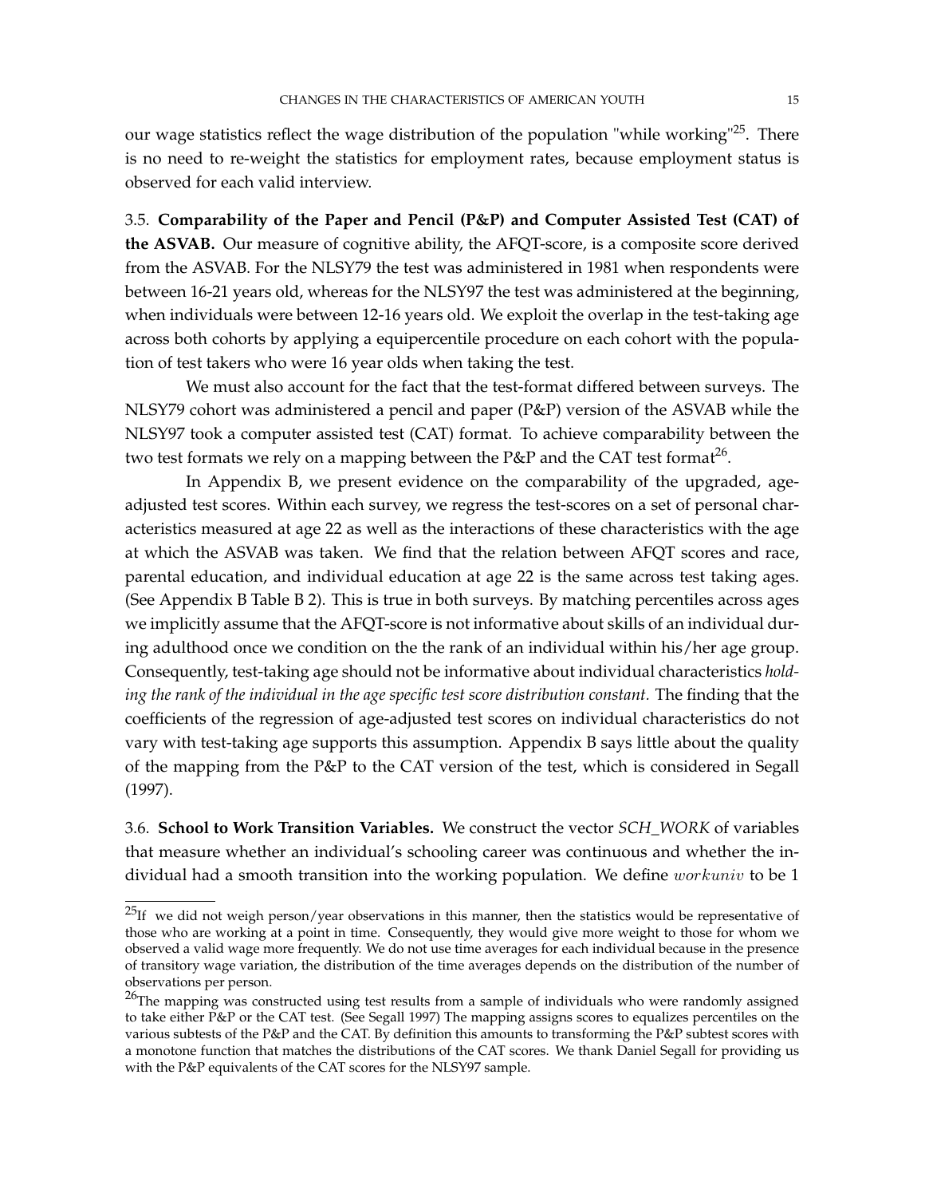our wage statistics reflect the wage distribution of the population "while working"[25]. There is no need to re-weight the statistics for employment rates, because employment status is observed for each valid interview.

3.5. **Comparability of the Paper and Pencil (P&P) and Computer Assisted Test (CAT) of the ASVAB.** Our measure of cognitive ability, the AFQT-score, is a composite score derived from the ASVAB. For the NLSY79 the test was administered in 1981 when respondents were between 16-21 years old, whereas for the NLSY97 the test was administered at the beginning, when individuals were between 12-16 years old. We exploit the overlap in the test-taking age across both cohorts by applying a equipercentile procedure on each cohort with the population of test takers who were 16 year olds when taking the test.

We must also account for the fact that the test-format differed between surveys. The NLSY79 cohort was administered a pencil and paper (P&P) version of the ASVAB while the NLSY97 took a computer assisted test (CAT) format. To achieve comparability between the two test formats we rely on a mapping between the P&P and the CAT test format[26].

In Appendix B, we present evidence on the comparability of the upgraded, age-adjusted test scores. Within each survey, we regress the test-scores on a set of personal characteristics measured at age 22 as well as the interactions of these characteristics with the age at which the ASVAB was taken. We find that the relation between AFQT scores and race, parental education, and individual education at age 22 is the same across test taking ages. (See Appendix B Table B 2). This is true in both surveys. By matching percentiles across ages we implicitly assume that the AFQT-score is not informative about skills of an individual during adulthood once we condition on the the rank of an individual within his/her age group. Consequently, test-taking age should not be informative about individual characteristics *holding the rank of the individual in the age specific test score distribution constant.* The finding that the coefficients of the regression of age-adjusted test scores on individual characteristics do not vary with test-taking age supports this assumption. Appendix B says little about the quality of the mapping from the P&P to the CAT version of the test, which is considered in Segall (1997).

3.6. **School to Work Transition Variables.** We construct the vector *SCH_WORK* of variables that measure whether an individual's schooling career was continuous and whether the individual had a smooth transition into the working population. We define $workuniv$ to be 1

---

[25]If we did not weigh person/year observations in this manner, then the statistics would be representative of those who are working at a point in time. Consequently, they would give more weight to those for whom we observed a valid wage more frequently. We do not use time averages for each individual because in the presence of transitory wage variation, the distribution of the time averages depends on the distribution of the number of observations per person.

[26]The mapping was constructed using test results from a sample of individuals who were randomly assigned to take either P&P or the CAT test. (See Segall 1997) The mapping assigns scores to equalizes percentiles on the various subtests of the P&P and the CAT. By definition this amounts to transforming the P&P subtest scores with a monotone function that matches the distributions of the CAT scores. We thank Daniel Segall for providing us with the P&P equivalents of the CAT scores for the NLSY97 sample.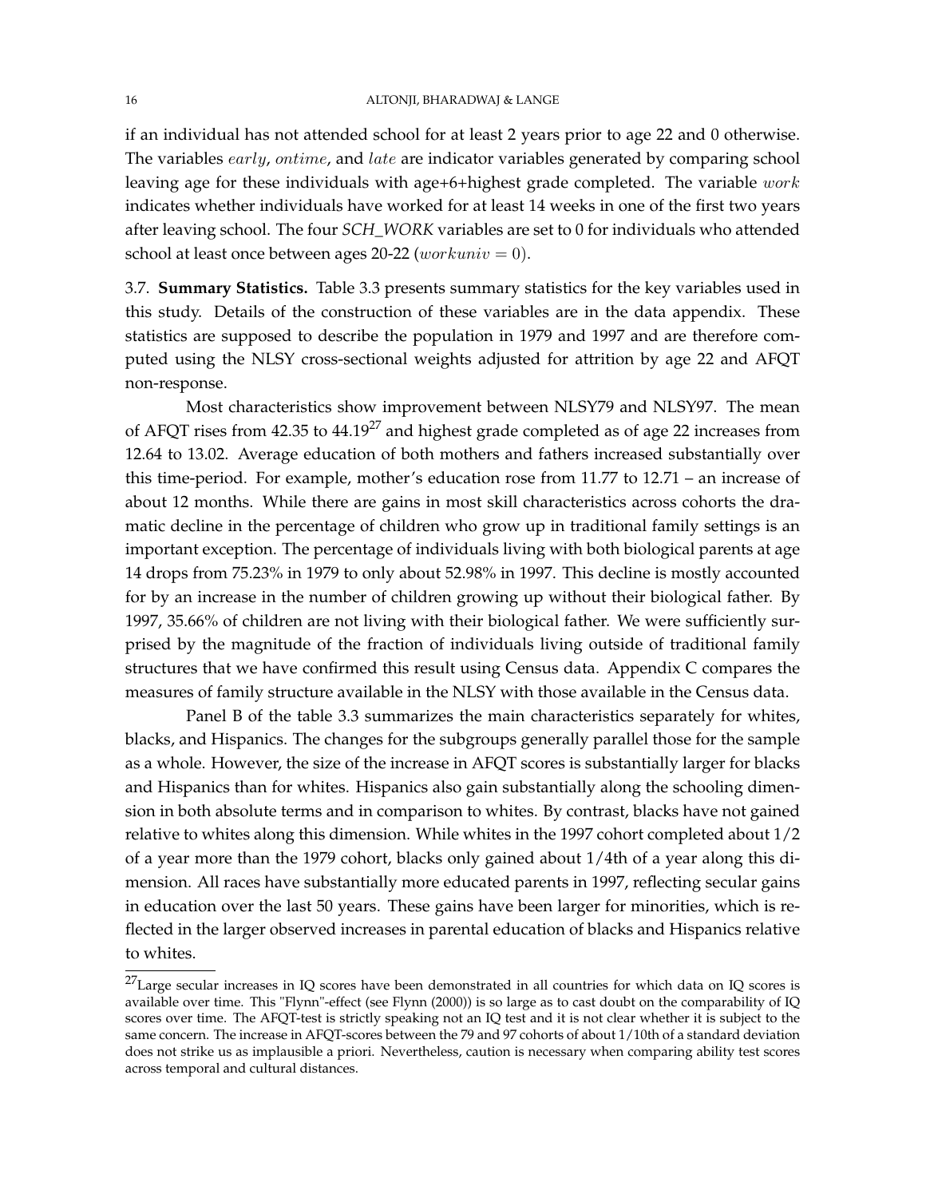if an individual has not attended school for at least 2 years prior to age 22 and 0 otherwise. The variables $early$, $ontime$, and $late$ are indicator variables generated by comparing school leaving age for these individuals with age+6+highest grade completed. The variable $work$ indicates whether individuals have worked for at least 14 weeks in one of the first two years after leaving school. The four *SCH_WORK* variables are set to 0 for individuals who attended school at least once between ages 20-22 ($workuniv = 0$).

3.7. **Summary Statistics.** Table 3.3 presents summary statistics for the key variables used in this study. Details of the construction of these variables are in the data appendix. These statistics are supposed to describe the population in 1979 and 1997 and are therefore computed using the NLSY cross-sectional weights adjusted for attrition by age 22 and AFQT non-response.

Most characteristics show improvement between NLSY79 and NLSY97. The mean of AFQT rises from 42.35 to 44.19[27] and highest grade completed as of age 22 increases from 12.64 to 13.02. Average education of both mothers and fathers increased substantially over this time-period. For example, mother's education rose from 11.77 to 12.71 – an increase of about 12 months. While there are gains in most skill characteristics across cohorts the dramatic decline in the percentage of children who grow up in traditional family settings is an important exception. The percentage of individuals living with both biological parents at age 14 drops from 75.23% in 1979 to only about 52.98% in 1997. This decline is mostly accounted for by an increase in the number of children growing up without their biological father. By 1997, 35.66% of children are not living with their biological father. We were sufficiently surprised by the magnitude of the fraction of individuals living outside of traditional family structures that we have confirmed this result using Census data. Appendix C compares the measures of family structure available in the NLSY with those available in the Census data.

Panel B of the table 3.3 summarizes the main characteristics separately for whites, blacks, and Hispanics. The changes for the subgroups generally parallel those for the sample as a whole. However, the size of the increase in AFQT scores is substantially larger for blacks and Hispanics than for whites. Hispanics also gain substantially along the schooling dimension in both absolute terms and in comparison to whites. By contrast, blacks have not gained relative to whites along this dimension. While whites in the 1997 cohort completed about 1/2 of a year more than the 1979 cohort, blacks only gained about 1/4th of a year along this dimension. All races have substantially more educated parents in 1997, reflecting secular gains in education over the last 50 years. These gains have been larger for minorities, which is reflected in the larger observed increases in parental education of blacks and Hispanics relative to whites.

[27]Large secular increases in IQ scores have been demonstrated in all countries for which data on IQ scores is available over time. This "Flynn"-effect (see Flynn (2000)) is so large as to cast doubt on the comparability of IQ scores over time. The AFQT-test is strictly speaking not an IQ test and it is not clear whether it is subject to the same concern. The increase in AFQT-scores between the 79 and 97 cohorts of about 1/10th of a standard deviation does not strike us as implausible a priori. Nevertheless, caution is necessary when comparing ability test scores across temporal and cultural distances.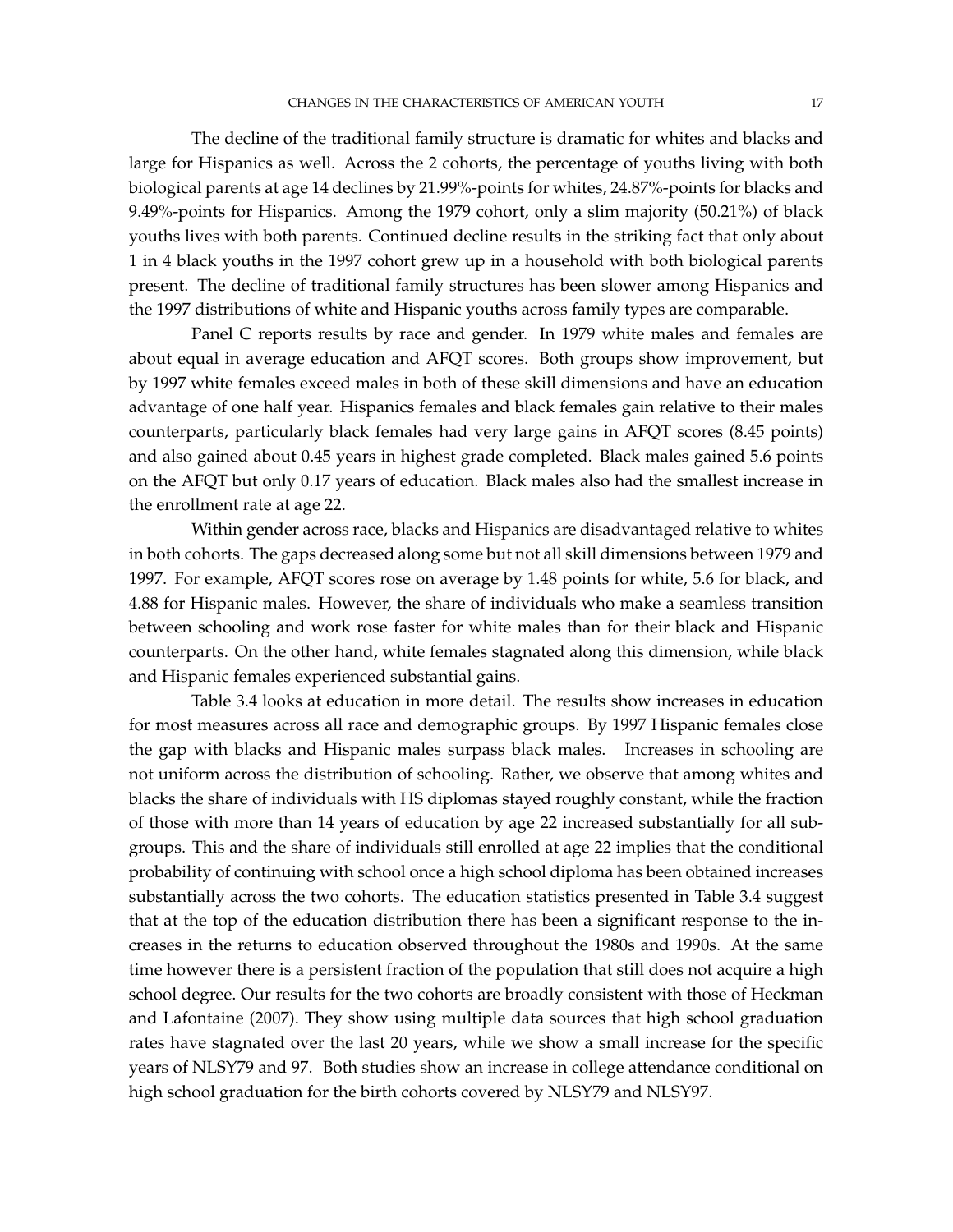The decline of the traditional family structure is dramatic for whites and blacks and large for Hispanics as well. Across the 2 cohorts, the percentage of youths living with both biological parents at age 14 declines by 21.99%-points for whites, 24.87%-points for blacks and 9.49%-points for Hispanics. Among the 1979 cohort, only a slim majority (50.21%) of black youths lives with both parents. Continued decline results in the striking fact that only about 1 in 4 black youths in the 1997 cohort grew up in a household with both biological parents present. The decline of traditional family structures has been slower among Hispanics and the 1997 distributions of white and Hispanic youths across family types are comparable.

Panel C reports results by race and gender. In 1979 white males and females are about equal in average education and AFQT scores. Both groups show improvement, but by 1997 white females exceed males in both of these skill dimensions and have an education advantage of one half year. Hispanics females and black females gain relative to their males counterparts, particularly black females had very large gains in AFQT scores (8.45 points) and also gained about 0.45 years in highest grade completed. Black males gained 5.6 points on the AFQT but only 0.17 years of education. Black males also had the smallest increase in the enrollment rate at age 22.

Within gender across race, blacks and Hispanics are disadvantaged relative to whites in both cohorts. The gaps decreased along some but not all skill dimensions between 1979 and 1997. For example, AFQT scores rose on average by 1.48 points for white, 5.6 for black, and 4.88 for Hispanic males. However, the share of individuals who make a seamless transition between schooling and work rose faster for white males than for their black and Hispanic counterparts. On the other hand, white females stagnated along this dimension, while black and Hispanic females experienced substantial gains.

Table 3.4 looks at education in more detail. The results show increases in education for most measures across all race and demographic groups. By 1997 Hispanic females close the gap with blacks and Hispanic males surpass black males. Increases in schooling are not uniform across the distribution of schooling. Rather, we observe that among whites and blacks the share of individuals with HS diplomas stayed roughly constant, while the fraction of those with more than 14 years of education by age 22 increased substantially for all subgroups. This and the share of individuals still enrolled at age 22 implies that the conditional probability of continuing with school once a high school diploma has been obtained increases substantially across the two cohorts. The education statistics presented in Table 3.4 suggest that at the top of the education distribution there has been a significant response to the increases in the returns to education observed throughout the 1980s and 1990s. At the same time however there is a persistent fraction of the population that still does not acquire a high school degree. Our results for the two cohorts are broadly consistent with those of Heckman and Lafontaine (2007). They show using multiple data sources that high school graduation rates have stagnated over the last 20 years, while we show a small increase for the specific years of NLSY79 and 97. Both studies show an increase in college attendance conditional on high school graduation for the birth cohorts covered by NLSY79 and NLSY97.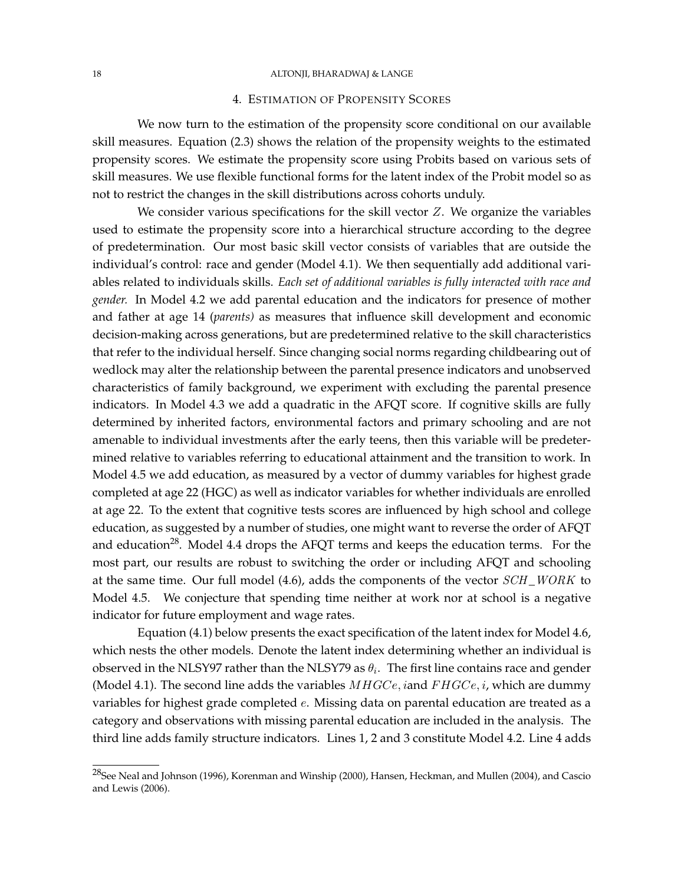## 4. Estimation of Propensity Scores

We now turn to the estimation of the propensity score conditional on our available skill measures. Equation (2.3) shows the relation of the propensity weights to the estimated propensity scores. We estimate the propensity score using Probits based on various sets of skill measures. We use flexible functional forms for the latent index of the Probit model so as not to restrict the changes in the skill distributions across cohorts unduly.

We consider various specifications for the skill vector $Z$. We organize the variables used to estimate the propensity score into a hierarchical structure according to the degree of predetermination. Our most basic skill vector consists of variables that are outside the individual's control: race and gender (Model 4.1). We then sequentially add additional variables related to individuals skills. *Each set of additional variables is fully interacted with race and gender.* In Model 4.2 we add parental education and the indicators for presence of mother and father at age 14 (*parents)* as measures that influence skill development and economic decision-making across generations, but are predetermined relative to the skill characteristics that refer to the individual herself. Since changing social norms regarding childbearing out of wedlock may alter the relationship between the parental presence indicators and unobserved characteristics of family background, we experiment with excluding the parental presence indicators. In Model 4.3 we add a quadratic in the AFQT score. If cognitive skills are fully determined by inherited factors, environmental factors and primary schooling and are not amenable to individual investments after the early teens, then this variable will be predetermined relative to variables referring to educational attainment and the transition to work. In Model 4.5 we add education, as measured by a vector of dummy variables for highest grade completed at age 22 (HGC) as well as indicator variables for whether individuals are enrolled at age 22. To the extent that cognitive tests scores are influenced by high school and college education, as suggested by a number of studies, one might want to reverse the order of AFQT and education[28]. Model 4.4 drops the AFQT terms and keeps the education terms. For the most part, our results are robust to switching the order or including AFQT and schooling at the same time. Our full model (4.6), adds the components of the vector $SCH\_WORK$ to Model 4.5. We conjecture that spending time neither at work nor at school is a negative indicator for future employment and wage rates.

Equation (4.1) below presents the exact specification of the latent index for Model 4.6, which nests the other models. Denote the latent index determining whether an individual is observed in the NLSY97 rather than the NLSY79 as $\theta_i$. The first line contains race and gender (Model 4.1). The second line adds the variables $MHGCe, i$and $FHGCe, i$, which are dummy variables for highest grade completed $e$. Missing data on parental education are treated as a category and observations with missing parental education are included in the analysis. The third line adds family structure indicators. Lines 1, 2 and 3 constitute Model 4.2. Line 4 adds

[28] See Neal and Johnson (1996), Korenman and Winship (2000), Hansen, Heckman, and Mullen (2004), and Cascio and Lewis (2006).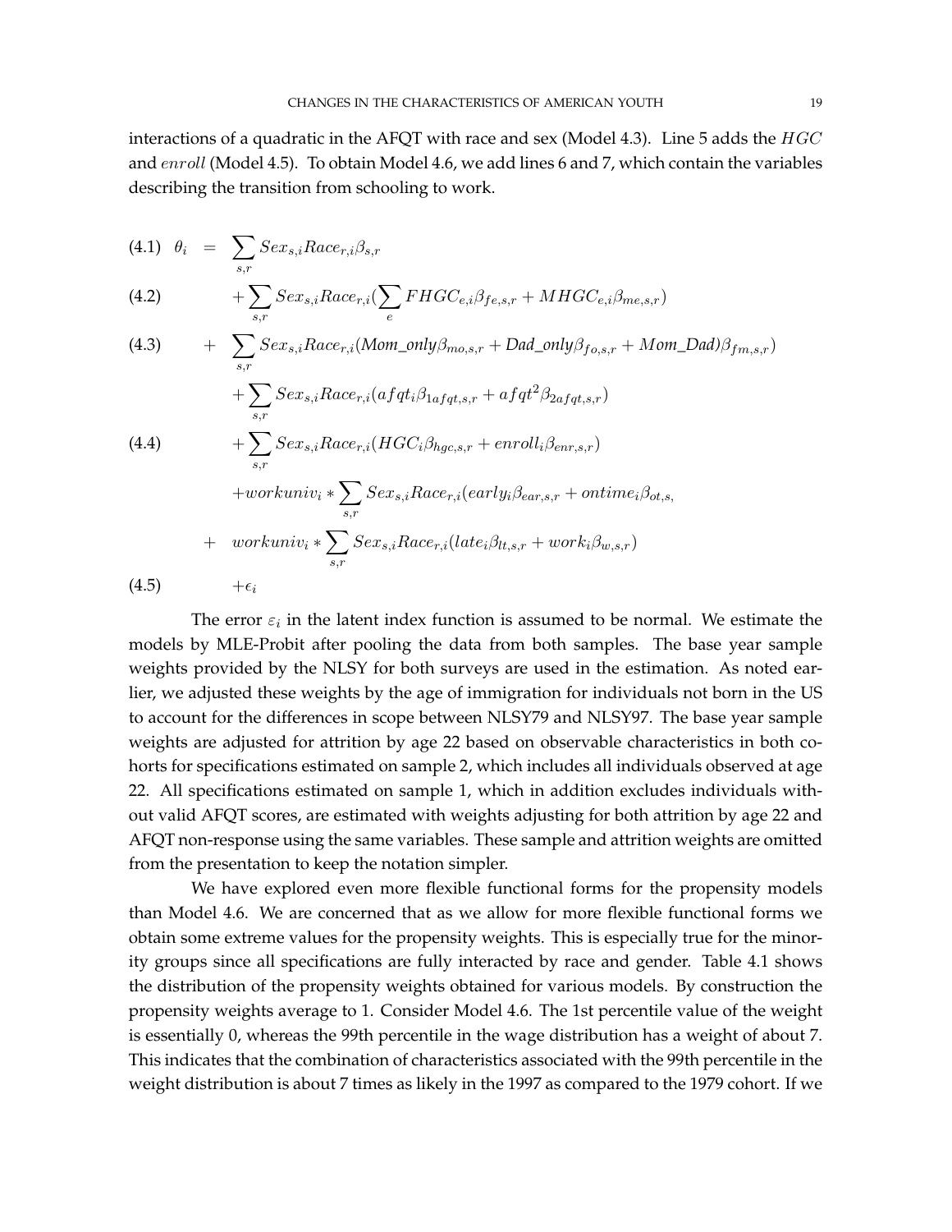interactions of a quadratic in the AFQT with race and sex (Model 4.3). Line 5 adds the $HGC$ and $enroll$ (Model 4.5). To obtain Model 4.6, we add lines 6 and 7, which contain the variables describing the transition from schooling to work.

$$
\begin{aligned}
(4.1)\quad \theta_i \;=\; & \sum_{s,r} Sex_{s,i} Race_{r,i} \beta_{s,r} \\
(4.2)\quad & + \sum_{s,r} Sex_{s,i} Race_{r,i} \left( \sum_{e} FHGC_{e,i} \beta_{fe,s,r} + MHGC_{e,i} \beta_{me,s,r} \right) \\
(4.3)\quad & + \sum_{s,r} Sex_{s,i} Race_{r,i} (\mathit{Mom\_only} \beta_{mo,s,r} + \mathit{Dad\_only} \beta_{fo,s,r} + Mom\_Dad) \beta_{fm,s,r}) \\
& + \sum_{s,r} Sex_{s,i} Race_{r,i} (afqt_i \beta_{1afqt,s,r} + afqt^2 \beta_{2afqt,s,r}) \\
(4.4)\quad & + \sum_{s,r} Sex_{s,i} Race_{r,i} (HGC_i \beta_{hgc,s,r} + enroll_i \beta_{enr,s,r}) \\
& + workuniv_i * \sum_{s,r} Sex_{s,i} Race_{r,i} (early_i \beta_{ear,s,r} + ontime_i \beta_{ot,s,} \\
& + \; workuniv_i * \sum_{s,r} Sex_{s,i} Race_{r,i} (late_i \beta_{lt,s,r} + work_i \beta_{w,s,r}) \\
(4.5)\quad & + \epsilon_i
\end{aligned}
$$

The error $\varepsilon_i$ in the latent index function is assumed to be normal. We estimate the models by MLE-Probit after pooling the data from both samples. The base year sample weights provided by the NLSY for both surveys are used in the estimation. As noted earlier, we adjusted these weights by the age of immigration for individuals not born in the US to account for the differences in scope between NLSY79 and NLSY97. The base year sample weights are adjusted for attrition by age 22 based on observable characteristics in both cohorts for specifications estimated on sample 2, which includes all individuals observed at age 22. All specifications estimated on sample 1, which in addition excludes individuals without valid AFQT scores, are estimated with weights adjusting for both attrition by age 22 and AFQT non-response using the same variables. These sample and attrition weights are omitted from the presentation to keep the notation simpler.

We have explored even more flexible functional forms for the propensity models than Model 4.6. We are concerned that as we allow for more flexible functional forms we obtain some extreme values for the propensity weights. This is especially true for the minority groups since all specifications are fully interacted by race and gender. Table 4.1 shows the distribution of the propensity weights obtained for various models. By construction the propensity weights average to 1. Consider Model 4.6. The 1st percentile value of the weight is essentially 0, whereas the 99th percentile in the wage distribution has a weight of about 7. This indicates that the combination of characteristics associated with the 99th percentile in the weight distribution is about 7 times as likely in the 1997 as compared to the 1979 cohort. If we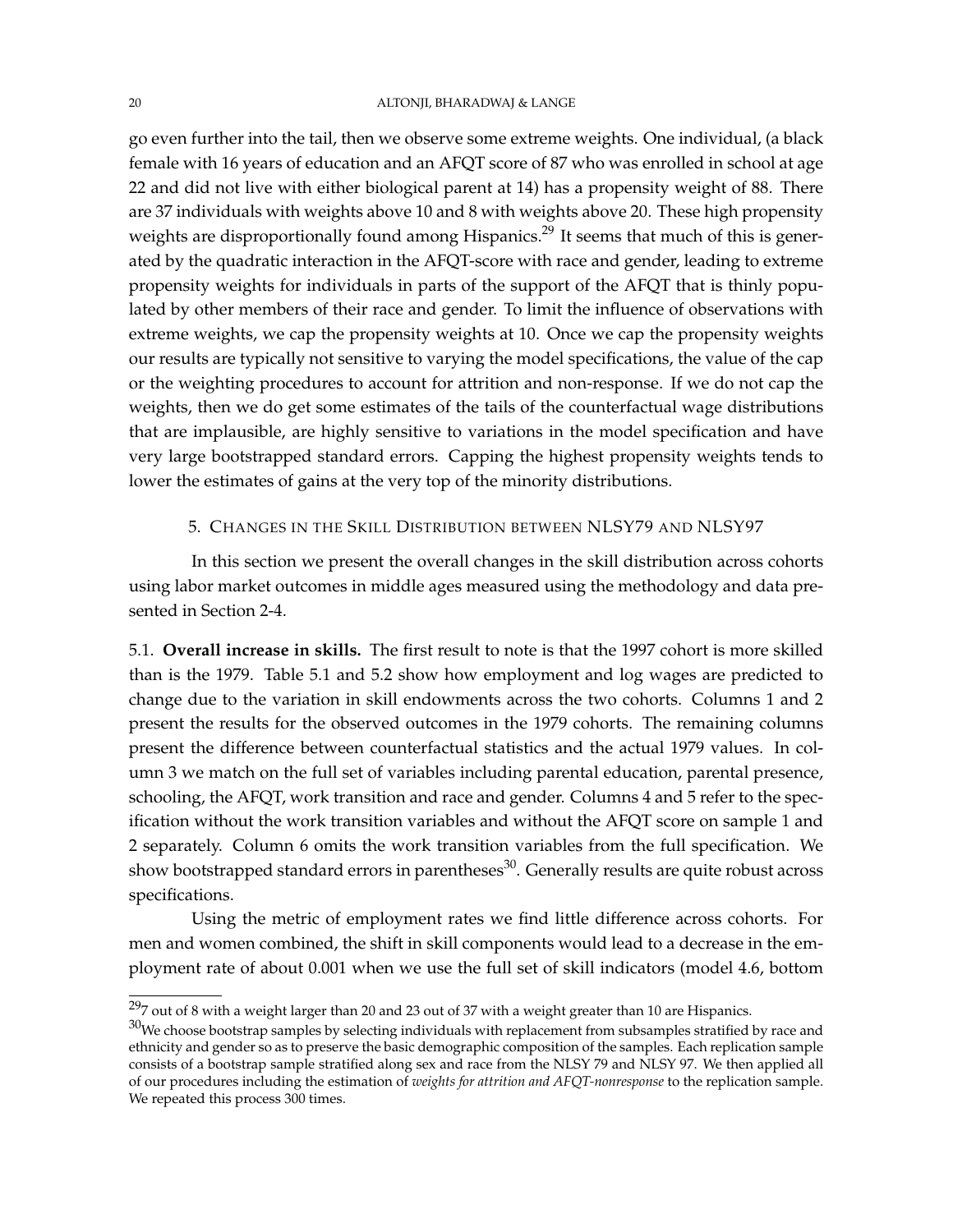go even further into the tail, then we observe some extreme weights. One individual, (a black female with 16 years of education and an AFQT score of 87 who was enrolled in school at age 22 and did not live with either biological parent at 14) has a propensity weight of 88. There are 37 individuals with weights above 10 and 8 with weights above 20. These high propensity weights are disproportionally found among Hispanics.[29] It seems that much of this is generated by the quadratic interaction in the AFQT-score with race and gender, leading to extreme propensity weights for individuals in parts of the support of the AFQT that is thinly populated by other members of their race and gender. To limit the influence of observations with extreme weights, we cap the propensity weights at 10. Once we cap the propensity weights our results are typically not sensitive to varying the model specifications, the value of the cap or the weighting procedures to account for attrition and non-response. If we do not cap the weights, then we do get some estimates of the tails of the counterfactual wage distributions that are implausible, are highly sensitive to variations in the model specification and have very large bootstrapped standard errors. Capping the highest propensity weights tends to lower the estimates of gains at the very top of the minority distributions.

## 5. Changes in the Skill Distribution between NLSY79 and NLSY97

In this section we present the overall changes in the skill distribution across cohorts using labor market outcomes in middle ages measured using the methodology and data presented in Section 2-4.

5.1. **Overall increase in skills.** The first result to note is that the 1997 cohort is more skilled than is the 1979. Table 5.1 and 5.2 show how employment and log wages are predicted to change due to the variation in skill endowments across the two cohorts. Columns 1 and 2 present the results for the observed outcomes in the 1979 cohorts. The remaining columns present the difference between counterfactual statistics and the actual 1979 values. In column 3 we match on the full set of variables including parental education, parental presence, schooling, the AFQT, work transition and race and gender. Columns 4 and 5 refer to the specification without the work transition variables and without the AFQT score on sample 1 and 2 separately. Column 6 omits the work transition variables from the full specification. We show bootstrapped standard errors in parentheses[30]. Generally results are quite robust across specifications.

Using the metric of employment rates we find little difference across cohorts. For men and women combined, the shift in skill components would lead to a decrease in the employment rate of about 0.001 when we use the full set of skill indicators (model 4.6, bottom

---

[29] 7 out of 8 with a weight larger than 20 and 23 out of 37 with a weight greater than 10 are Hispanics.

[30] We choose bootstrap samples by selecting individuals with replacement from subsamples stratified by race and ethnicity and gender so as to preserve the basic demographic composition of the samples. Each replication sample consists of a bootstrap sample stratified along sex and race from the NLSY 79 and NLSY 97. We then applied all of our procedures including the estimation of *weights for attrition and AFQT-nonresponse* to the replication sample. We repeated this process 300 times.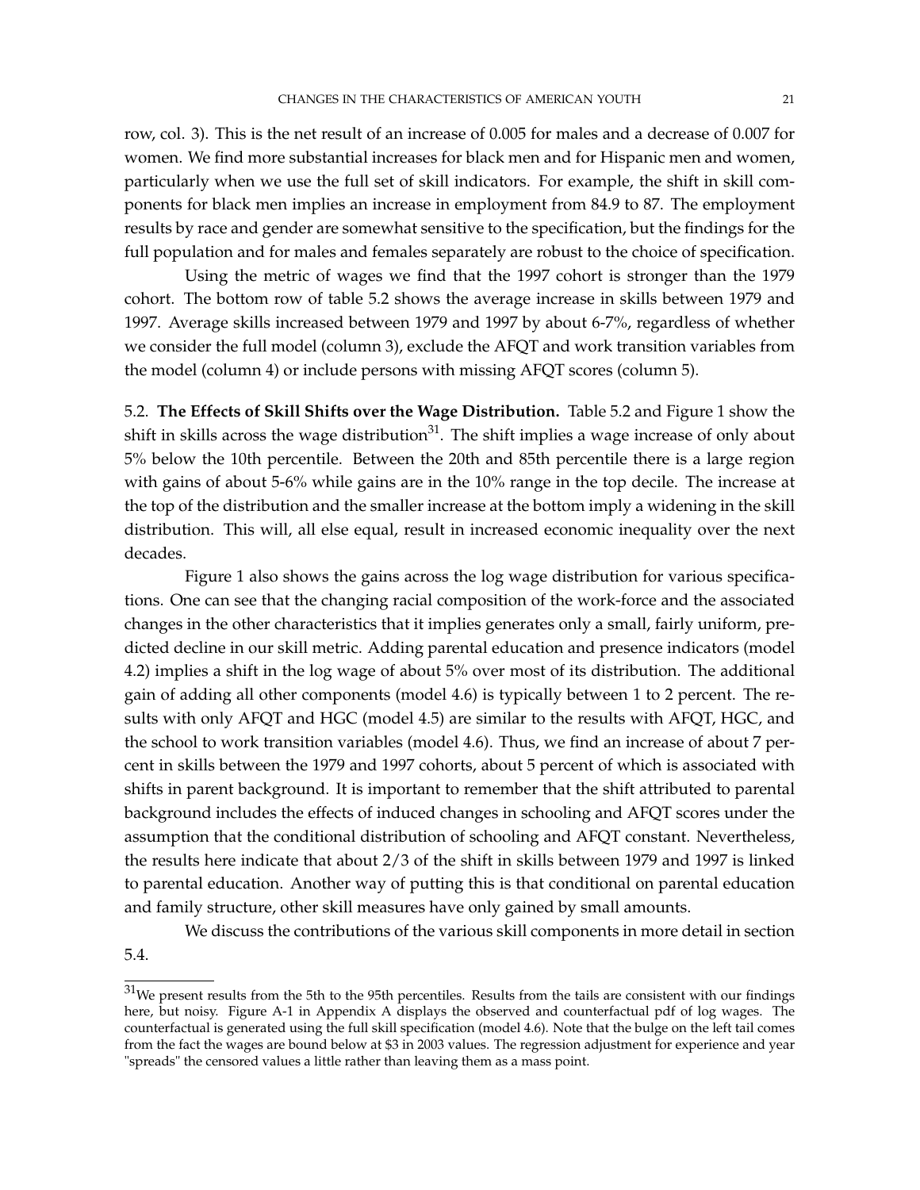row, col. 3). This is the net result of an increase of 0.005 for males and a decrease of 0.007 for women. We find more substantial increases for black men and for Hispanic men and women, particularly when we use the full set of skill indicators. For example, the shift in skill components for black men implies an increase in employment from 84.9 to 87. The employment results by race and gender are somewhat sensitive to the specification, but the findings for the full population and for males and females separately are robust to the choice of specification.

Using the metric of wages we find that the 1997 cohort is stronger than the 1979 cohort. The bottom row of table 5.2 shows the average increase in skills between 1979 and 1997. Average skills increased between 1979 and 1997 by about 6-7%, regardless of whether we consider the full model (column 3), exclude the AFQT and work transition variables from the model (column 4) or include persons with missing AFQT scores (column 5).

5.2. **The Effects of Skill Shifts over the Wage Distribution.** Table 5.2 and Figure 1 show the shift in skills across the wage distribution[31]. The shift implies a wage increase of only about 5% below the 10th percentile. Between the 20th and 85th percentile there is a large region with gains of about 5-6% while gains are in the 10% range in the top decile. The increase at the top of the distribution and the smaller increase at the bottom imply a widening in the skill distribution. This will, all else equal, result in increased economic inequality over the next decades.

Figure 1 also shows the gains across the log wage distribution for various specifications. One can see that the changing racial composition of the work-force and the associated changes in the other characteristics that it implies generates only a small, fairly uniform, predicted decline in our skill metric. Adding parental education and presence indicators (model 4.2) implies a shift in the log wage of about 5% over most of its distribution. The additional gain of adding all other components (model 4.6) is typically between 1 to 2 percent. The results with only AFQT and HGC (model 4.5) are similar to the results with AFQT, HGC, and the school to work transition variables (model 4.6). Thus, we find an increase of about 7 percent in skills between the 1979 and 1997 cohorts, about 5 percent of which is associated with shifts in parent background. It is important to remember that the shift attributed to parental background includes the effects of induced changes in schooling and AFQT scores under the assumption that the conditional distribution of schooling and AFQT constant. Nevertheless, the results here indicate that about 2/3 of the shift in skills between 1979 and 1997 is linked to parental education. Another way of putting this is that conditional on parental education and family structure, other skill measures have only gained by small amounts.

We discuss the contributions of the various skill components in more detail in section 5.4.

[31]We present results from the 5th to the 95th percentiles. Results from the tails are consistent with our findings here, but noisy. Figure A-1 in Appendix A displays the observed and counterfactual pdf of log wages. The counterfactual is generated using the full skill specification (model 4.6). Note that the bulge on the left tail comes from the fact the wages are bound below at $3 in 2003 values. The regression adjustment for experience and year "spreads" the censored values a little rather than leaving them as a mass point.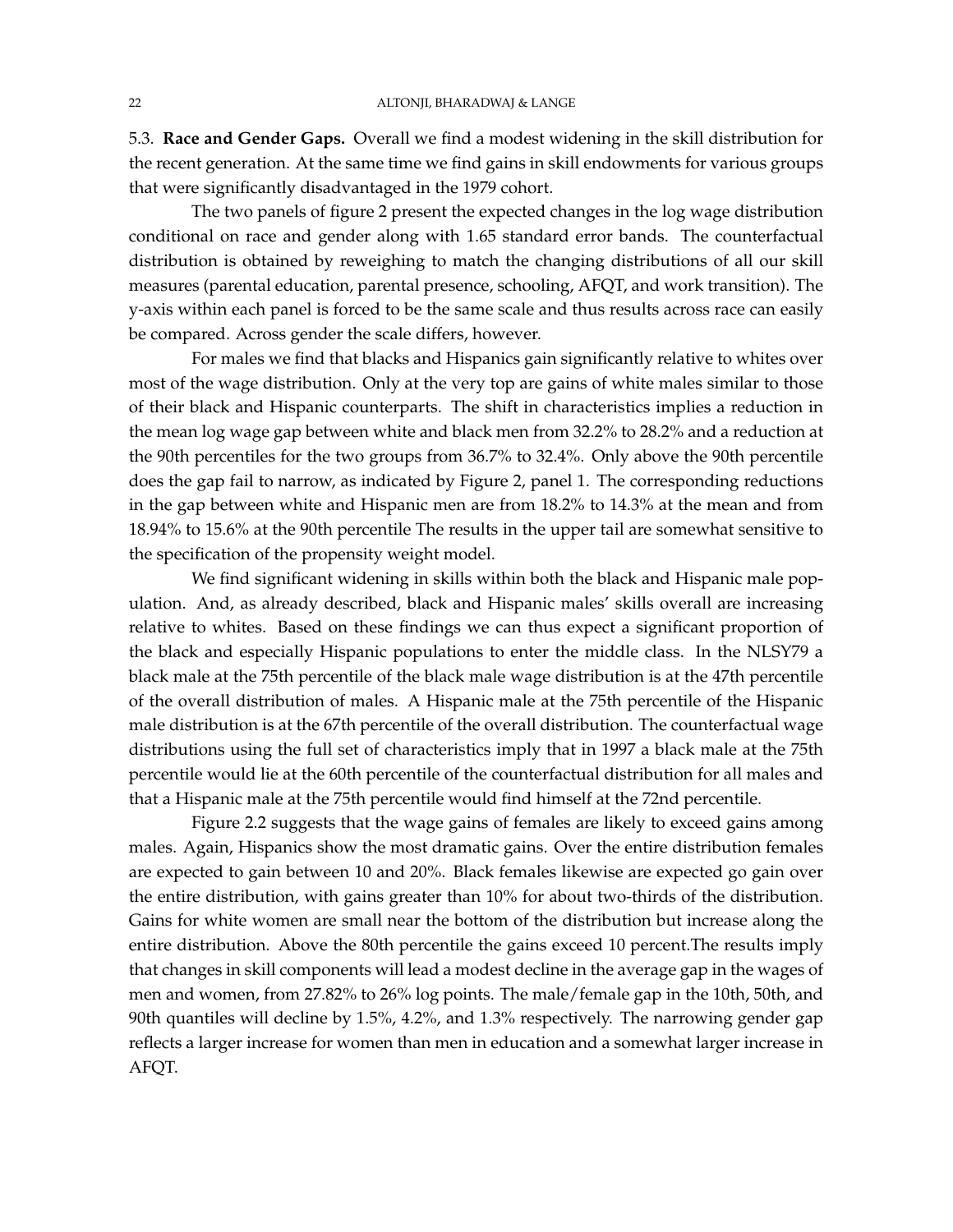5.3. **Race and Gender Gaps.** Overall we find a modest widening in the skill distribution for the recent generation. At the same time we find gains in skill endowments for various groups that were significantly disadvantaged in the 1979 cohort.

The two panels of figure 2 present the expected changes in the log wage distribution conditional on race and gender along with 1.65 standard error bands. The counterfactual distribution is obtained by reweighing to match the changing distributions of all our skill measures (parental education, parental presence, schooling, AFQT, and work transition). The y-axis within each panel is forced to be the same scale and thus results across race can easily be compared. Across gender the scale differs, however.

For males we find that blacks and Hispanics gain significantly relative to whites over most of the wage distribution. Only at the very top are gains of white males similar to those of their black and Hispanic counterparts. The shift in characteristics implies a reduction in the mean log wage gap between white and black men from 32.2% to 28.2% and a reduction at the 90th percentiles for the two groups from 36.7% to 32.4%. Only above the 90th percentile does the gap fail to narrow, as indicated by Figure 2, panel 1. The corresponding reductions in the gap between white and Hispanic men are from 18.2% to 14.3% at the mean and from 18.94% to 15.6% at the 90th percentile The results in the upper tail are somewhat sensitive to the specification of the propensity weight model.

We find significant widening in skills within both the black and Hispanic male population. And, as already described, black and Hispanic males' skills overall are increasing relative to whites. Based on these findings we can thus expect a significant proportion of the black and especially Hispanic populations to enter the middle class. In the NLSY79 a black male at the 75th percentile of the black male wage distribution is at the 47th percentile of the overall distribution of males. A Hispanic male at the 75th percentile of the Hispanic male distribution is at the 67th percentile of the overall distribution. The counterfactual wage distributions using the full set of characteristics imply that in 1997 a black male at the 75th percentile would lie at the 60th percentile of the counterfactual distribution for all males and that a Hispanic male at the 75th percentile would find himself at the 72nd percentile.

Figure 2.2 suggests that the wage gains of females are likely to exceed gains among males. Again, Hispanics show the most dramatic gains. Over the entire distribution females are expected to gain between 10 and 20%. Black females likewise are expected go gain over the entire distribution, with gains greater than 10% for about two-thirds of the distribution. Gains for white women are small near the bottom of the distribution but increase along the entire distribution. Above the 80th percentile the gains exceed 10 percent.The results imply that changes in skill components will lead a modest decline in the average gap in the wages of men and women, from 27.82% to 26% log points. The male/female gap in the 10th, 50th, and 90th quantiles will decline by 1.5%, 4.2%, and 1.3% respectively. The narrowing gender gap reflects a larger increase for women than men in education and a somewhat larger increase in AFQT.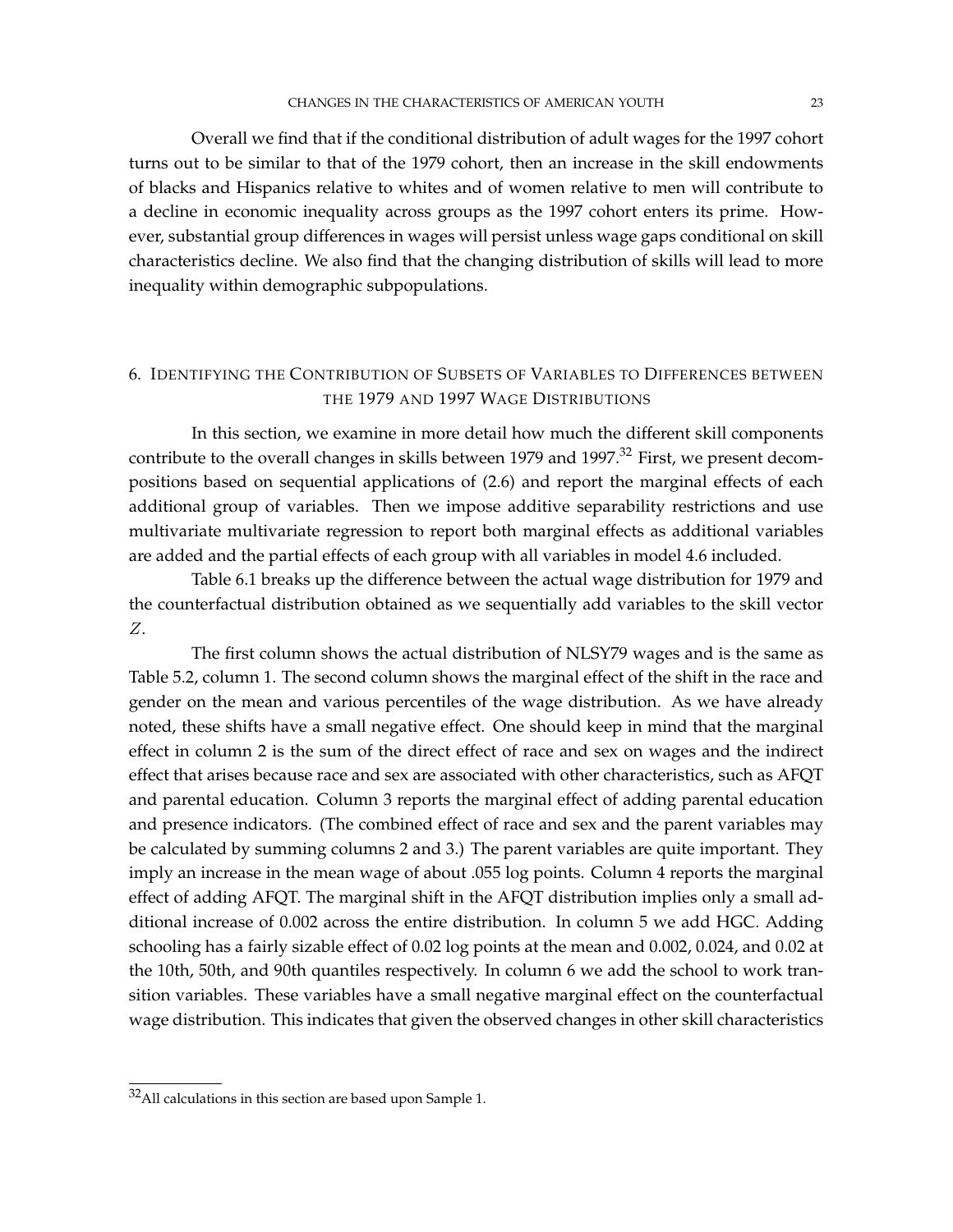Overall we find that if the conditional distribution of adult wages for the 1997 cohort turns out to be similar to that of the 1979 cohort, then an increase in the skill endowments of blacks and Hispanics relative to whites and of women relative to men will contribute to a decline in economic inequality across groups as the 1997 cohort enters its prime. However, substantial group differences in wages will persist unless wage gaps conditional on skill characteristics decline. We also find that the changing distribution of skills will lead to more inequality within demographic subpopulations.

## 6. Identifying the Contribution of Subsets of Variables to Differences between the 1979 and 1997 Wage Distributions

In this section, we examine in more detail how much the different skill components contribute to the overall changes in skills between 1979 and 1997.[32] First, we present decompositions based on sequential applications of (2.6) and report the marginal effects of each additional group of variables. Then we impose additive separability restrictions and use multivariate multivariate regression to report both marginal effects as additional variables are added and the partial effects of each group with all variables in model 4.6 included.

Table 6.1 breaks up the difference between the actual wage distribution for 1979 and the counterfactual distribution obtained as we sequentially add variables to the skill vector $Z$.

The first column shows the actual distribution of NLSY79 wages and is the same as Table 5.2, column 1. The second column shows the marginal effect of the shift in the race and gender on the mean and various percentiles of the wage distribution. As we have already noted, these shifts have a small negative effect. One should keep in mind that the marginal effect in column 2 is the sum of the direct effect of race and sex on wages and the indirect effect that arises because race and sex are associated with other characteristics, such as AFQT and parental education. Column 3 reports the marginal effect of adding parental education and presence indicators. (The combined effect of race and sex and the parent variables may be calculated by summing columns 2 and 3.) The parent variables are quite important. They imply an increase in the mean wage of about .055 log points. Column 4 reports the marginal effect of adding AFQT. The marginal shift in the AFQT distribution implies only a small additional increase of 0.002 across the entire distribution. In column 5 we add HGC. Adding schooling has a fairly sizable effect of 0.02 log points at the mean and 0.002, 0.024, and 0.02 at the 10th, 50th, and 90th quantiles respectively. In column 6 we add the school to work transition variables. These variables have a small negative marginal effect on the counterfactual wage distribution. This indicates that given the observed changes in other skill characteristics

[32] All calculations in this section are based upon Sample 1.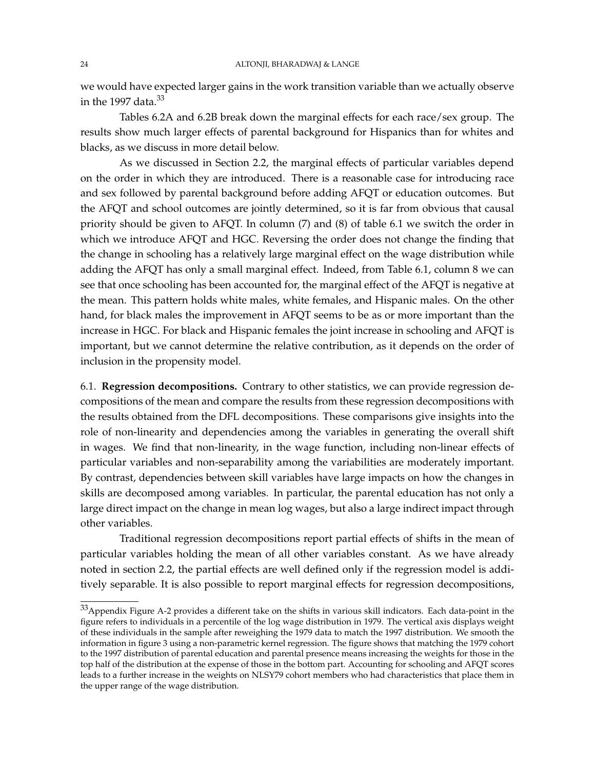we would have expected larger gains in the work transition variable than we actually observe in the 1997 data.[33]

Tables 6.2A and 6.2B break down the marginal effects for each race/sex group. The results show much larger effects of parental background for Hispanics than for whites and blacks, as we discuss in more detail below.

As we discussed in Section 2.2, the marginal effects of particular variables depend on the order in which they are introduced. There is a reasonable case for introducing race and sex followed by parental background before adding AFQT or education outcomes. But the AFQT and school outcomes are jointly determined, so it is far from obvious that causal priority should be given to AFQT. In column (7) and (8) of table 6.1 we switch the order in which we introduce AFQT and HGC. Reversing the order does not change the finding that the change in schooling has a relatively large marginal effect on the wage distribution while adding the AFQT has only a small marginal effect. Indeed, from Table 6.1, column 8 we can see that once schooling has been accounted for, the marginal effect of the AFQT is negative at the mean. This pattern holds white males, white females, and Hispanic males. On the other hand, for black males the improvement in AFQT seems to be as or more important than the increase in HGC. For black and Hispanic females the joint increase in schooling and AFQT is important, but we cannot determine the relative contribution, as it depends on the order of inclusion in the propensity model.

6.1. **Regression decompositions.** Contrary to other statistics, we can provide regression decompositions of the mean and compare the results from these regression decompositions with the results obtained from the DFL decompositions. These comparisons give insights into the role of non-linearity and dependencies among the variables in generating the overall shift in wages. We find that non-linearity, in the wage function, including non-linear effects of particular variables and non-separability among the variabilities are moderately important. By contrast, dependencies between skill variables have large impacts on how the changes in skills are decomposed among variables. In particular, the parental education has not only a large direct impact on the change in mean log wages, but also a large indirect impact through other variables.

Traditional regression decompositions report partial effects of shifts in the mean of particular variables holding the mean of all other variables constant. As we have already noted in section 2.2, the partial effects are well defined only if the regression model is additively separable. It is also possible to report marginal effects for regression decompositions,

[33]Appendix Figure A-2 provides a different take on the shifts in various skill indicators. Each data-point in the figure refers to individuals in a percentile of the log wage distribution in 1979. The vertical axis displays weight of these individuals in the sample after reweighing the 1979 data to match the 1997 distribution. We smooth the information in figure 3 using a non-parametric kernel regression. The figure shows that matching the 1979 cohort to the 1997 distribution of parental education and parental presence means increasing the weights for those in the top half of the distribution at the expense of those in the bottom part. Accounting for schooling and AFQT scores leads to a further increase in the weights on NLSY79 cohort members who had characteristics that place them in the upper range of the wage distribution.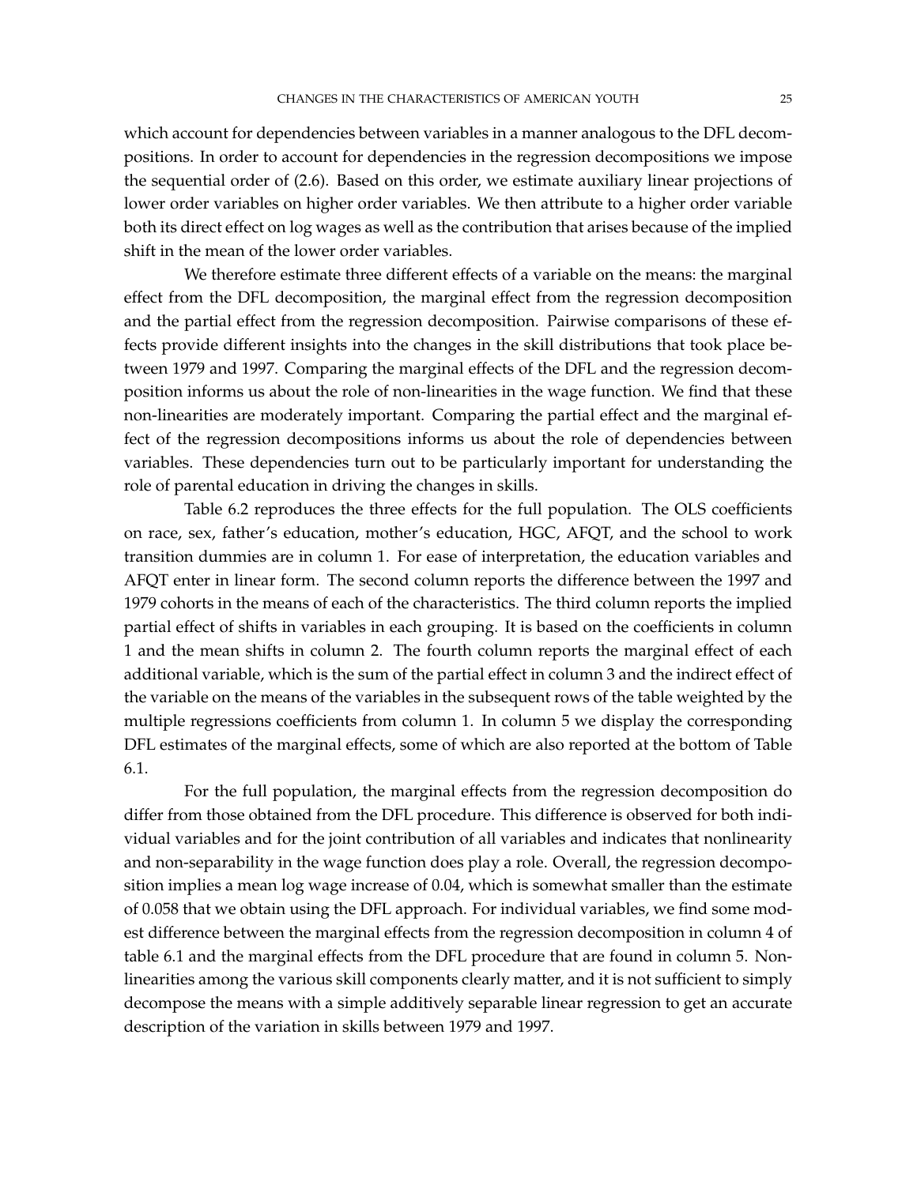which account for dependencies between variables in a manner analogous to the DFL decompositions. In order to account for dependencies in the regression decompositions we impose the sequential order of (2.6). Based on this order, we estimate auxiliary linear projections of lower order variables on higher order variables. We then attribute to a higher order variable both its direct effect on log wages as well as the contribution that arises because of the implied shift in the mean of the lower order variables.

We therefore estimate three different effects of a variable on the means: the marginal effect from the DFL decomposition, the marginal effect from the regression decomposition and the partial effect from the regression decomposition. Pairwise comparisons of these effects provide different insights into the changes in the skill distributions that took place between 1979 and 1997. Comparing the marginal effects of the DFL and the regression decomposition informs us about the role of non-linearities in the wage function. We find that these non-linearities are moderately important. Comparing the partial effect and the marginal effect of the regression decompositions informs us about the role of dependencies between variables. These dependencies turn out to be particularly important for understanding the role of parental education in driving the changes in skills.

Table 6.2 reproduces the three effects for the full population. The OLS coefficients on race, sex, father's education, mother's education, HGC, AFQT, and the school to work transition dummies are in column 1. For ease of interpretation, the education variables and AFQT enter in linear form. The second column reports the difference between the 1997 and 1979 cohorts in the means of each of the characteristics. The third column reports the implied partial effect of shifts in variables in each grouping. It is based on the coefficients in column 1 and the mean shifts in column 2. The fourth column reports the marginal effect of each additional variable, which is the sum of the partial effect in column 3 and the indirect effect of the variable on the means of the variables in the subsequent rows of the table weighted by the multiple regressions coefficients from column 1. In column 5 we display the corresponding DFL estimates of the marginal effects, some of which are also reported at the bottom of Table 6.1.

For the full population, the marginal effects from the regression decomposition do differ from those obtained from the DFL procedure. This difference is observed for both individual variables and for the joint contribution of all variables and indicates that nonlinearity and non-separability in the wage function does play a role. Overall, the regression decomposition implies a mean log wage increase of 0.04, which is somewhat smaller than the estimate of 0.058 that we obtain using the DFL approach. For individual variables, we find some modest difference between the marginal effects from the regression decomposition in column 4 of table 6.1 and the marginal effects from the DFL procedure that are found in column 5. Nonlinearities among the various skill components clearly matter, and it is not sufficient to simply decompose the means with a simple additively separable linear regression to get an accurate description of the variation in skills between 1979 and 1997.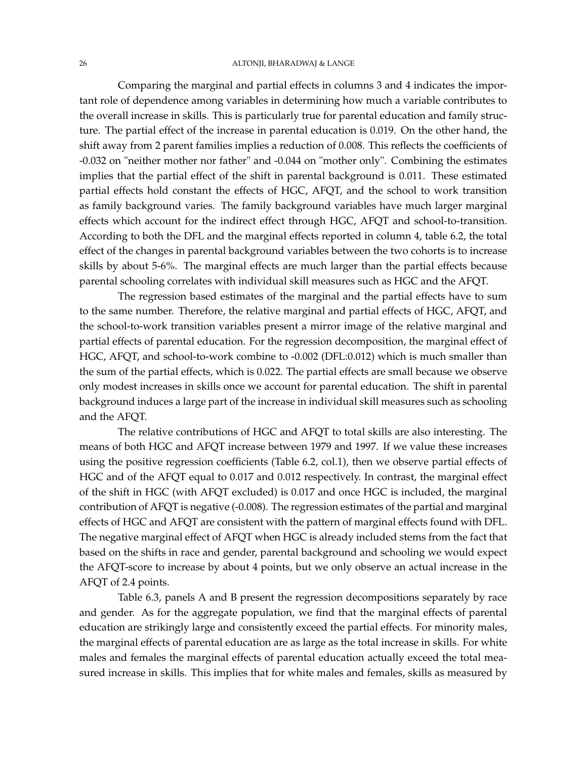Comparing the marginal and partial effects in columns 3 and 4 indicates the important role of dependence among variables in determining how much a variable contributes to the overall increase in skills. This is particularly true for parental education and family structure. The partial effect of the increase in parental education is 0.019. On the other hand, the shift away from 2 parent families implies a reduction of 0.008. This reflects the coefficients of -0.032 on "neither mother nor father" and -0.044 on "mother only". Combining the estimates implies that the partial effect of the shift in parental background is 0.011. These estimated partial effects hold constant the effects of HGC, AFQT, and the school to work transition as family background varies. The family background variables have much larger marginal effects which account for the indirect effect through HGC, AFQT and school-to-transition. According to both the DFL and the marginal effects reported in column 4, table 6.2, the total effect of the changes in parental background variables between the two cohorts is to increase skills by about 5-6%. The marginal effects are much larger than the partial effects because parental schooling correlates with individual skill measures such as HGC and the AFQT.

The regression based estimates of the marginal and the partial effects have to sum to the same number. Therefore, the relative marginal and partial effects of HGC, AFQT, and the school-to-work transition variables present a mirror image of the relative marginal and partial effects of parental education. For the regression decomposition, the marginal effect of HGC, AFQT, and school-to-work combine to -0.002 (DFL:0.012) which is much smaller than the sum of the partial effects, which is 0.022. The partial effects are small because we observe only modest increases in skills once we account for parental education. The shift in parental background induces a large part of the increase in individual skill measures such as schooling and the AFQT.

The relative contributions of HGC and AFQT to total skills are also interesting. The means of both HGC and AFQT increase between 1979 and 1997. If we value these increases using the positive regression coefficients (Table 6.2, col.1), then we observe partial effects of HGC and of the AFQT equal to 0.017 and 0.012 respectively. In contrast, the marginal effect of the shift in HGC (with AFQT excluded) is 0.017 and once HGC is included, the marginal contribution of AFQT is negative (-0.008). The regression estimates of the partial and marginal effects of HGC and AFQT are consistent with the pattern of marginal effects found with DFL. The negative marginal effect of AFQT when HGC is already included stems from the fact that based on the shifts in race and gender, parental background and schooling we would expect the AFQT-score to increase by about 4 points, but we only observe an actual increase in the AFQT of 2.4 points.

Table 6.3, panels A and B present the regression decompositions separately by race and gender. As for the aggregate population, we find that the marginal effects of parental education are strikingly large and consistently exceed the partial effects. For minority males, the marginal effects of parental education are as large as the total increase in skills. For white males and females the marginal effects of parental education actually exceed the total measured increase in skills. This implies that for white males and females, skills as measured by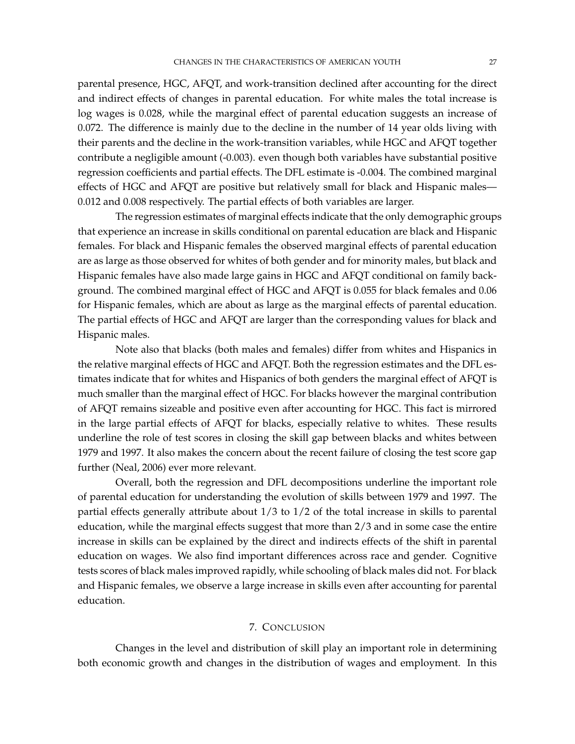parental presence, HGC, AFQT, and work-transition declined after accounting for the direct and indirect effects of changes in parental education. For white males the total increase is log wages is 0.028, while the marginal effect of parental education suggests an increase of 0.072. The difference is mainly due to the decline in the number of 14 year olds living with their parents and the decline in the work-transition variables, while HGC and AFQT together contribute a negligible amount (-0.003). even though both variables have substantial positive regression coefficients and partial effects. The DFL estimate is -0.004. The combined marginal effects of HGC and AFQT are positive but relatively small for black and Hispanic males—0.012 and 0.008 respectively. The partial effects of both variables are larger.

The regression estimates of marginal effects indicate that the only demographic groups that experience an increase in skills conditional on parental education are black and Hispanic females. For black and Hispanic females the observed marginal effects of parental education are as large as those observed for whites of both gender and for minority males, but black and Hispanic females have also made large gains in HGC and AFQT conditional on family background. The combined marginal effect of HGC and AFQT is 0.055 for black females and 0.06 for Hispanic females, which are about as large as the marginal effects of parental education. The partial effects of HGC and AFQT are larger than the corresponding values for black and Hispanic males.

Note also that blacks (both males and females) differ from whites and Hispanics in the relative marginal effects of HGC and AFQT. Both the regression estimates and the DFL estimates indicate that for whites and Hispanics of both genders the marginal effect of AFQT is much smaller than the marginal effect of HGC. For blacks however the marginal contribution of AFQT remains sizeable and positive even after accounting for HGC. This fact is mirrored in the large partial effects of AFQT for blacks, especially relative to whites. These results underline the role of test scores in closing the skill gap between blacks and whites between 1979 and 1997. It also makes the concern about the recent failure of closing the test score gap further (Neal, 2006) ever more relevant.

Overall, both the regression and DFL decompositions underline the important role of parental education for understanding the evolution of skills between 1979 and 1997. The partial effects generally attribute about 1/3 to 1/2 of the total increase in skills to parental education, while the marginal effects suggest that more than 2/3 and in some case the entire increase in skills can be explained by the direct and indirects effects of the shift in parental education on wages. We also find important differences across race and gender. Cognitive tests scores of black males improved rapidly, while schooling of black males did not. For black and Hispanic females, we observe a large increase in skills even after accounting for parental education.

## 7. Conclusion

Changes in the level and distribution of skill play an important role in determining both economic growth and changes in the distribution of wages and employment. In this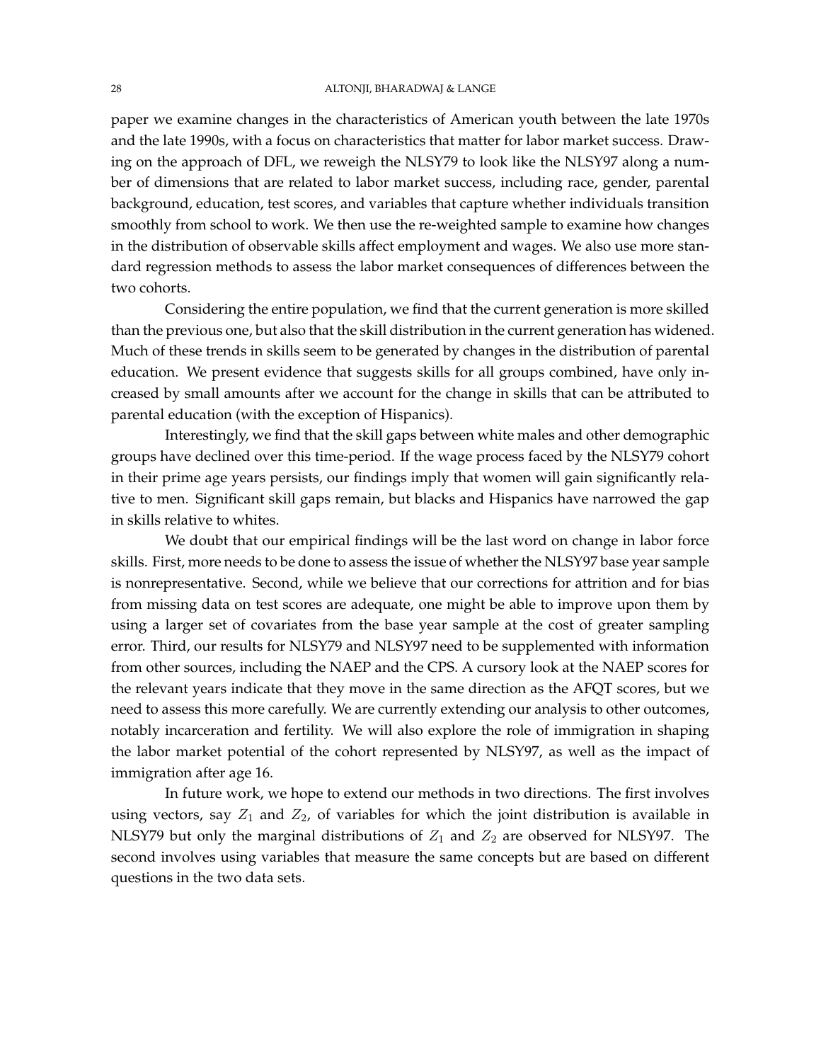paper we examine changes in the characteristics of American youth between the late 1970s and the late 1990s, with a focus on characteristics that matter for labor market success. Drawing on the approach of DFL, we reweigh the NLSY79 to look like the NLSY97 along a number of dimensions that are related to labor market success, including race, gender, parental background, education, test scores, and variables that capture whether individuals transition smoothly from school to work. We then use the re-weighted sample to examine how changes in the distribution of observable skills affect employment and wages. We also use more standard regression methods to assess the labor market consequences of differences between the two cohorts.

Considering the entire population, we find that the current generation is more skilled than the previous one, but also that the skill distribution in the current generation has widened. Much of these trends in skills seem to be generated by changes in the distribution of parental education. We present evidence that suggests skills for all groups combined, have only increased by small amounts after we account for the change in skills that can be attributed to parental education (with the exception of Hispanics).

Interestingly, we find that the skill gaps between white males and other demographic groups have declined over this time-period. If the wage process faced by the NLSY79 cohort in their prime age years persists, our findings imply that women will gain significantly relative to men. Significant skill gaps remain, but blacks and Hispanics have narrowed the gap in skills relative to whites.

We doubt that our empirical findings will be the last word on change in labor force skills. First, more needs to be done to assess the issue of whether the NLSY97 base year sample is nonrepresentative. Second, while we believe that our corrections for attrition and for bias from missing data on test scores are adequate, one might be able to improve upon them by using a larger set of covariates from the base year sample at the cost of greater sampling error. Third, our results for NLSY79 and NLSY97 need to be supplemented with information from other sources, including the NAEP and the CPS. A cursory look at the NAEP scores for the relevant years indicate that they move in the same direction as the AFQT scores, but we need to assess this more carefully. We are currently extending our analysis to other outcomes, notably incarceration and fertility. We will also explore the role of immigration in shaping the labor market potential of the cohort represented by NLSY97, as well as the impact of immigration after age 16.

In future work, we hope to extend our methods in two directions. The first involves using vectors, say $Z_1$ and $Z_2$, of variables for which the joint distribution is available in NLSY79 but only the marginal distributions of $Z_1$ and $Z_2$ are observed for NLSY97. The second involves using variables that measure the same concepts but are based on different questions in the two data sets.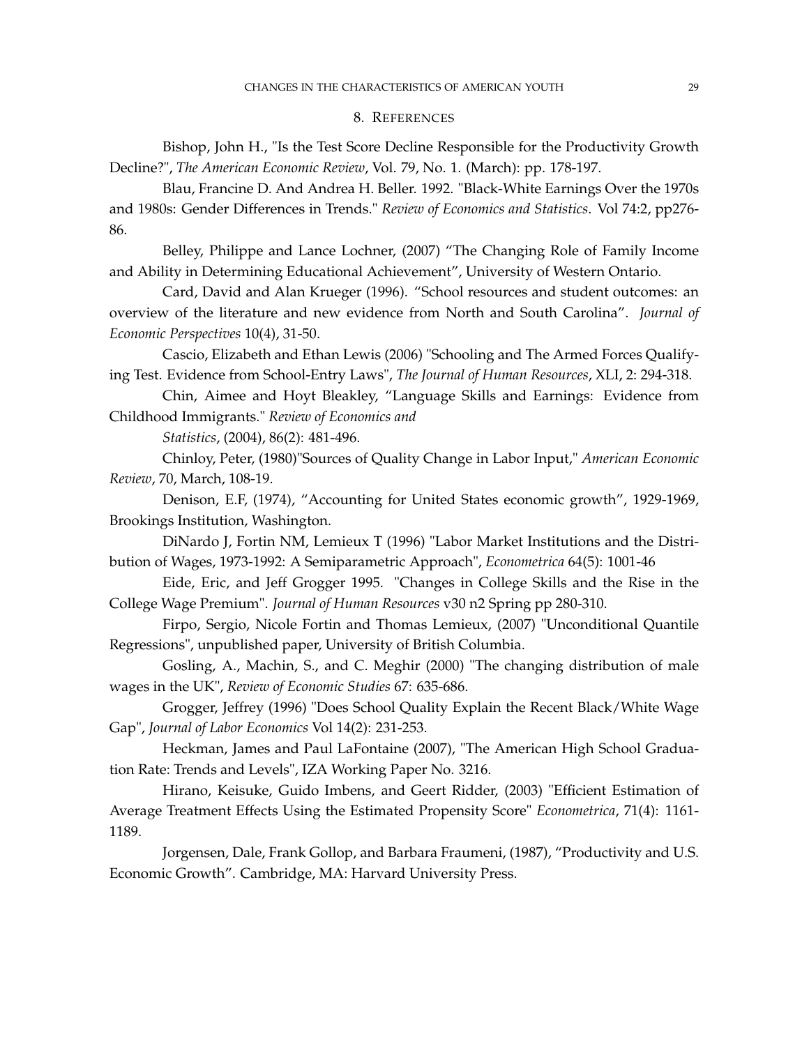## 8. References

Bishop, John H., "Is the Test Score Decline Responsible for the Productivity Growth Decline?", *The American Economic Review*, Vol. 79, No. 1. (March): pp. 178-197.

Blau, Francine D. And Andrea H. Beller. 1992. "Black-White Earnings Over the 1970s and 1980s: Gender Differences in Trends." *Review of Economics and Statistics*. Vol 74:2, pp276-86.

Belley, Philippe and Lance Lochner, (2007) "The Changing Role of Family Income and Ability in Determining Educational Achievement", University of Western Ontario.

Card, David and Alan Krueger (1996). "School resources and student outcomes: an overview of the literature and new evidence from North and South Carolina". *Journal of Economic Perspectives* 10(4), 31-50.

Cascio, Elizabeth and Ethan Lewis (2006) "Schooling and The Armed Forces Qualifying Test. Evidence from School-Entry Laws", *The Journal of Human Resources*, XLI, 2: 294-318.

Chin, Aimee and Hoyt Bleakley, "Language Skills and Earnings: Evidence from Childhood Immigrants." *Review of Economics and Statistics*, (2004), 86(2): 481-496.

Chinloy, Peter, (1980)"Sources of Quality Change in Labor Input," *American Economic Review*, 70, March, 108-19.

Denison, E.F, (1974), "Accounting for United States economic growth", 1929-1969, Brookings Institution, Washington.

DiNardo J, Fortin NM, Lemieux T (1996) "Labor Market Institutions and the Distribution of Wages, 1973-1992: A Semiparametric Approach", *Econometrica* 64(5): 1001-46

Eide, Eric, and Jeff Grogger 1995. "Changes in College Skills and the Rise in the College Wage Premium". *Journal of Human Resources* v30 n2 Spring pp 280-310.

Firpo, Sergio, Nicole Fortin and Thomas Lemieux, (2007) "Unconditional Quantile Regressions", unpublished paper, University of British Columbia.

Gosling, A., Machin, S., and C. Meghir (2000) "The changing distribution of male wages in the UK", *Review of Economic Studies* 67: 635-686.

Grogger, Jeffrey (1996) "Does School Quality Explain the Recent Black/White Wage Gap", *Journal of Labor Economics* Vol 14(2): 231-253.

Heckman, James and Paul LaFontaine (2007), "The American High School Graduation Rate: Trends and Levels", IZA Working Paper No. 3216.

Hirano, Keisuke, Guido Imbens, and Geert Ridder, (2003) "Efficient Estimation of Average Treatment Effects Using the Estimated Propensity Score" *Econometrica*, 71(4): 1161-1189.

Jorgensen, Dale, Frank Gollop, and Barbara Fraumeni, (1987), "Productivity and U.S. Economic Growth". Cambridge, MA: Harvard University Press.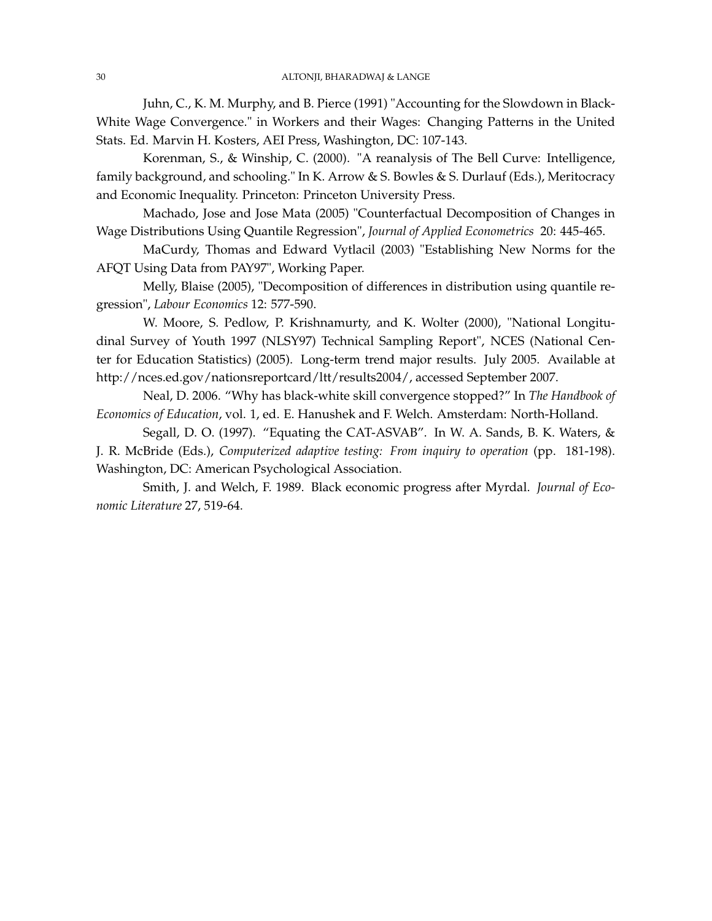Juhn, C., K. M. Murphy, and B. Pierce (1991) "Accounting for the Slowdown in Black-White Wage Convergence." in Workers and their Wages: Changing Patterns in the United Stats. Ed. Marvin H. Kosters, AEI Press, Washington, DC: 107-143.

Korenman, S., & Winship, C. (2000). "A reanalysis of The Bell Curve: Intelligence, family background, and schooling." In K. Arrow & S. Bowles & S. Durlauf (Eds.), Meritocracy and Economic Inequality. Princeton: Princeton University Press.

Machado, Jose and Jose Mata (2005) "Counterfactual Decomposition of Changes in Wage Distributions Using Quantile Regression", *Journal of Applied Econometrics* 20: 445-465.

MaCurdy, Thomas and Edward Vytlacil (2003) "Establishing New Norms for the AFQT Using Data from PAY97", Working Paper.

Melly, Blaise (2005), "Decomposition of differences in distribution using quantile regression", *Labour Economics* 12: 577-590.

W. Moore, S. Pedlow, P. Krishnamurty, and K. Wolter (2000), "National Longitudinal Survey of Youth 1997 (NLSY97) Technical Sampling Report", NCES (National Center for Education Statistics) (2005). Long-term trend major results. July 2005. Available at http://nces.ed.gov/nationsreportcard/ltt/results2004/, accessed September 2007.

Neal, D. 2006. "Why has black-white skill convergence stopped?" In *The Handbook of Economics of Education*, vol. 1, ed. E. Hanushek and F. Welch. Amsterdam: North-Holland.

Segall, D. O. (1997). "Equating the CAT-ASVAB". In W. A. Sands, B. K. Waters, & J. R. McBride (Eds.), *Computerized adaptive testing: From inquiry to operation* (pp. 181-198). Washington, DC: American Psychological Association.

Smith, J. and Welch, F. 1989. Black economic progress after Myrdal. *Journal of Economic Literature* 27, 519-64.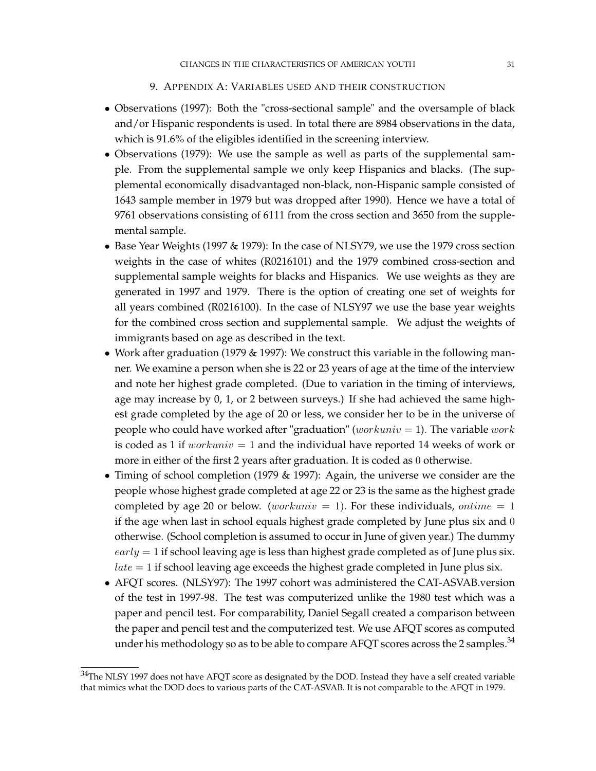## 9. Appendix A: Variables used and their construction

- Observations (1997): Both the "cross-sectional sample" and the oversample of black and/or Hispanic respondents is used. In total there are 8984 observations in the data, which is 91.6% of the eligibles identified in the screening interview.
- Observations (1979): We use the sample as well as parts of the supplemental sample. From the supplemental sample we only keep Hispanics and blacks. (The supplemental economically disadvantaged non-black, non-Hispanic sample consisted of 1643 sample member in 1979 but was dropped after 1990). Hence we have a total of 9761 observations consisting of 6111 from the cross section and 3650 from the supplemental sample.
- Base Year Weights (1997 & 1979): In the case of NLSY79, we use the 1979 cross section weights in the case of whites (R0216101) and the 1979 combined cross-section and supplemental sample weights for blacks and Hispanics. We use weights as they are generated in 1997 and 1979. There is the option of creating one set of weights for all years combined (R0216100). In the case of NLSY97 we use the base year weights for the combined cross section and supplemental sample. We adjust the weights of immigrants based on age as described in the text.
- Work after graduation (1979 & 1997): We construct this variable in the following manner. We examine a person when she is 22 or 23 years of age at the time of the interview and note her highest grade completed. (Due to variation in the timing of interviews, age may increase by 0, 1, or 2 between surveys.) If she had achieved the same highest grade completed by the age of 20 or less, we consider her to be in the universe of people who could have worked after "graduation" ($workuniv = 1$). The variable $work$ is coded as 1 if $workuniv = 1$ and the individual have reported 14 weeks of work or more in either of the first 2 years after graduation. It is coded as $0$ otherwise.
- Timing of school completion (1979 & 1997): Again, the universe we consider are the people whose highest grade completed at age 22 or 23 is the same as the highest grade completed by age 20 or below. ($workuniv = 1$). For these individuals, $ontime = 1$ if the age when last in school equals highest grade completed by June plus six and $0$ otherwise. (School completion is assumed to occur in June of given year.) The dummy $early = 1$ if school leaving age is less than highest grade completed as of June plus six. $late = 1$ if school leaving age exceeds the highest grade completed in June plus six.
- AFQT scores. (NLSY97): The 1997 cohort was administered the CAT-ASVAB.version of the test in 1997-98. The test was computerized unlike the 1980 test which was a paper and pencil test. For comparability, Daniel Segall created a comparison between the paper and pencil test and the computerized test. We use AFQT scores as computed under his methodology so as to be able to compare AFQT scores across the 2 samples.[34]

[34] The NLSY 1997 does not have AFQT score as designated by the DOD. Instead they have a self created variable that mimics what the DOD does to various parts of the CAT-ASVAB. It is not comparable to the AFQT in 1979.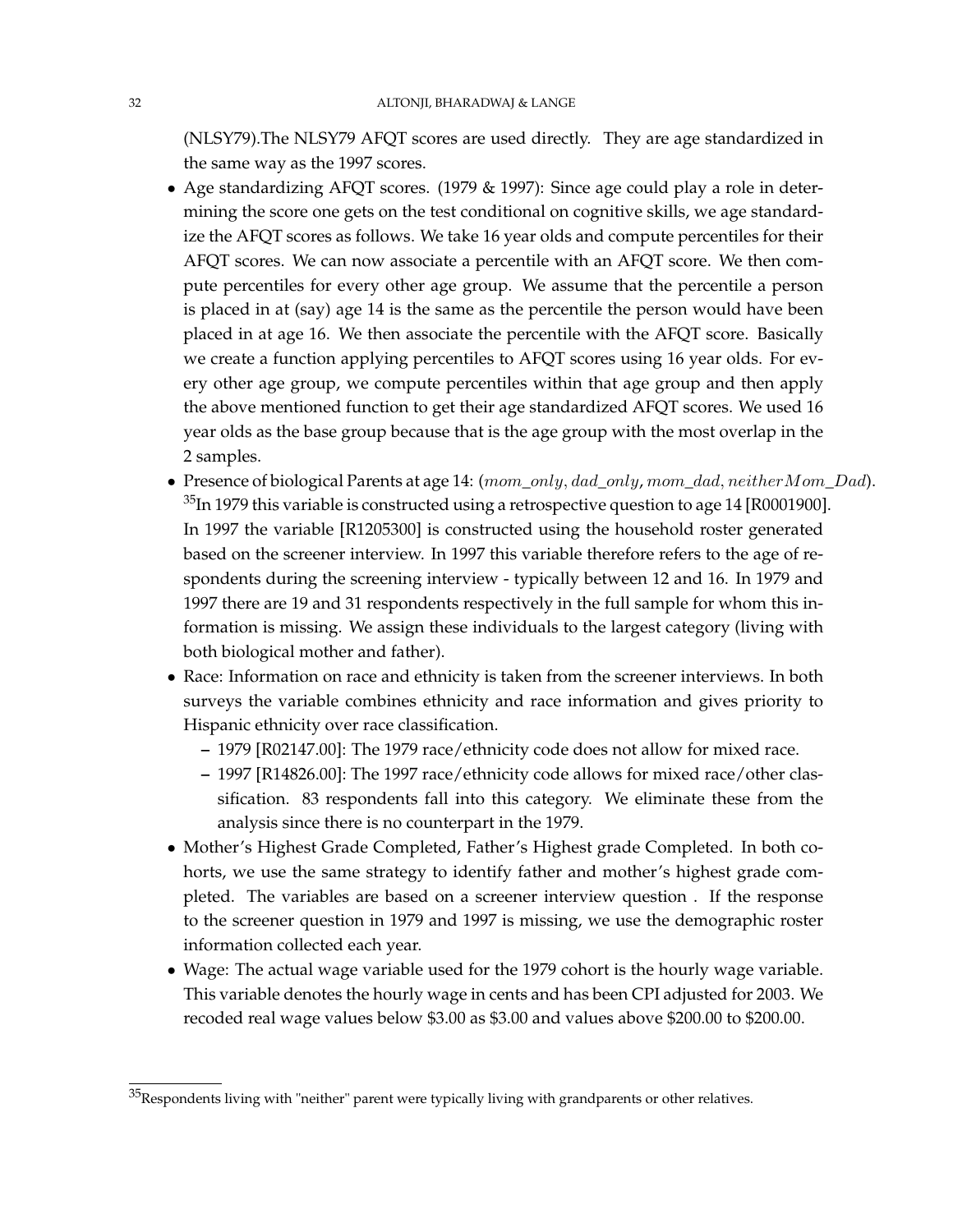(NLSY79).The NLSY79 AFQT scores are used directly. They are age standardized in the same way as the 1997 scores.

- Age standardizing AFQT scores. (1979 & 1997): Since age could play a role in determining the score one gets on the test conditional on cognitive skills, we age standardize the AFQT scores as follows. We take 16 year olds and compute percentiles for their AFQT scores. We can now associate a percentile with an AFQT score. We then compute percentiles for every other age group. We assume that the percentile a person is placed in at (say) age 14 is the same as the percentile the person would have been placed in at age 16. We then associate the percentile with the AFQT score. Basically we create a function applying percentiles to AFQT scores using 16 year olds. For every other age group, we compute percentiles within that age group and then apply the above mentioned function to get their age standardized AFQT scores. We used 16 year olds as the base group because that is the age group with the most overlap in the 2 samples.
- Presence of biological Parents at age 14: ($mom\_only$, $dad\_only$, $mom\_dad$, $neither Mom\_Dad$).[35] In 1979 this variable is constructed using a retrospective question to age 14 [R0001900]. In 1997 the variable [R1205300] is constructed using the household roster generated based on the screener interview. In 1997 this variable therefore refers to the age of respondents during the screening interview - typically between 12 and 16. In 1979 and 1997 there are 19 and 31 respondents respectively in the full sample for whom this information is missing. We assign these individuals to the largest category (living with both biological mother and father).
- Race: Information on race and ethnicity is taken from the screener interviews. In both surveys the variable combines ethnicity and race information and gives priority to Hispanic ethnicity over race classification.
  - 1979 [R02147.00]: The 1979 race/ethnicity code does not allow for mixed race.
  - 1997 [R14826.00]: The 1997 race/ethnicity code allows for mixed race/other classification. 83 respondents fall into this category. We eliminate these from the analysis since there is no counterpart in the 1979.
- Mother's Highest Grade Completed, Father's Highest grade Completed. In both cohorts, we use the same strategy to identify father and mother's highest grade completed. The variables are based on a screener interview question . If the response to the screener question in 1979 and 1997 is missing, we use the demographic roster information collected each year.
- Wage: The actual wage variable used for the 1979 cohort is the hourly wage variable. This variable denotes the hourly wage in cents and has been CPI adjusted for 2003. We recoded real wage values below $3.00 as $3.00 and values above $200.00 to $200.00.

[35] Respondents living with "neither" parent were typically living with grandparents or other relatives.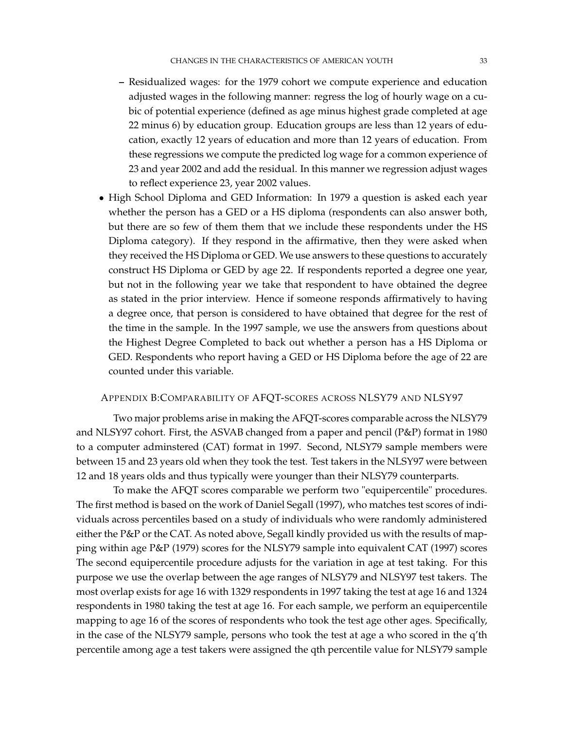- Residualized wages: for the 1979 cohort we compute experience and education adjusted wages in the following manner: regress the log of hourly wage on a cubic of potential experience (defined as age minus highest grade completed at age 22 minus 6) by education group. Education groups are less than 12 years of education, exactly 12 years of education and more than 12 years of education. From these regressions we compute the predicted log wage for a common experience of 23 and year 2002 and add the residual. In this manner we regression adjust wages to reflect experience 23, year 2002 values.
- High School Diploma and GED Information: In 1979 a question is asked each year whether the person has a GED or a HS diploma (respondents can also answer both, but there are so few of them them that we include these respondents under the HS Diploma category). If they respond in the affirmative, then they were asked when they received the HS Diploma or GED. We use answers to these questions to accurately construct HS Diploma or GED by age 22. If respondents reported a degree one year, but not in the following year we take that respondent to have obtained the degree as stated in the prior interview. Hence if someone responds affirmatively to having a degree once, that person is considered to have obtained that degree for the rest of the time in the sample. In the 1997 sample, we use the answers from questions about the Highest Degree Completed to back out whether a person has a HS Diploma or GED. Respondents who report having a GED or HS Diploma before the age of 22 are counted under this variable.

## Appendix B: Comparability of AFQT-scores across NLSY79 and NLSY97

Two major problems arise in making the AFQT-scores comparable across the NLSY79 and NLSY97 cohort. First, the ASVAB changed from a paper and pencil (P&P) format in 1980 to a computer adminstered (CAT) format in 1997. Second, NLSY79 sample members were between 15 and 23 years old when they took the test. Test takers in the NLSY97 were between 12 and 18 years olds and thus typically were younger than their NLSY79 counterparts.

To make the AFQT scores comparable we perform two "equipercentile" procedures. The first method is based on the work of Daniel Segall (1997), who matches test scores of individuals across percentiles based on a study of individuals who were randomly administered either the P&P or the CAT. As noted above, Segall kindly provided us with the results of mapping within age P&P (1979) scores for the NLSY79 sample into equivalent CAT (1997) scores The second equipercentile procedure adjusts for the variation in age at test taking. For this purpose we use the overlap between the age ranges of NLSY79 and NLSY97 test takers. The most overlap exists for age 16 with 1329 respondents in 1997 taking the test at age 16 and 1324 respondents in 1980 taking the test at age 16. For each sample, we perform an equipercentile mapping to age 16 of the scores of respondents who took the test age other ages. Specifically, in the case of the NLSY79 sample, persons who took the test at age a who scored in the q'th percentile among age a test takers were assigned the qth percentile value for NLSY79 sample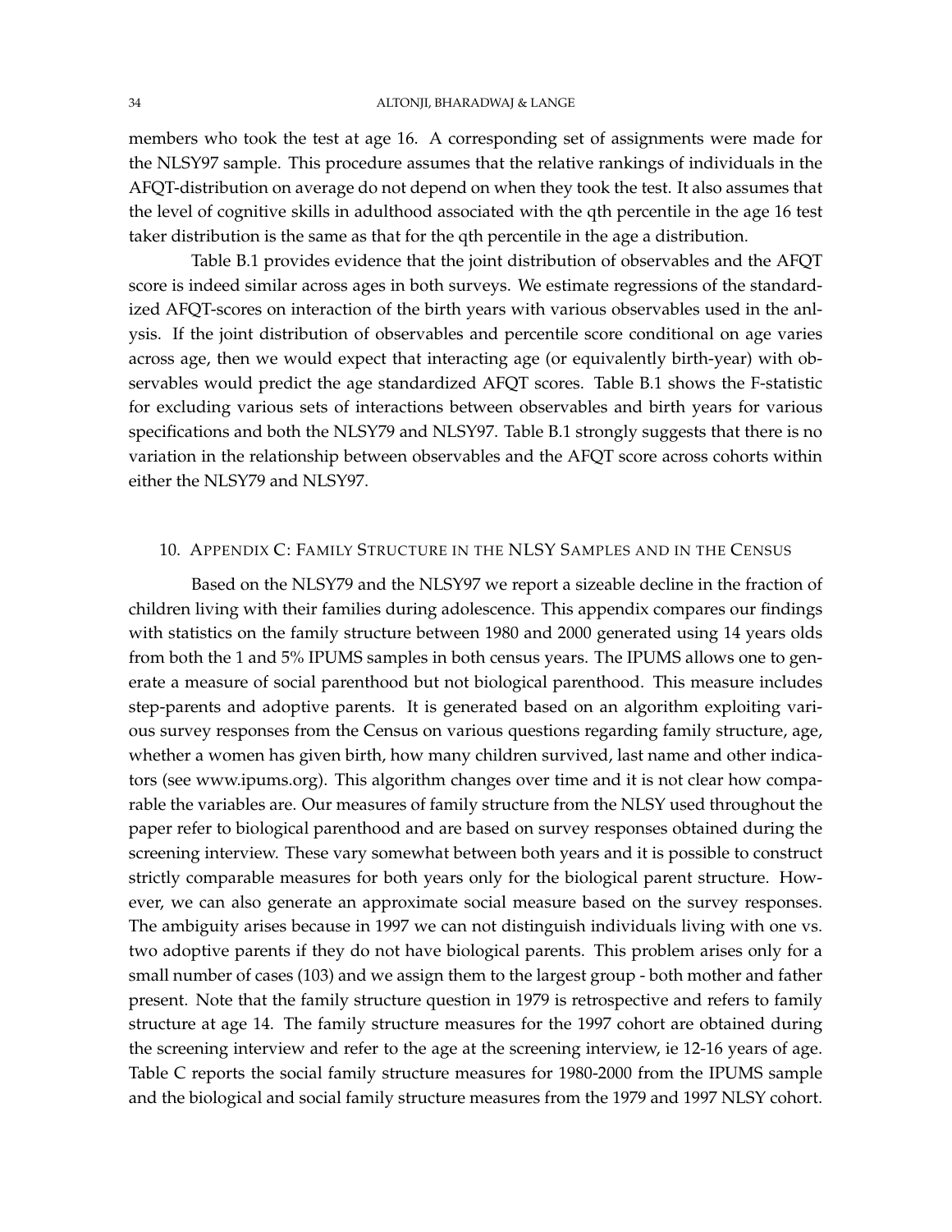members who took the test at age 16. A corresponding set of assignments were made for the NLSY97 sample. This procedure assumes that the relative rankings of individuals in the AFQT-distribution on average do not depend on when they took the test. It also assumes that the level of cognitive skills in adulthood associated with the qth percentile in the age 16 test taker distribution is the same as that for the qth percentile in the age a distribution.

Table B.1 provides evidence that the joint distribution of observables and the AFQT score is indeed similar across ages in both surveys. We estimate regressions of the standardized AFQT-scores on interaction of the birth years with various observables used in the anlysis. If the joint distribution of observables and percentile score conditional on age varies across age, then we would expect that interacting age (or equivalently birth-year) with observables would predict the age standardized AFQT scores. Table B.1 shows the F-statistic for excluding various sets of interactions between observables and birth years for various specifications and both the NLSY79 and NLSY97. Table B.1 strongly suggests that there is no variation in the relationship between observables and the AFQT score across cohorts within either the NLSY79 and NLSY97.

## 10. Appendix C: Family Structure in the NLSY Samples and in the Census

Based on the NLSY79 and the NLSY97 we report a sizeable decline in the fraction of children living with their families during adolescence. This appendix compares our findings with statistics on the family structure between 1980 and 2000 generated using 14 years olds from both the 1 and 5% IPUMS samples in both census years. The IPUMS allows one to generate a measure of social parenthood but not biological parenthood. This measure includes step-parents and adoptive parents. It is generated based on an algorithm exploiting various survey responses from the Census on various questions regarding family structure, age, whether a women has given birth, how many children survived, last name and other indicators (see www.ipums.org). This algorithm changes over time and it is not clear how comparable the variables are. Our measures of family structure from the NLSY used throughout the paper refer to biological parenthood and are based on survey responses obtained during the screening interview. These vary somewhat between both years and it is possible to construct strictly comparable measures for both years only for the biological parent structure. However, we can also generate an approximate social measure based on the survey responses. The ambiguity arises because in 1997 we can not distinguish individuals living with one vs. two adoptive parents if they do not have biological parents. This problem arises only for a small number of cases (103) and we assign them to the largest group - both mother and father present. Note that the family structure question in 1979 is retrospective and refers to family structure at age 14. The family structure measures for the 1997 cohort are obtained during the screening interview and refer to the age at the screening interview, ie 12-16 years of age. Table C reports the social family structure measures for 1980-2000 from the IPUMS sample and the biological and social family structure measures from the 1979 and 1997 NLSY cohort.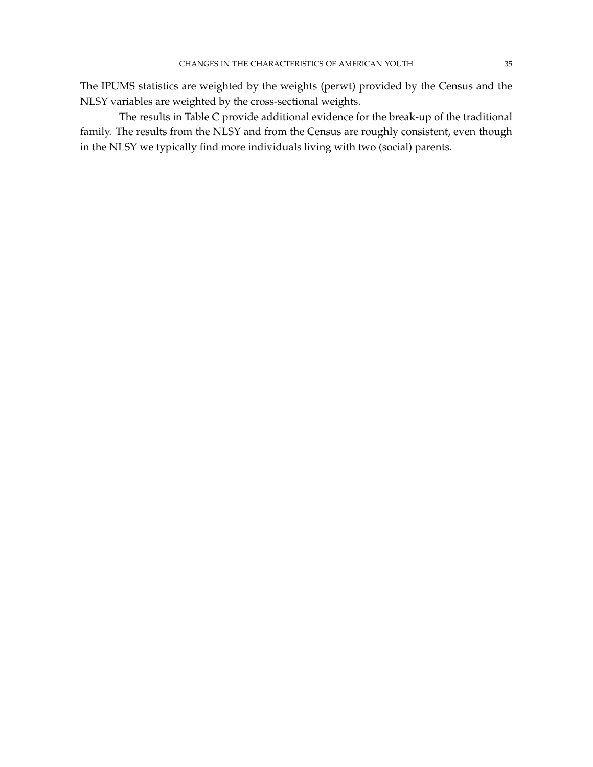The IPUMS statistics are weighted by the weights (perwt) provided by the Census and the NLSY variables are weighted by the cross-sectional weights.

The results in Table C provide additional evidence for the break-up of the traditional family. The results from the NLSY and from the Census are roughly consistent, even though in the NLSY we typically find more individuals living with two (social) parents.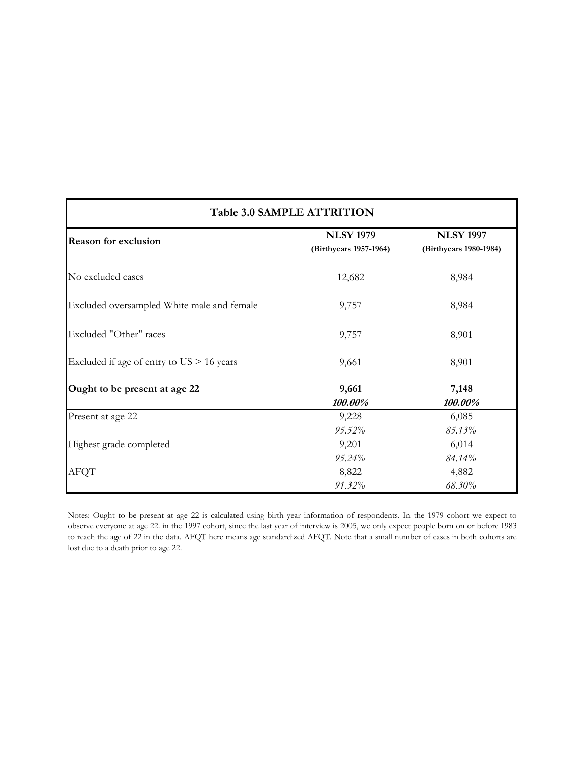**Table 3.0 SAMPLE ATTRITION**

| Reason for exclusion | NLSY 1979 (Birthyears 1957-1964) | NLSY 1997 (Birthyears 1980-1984) |
|---|---|---|
| No excluded cases | 12,682 | 8,984 |
| Excluded oversampled White male and female | 9,757 | 8,984 |
| Excluded "Other" races | 9,757 | 8,901 |
| Excluded if age of entry to US > 16 years | 9,661 | 8,901 |
| **Ought to be present at age 22** | **9,661** | **7,148** |
| | ***100.00%*** | ***100.00%*** |
| Present at age 22 | 9,228 | 6,085 |
| | *95.52%* | *85.13%* |
| Highest grade completed | 9,201 | 6,014 |
| | *95.24%* | *84.14%* |
| AFQT | 8,822 | 4,882 |
| | *91.32%* | *68.30%* |

Notes: Ought to be present at age 22 is calculated using birth year information of respondents. In the 1979 cohort we expect to observe everyone at age 22. in the 1997 cohort, since the last year of interview is 2005, we only expect people born on or before 1983 to reach the age of 22 in the data. AFQT here means age standardized AFQT. Note that a small number of cases in both cohorts are lost due to a death prior to age 22.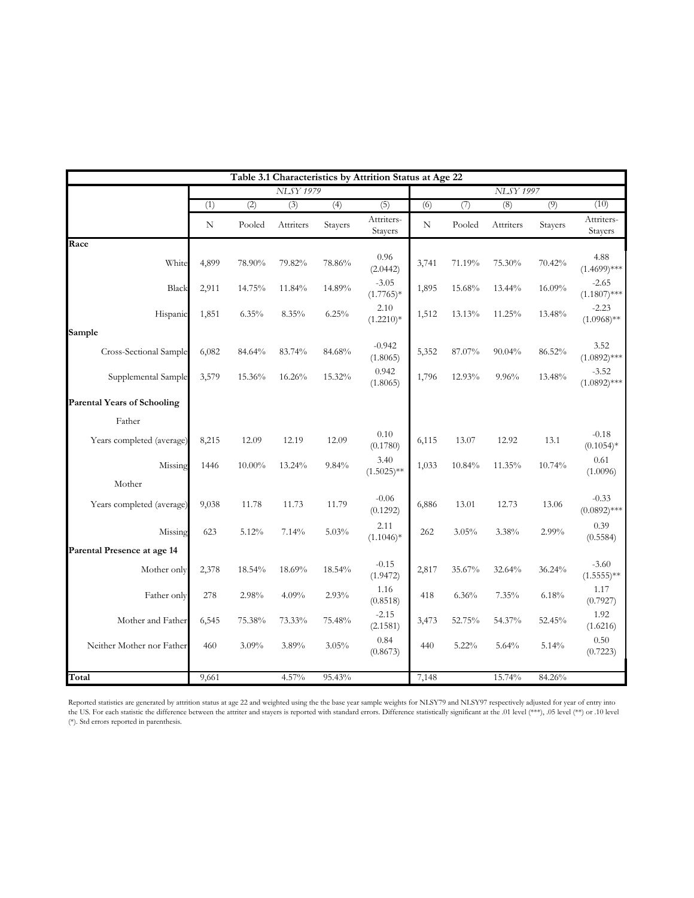**Table 3.1 Characteristics by Attrition Status at Age 22**

| | NLSY 1979 | | | | | NLSY 1997 | | | | |
|---|---|---|---|---|---|---|---|---|---|---|
| | (1) | (2) | (3) | (4) | (5) | (6) | (7) | (8) | (9) | (10) |
| | N | Pooled | Attriters | Stayers | Attriters-Stayers | N | Pooled | Attriters | Stayers | Attriters-Stayers |
| **Race** | | | | | | | | | | |
| White | 4,899 | 78.90% | 79.82% | 78.86% | 0.96 (2.0442) | 3,741 | 71.19% | 75.30% | 70.42% | 4.88 (1.4699)*** |
| Black | 2,911 | 14.75% | 11.84% | 14.89% | -3.05 (1.7765)* | 1,895 | 15.68% | 13.44% | 16.09% | -2.65 (1.1807)*** |
| Hispanic | 1,851 | 6.35% | 8.35% | 6.25% | 2.10 (1.2210)* | 1,512 | 13.13% | 11.25% | 13.48% | -2.23 (1.0968)** |
| **Sample** | | | | | | | | | | |
| Cross-Sectional Sample | 6,082 | 84.64% | 83.74% | 84.68% | -0.942 (1.8065) | 5,352 | 87.07% | 90.04% | 86.52% | 3.52 (1.0892)*** |
| Supplemental Sample | 3,579 | 15.36% | 16.26% | 15.32% | 0.942 (1.8065) | 1,796 | 12.93% | 9.96% | 13.48% | -3.52 (1.0892)*** |
| **Parental Years of Schooling** | | | | | | | | | | |
| Father | | | | | | | | | | |
| Years completed (average) | 8,215 | 12.09 | 12.19 | 12.09 | 0.10 (0.1780) | 6,115 | 13.07 | 12.92 | 13.1 | -0.18 (0.1054)* |
| Missing | 1446 | 10.00% | 13.24% | 9.84% | 3.40 (1.5025)** | 1,033 | 10.84% | 11.35% | 10.74% | 0.61 (1.0096) |
| Mother | | | | | | | | | | |
| Years completed (average) | 9,038 | 11.78 | 11.73 | 11.79 | -0.06 (0.1292) | 6,886 | 13.01 | 12.73 | 13.06 | -0.33 (0.0892)*** |
| Missing | 623 | 5.12% | 7.14% | 5.03% | 2.11 (1.1046)* | 262 | 3.05% | 3.38% | 2.99% | 0.39 (0.5584) |
| **Parental Presence at age 14** | | | | | | | | | | |
| Mother only | 2,378 | 18.54% | 18.69% | 18.54% | -0.15 (1.9472) | 2,817 | 35.67% | 32.64% | 36.24% | -3.60 (1.5555)** |
| Father only | 278 | 2.98% | 4.09% | 2.93% | 1.16 (0.8518) | 418 | 6.36% | 7.35% | 6.18% | 1.17 (0.7927) |
| Mother and Father | 6,545 | 75.38% | 73.33% | 75.48% | -2.15 (2.1581) | 3,473 | 52.75% | 54.37% | 52.45% | 1.92 (1.6216) |
| Neither Mother nor Father | 460 | 3.09% | 3.89% | 3.05% | 0.84 (0.8673) | 440 | 5.22% | 5.64% | 5.14% | 0.50 (0.7223) |
| **Total** | 9,661 | | 4.57% | 95.43% | | 7,148 | | 15.74% | 84.26% | |

Reported statistics are generated by attrition status at age 22 and weighted using the the base year sample weights for NLSY79 and NLSY97 respectively adjusted for year of entry into the US. For each statistic the difference between the attriter and stayers is reported with standard errors. Difference statistically significant at the .01 level (***), .05 level (**) or .10 level (*). Std errors reported in parenthesis.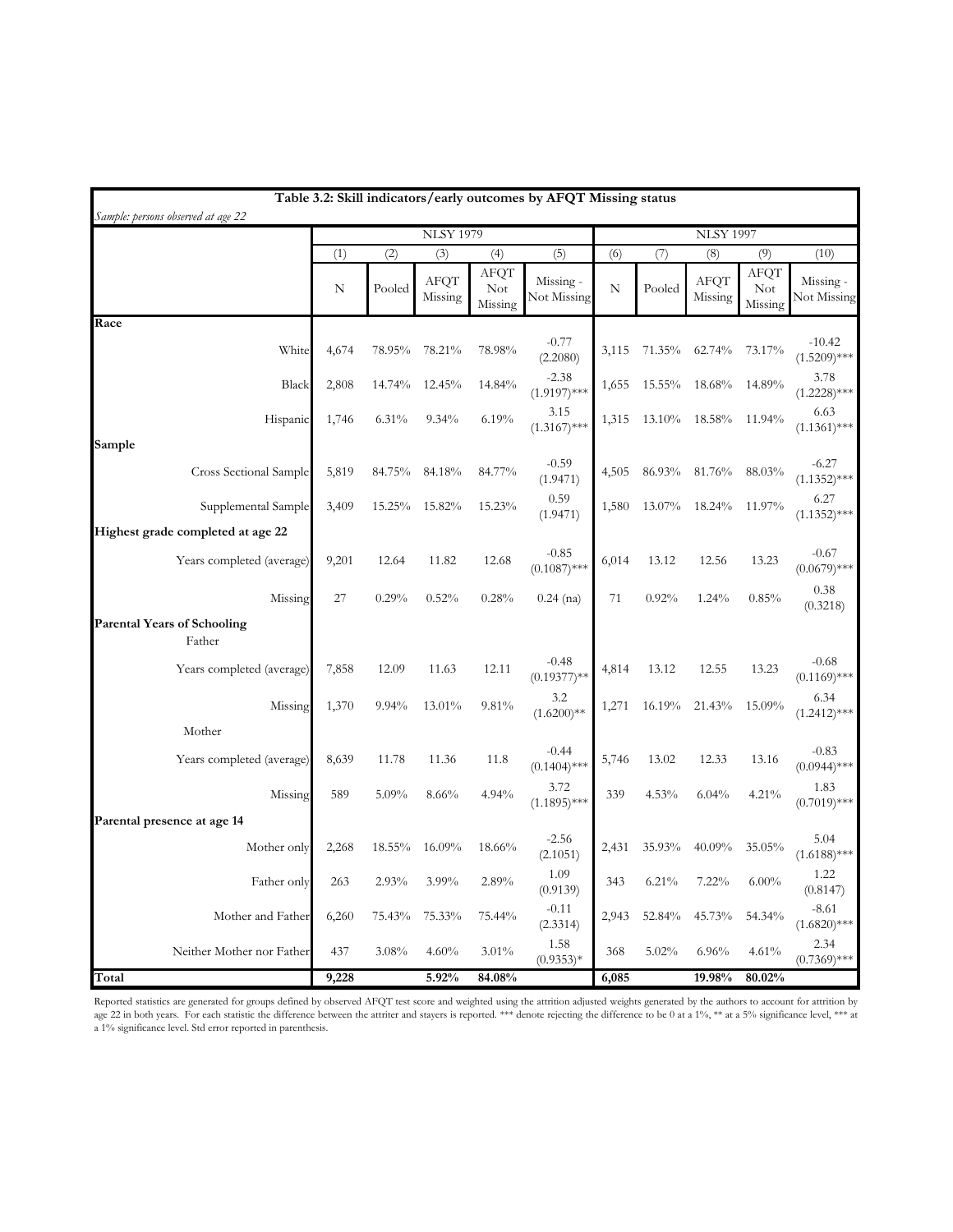**Table 3.2: Skill indicators/early outcomes by AFQT Missing status**

*Sample: persons observed at age 22*

| | NLSY 1979 | | | | | NLSY 1997 | | | | |
|---|---|---|---|---|---|---|---|---|---|---|
| | (1) | (2) | (3) | (4) | (5) | (6) | (7) | (8) | (9) | (10) |
| | N | Pooled | AFQT Missing | AFQT Not Missing | Missing - Not Missing | N | Pooled | AFQT Missing | AFQT Not Missing | Missing - Not Missing |
| **Race** | | | | | | | | | | |
| White | 4,674 | 78.95% | 78.21% | 78.98% | -0.77 (2.2080) | 3,115 | 71.35% | 62.74% | 73.17% | -10.42 (1.5209)*** |
| Black | 2,808 | 14.74% | 12.45% | 14.84% | -2.38 (1.9197)*** | 1,655 | 15.55% | 18.68% | 14.89% | 3.78 (1.2228)*** |
| Hispanic | 1,746 | 6.31% | 9.34% | 6.19% | 3.15 (1.3167)*** | 1,315 | 13.10% | 18.58% | 11.94% | 6.63 (1.1361)*** |
| **Sample** | | | | | | | | | | |
| Cross Sectional Sample | 5,819 | 84.75% | 84.18% | 84.77% | -0.59 (1.9471) | 4,505 | 86.93% | 81.76% | 88.03% | -6.27 (1.1352)*** |
| Supplemental Sample | 3,409 | 15.25% | 15.82% | 15.23% | 0.59 (1.9471) | 1,580 | 13.07% | 18.24% | 11.97% | 6.27 (1.1352)*** |
| **Highest grade completed at age 22** | | | | | | | | | | |
| Years completed (average) | 9,201 | 12.64 | 11.82 | 12.68 | -0.85 (0.1087)*** | 6,014 | 13.12 | 12.56 | 13.23 | -0.67 (0.0679)*** |
| Missing | 27 | 0.29% | 0.52% | 0.28% | 0.24 (na) | 71 | 0.92% | 1.24% | 0.85% | 0.38 (0.3218) |
| **Parental Years of Schooling** | | | | | | | | | | |
| Father | | | | | | | | | | |
| Years completed (average) | 7,858 | 12.09 | 11.63 | 12.11 | -0.48 (0.19377)** | 4,814 | 13.12 | 12.55 | 13.23 | -0.68 (0.1169)*** |
| Missing | 1,370 | 9.94% | 13.01% | 9.81% | 3.2 (1.6200)** | 1,271 | 16.19% | 21.43% | 15.09% | 6.34 (1.2412)*** |
| Mother | | | | | | | | | | |
| Years completed (average) | 8,639 | 11.78 | 11.36 | 11.8 | -0.44 (0.1404)*** | 5,746 | 13.02 | 12.33 | 13.16 | -0.83 (0.0944)*** |
| Missing | 589 | 5.09% | 8.66% | 4.94% | 3.72 (1.1895)*** | 339 | 4.53% | 6.04% | 4.21% | 1.83 (0.7019)*** |
| **Parental presence at age 14** | | | | | | | | | | |
| Mother only | 2,268 | 18.55% | 16.09% | 18.66% | -2.56 (2.1051) | 2,431 | 35.93% | 40.09% | 35.05% | 5.04 (1.6188)*** |
| Father only | 263 | 2.93% | 3.99% | 2.89% | 1.09 (0.9139) | 343 | 6.21% | 7.22% | 6.00% | 1.22 (0.8147) |
| Mother and Father | 6,260 | 75.43% | 75.33% | 75.44% | -0.11 (2.3314) | 2,943 | 52.84% | 45.73% | 54.34% | -8.61 (1.6820)*** |
| Neither Mother nor Father | 437 | 3.08% | 4.60% | 3.01% | 1.58 (0.9353)* | 368 | 5.02% | 6.96% | 4.61% | 2.34 (0.7369)*** |
| **Total** | **9,228** | | **5.92%** | **84.08%** | | **6,085** | | **19.98%** | **80.02%** | |

Reported statistics are generated for groups defined by observed AFQT test score and weighted using the attrition adjusted weights generated by the authors to account for attrition by age 22 in both years. For each statistic the difference between the attriter and stayers is reported. *** denote rejecting the difference to be 0 at a 1%, ** at a 5% significance level, *** at a 1% significance level. Std error reported in parenthesis.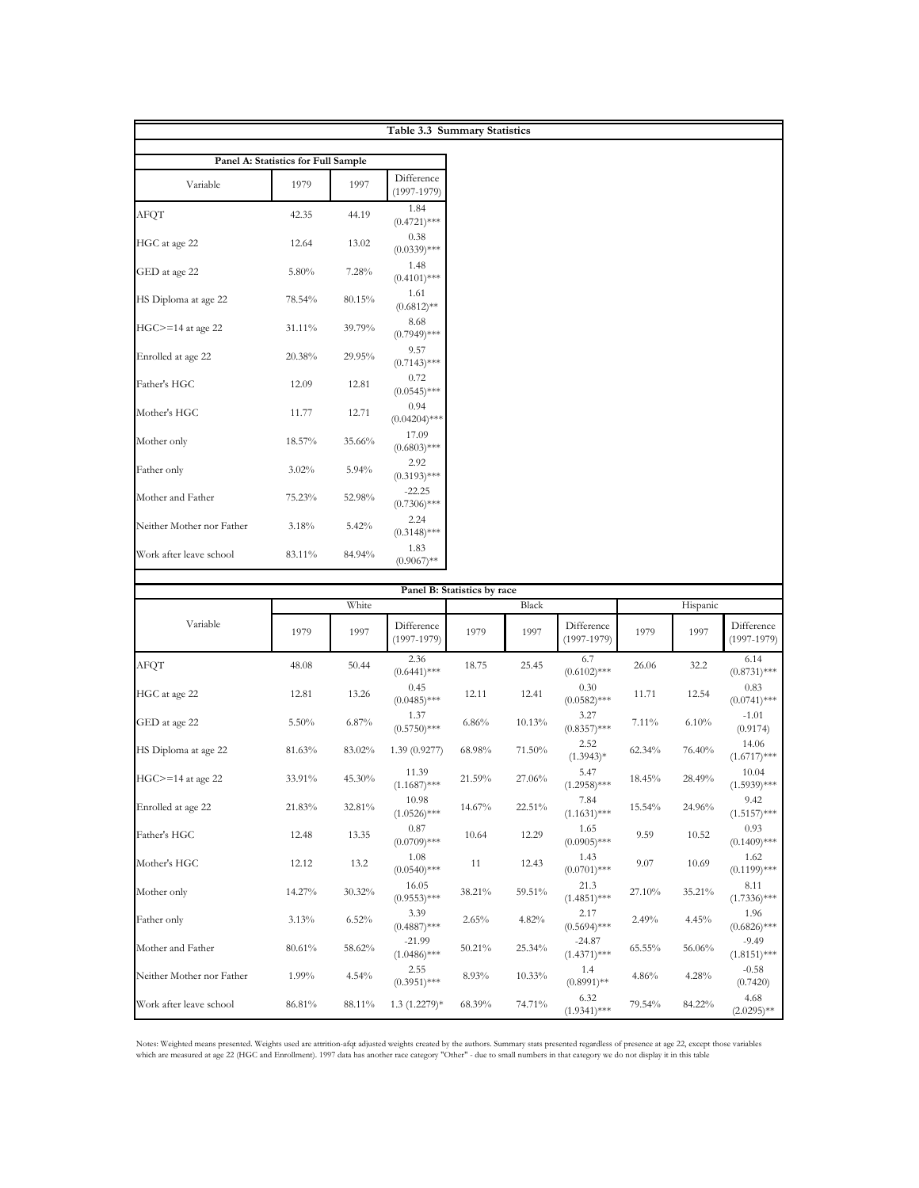**Table 3.3 Summary Statistics**

**Panel A: Statistics for Full Sample**

| Variable | 1979 | 1997 | Difference (1997-1979) |
|---|---|---|---|
| AFQT | 42.35 | 44.19 | 1.84 (0.4721)*** |
| HGC at age 22 | 12.64 | 13.02 | 0.38 (0.0339)*** |
| GED at age 22 | 5.80% | 7.28% | 1.48 (0.4101)*** |
| HS Diploma at age 22 | 78.54% | 80.15% | 1.61 (0.6812)** |
| HGC>=14 at age 22 | 31.11% | 39.79% | 8.68 (0.7949)*** |
| Enrolled at age 22 | 20.38% | 29.95% | 9.57 (0.7143)*** |
| Father's HGC | 12.09 | 12.81 | 0.72 (0.0545)*** |
| Mother's HGC | 11.77 | 12.71 | 0.94 (0.04204)*** |
| Mother only | 18.57% | 35.66% | 17.09 (0.6803)*** |
| Father only | 3.02% | 5.94% | 2.92 (0.3193)*** |
| Mother and Father | 75.23% | 52.98% | -22.25 (0.7306)*** |
| Neither Mother nor Father | 3.18% | 5.42% | 2.24 (0.3148)*** |
| Work after leave school | 83.11% | 84.94% | 1.83 (0.9067)** |

**Panel B: Statistics by race**

| Variable | White | | | Black | | | Hispanic | | |
|---|---|---|---|---|---|---|---|---|---|
| | 1979 | 1997 | Difference (1997-1979) | 1979 | 1997 | Difference (1997-1979) | 1979 | 1997 | Difference (1997-1979) |
| AFQT | 48.08 | 50.44 | 2.36 (0.6441)*** | 18.75 | 25.45 | 6.7 (0.6102)*** | 26.06 | 32.2 | 6.14 (0.8731)*** |
| HGC at age 22 | 12.81 | 13.26 | 0.45 (0.0485)*** | 12.11 | 12.41 | 0.30 (0.0582)*** | 11.71 | 12.54 | 0.83 (0.0741)*** |
| GED at age 22 | 5.50% | 6.87% | 1.37 (0.5750)*** | 6.86% | 10.13% | 3.27 (0.8357)*** | 7.11% | 6.10% | -1.01 (0.9174) |
| HS Diploma at age 22 | 81.63% | 83.02% | 1.39 (0.9277) | 68.98% | 71.50% | 2.52 (1.3943)* | 62.34% | 76.40% | 14.06 (1.6717)*** |
| HGC>=14 at age 22 | 33.91% | 45.30% | 11.39 (1.1687)*** | 21.59% | 27.06% | 5.47 (1.2958)*** | 18.45% | 28.49% | 10.04 (1.5939)*** |
| Enrolled at age 22 | 21.83% | 32.81% | 10.98 (1.0526)*** | 14.67% | 22.51% | 7.84 (1.1631)*** | 15.54% | 24.96% | 9.42 (1.5157)*** |
| Father's HGC | 12.48 | 13.35 | 0.87 (0.0709)*** | 10.64 | 12.29 | 1.65 (0.0905)*** | 9.59 | 10.52 | 0.93 (0.1409)*** |
| Mother's HGC | 12.12 | 13.2 | 1.08 (0.0540)*** | 11 | 12.43 | 1.43 (0.0701)*** | 9.07 | 10.69 | 1.62 (0.1199)*** |
| Mother only | 14.27% | 30.32% | 16.05 (0.9553)*** | 38.21% | 59.51% | 21.3 (1.4851)*** | 27.10% | 35.21% | 8.11 (1.7336)*** |
| Father only | 3.13% | 6.52% | 3.39 (0.4887)*** | 2.65% | 4.82% | 2.17 (0.5694)*** | 2.49% | 4.45% | 1.96 (0.6826)*** |
| Mother and Father | 80.61% | 58.62% | -21.99 (1.0486)*** | 50.21% | 25.34% | -24.87 (1.4371)*** | 65.55% | 56.06% | -9.49 (1.8151)*** |
| Neither Mother nor Father | 1.99% | 4.54% | 2.55 (0.3951)*** | 8.93% | 10.33% | 1.4 (0.8991)** | 4.86% | 4.28% | -0.58 (0.7420) |
| Work after leave school | 86.81% | 88.11% | 1.3 (1.2279)* | 68.39% | 74.71% | 6.32 (1.9341)*** | 79.54% | 84.22% | 4.68 (2.0295)** |

Notes: Weighted means presented. Weights used are attrition-afqt adjusted weights created by the authors. Summary stats presented regardless of presence at age 22, except those variables which are measured at age 22 (HGC and Enrollment). 1997 data has another race category "Other" - due to small numbers in that category we do not display it in this table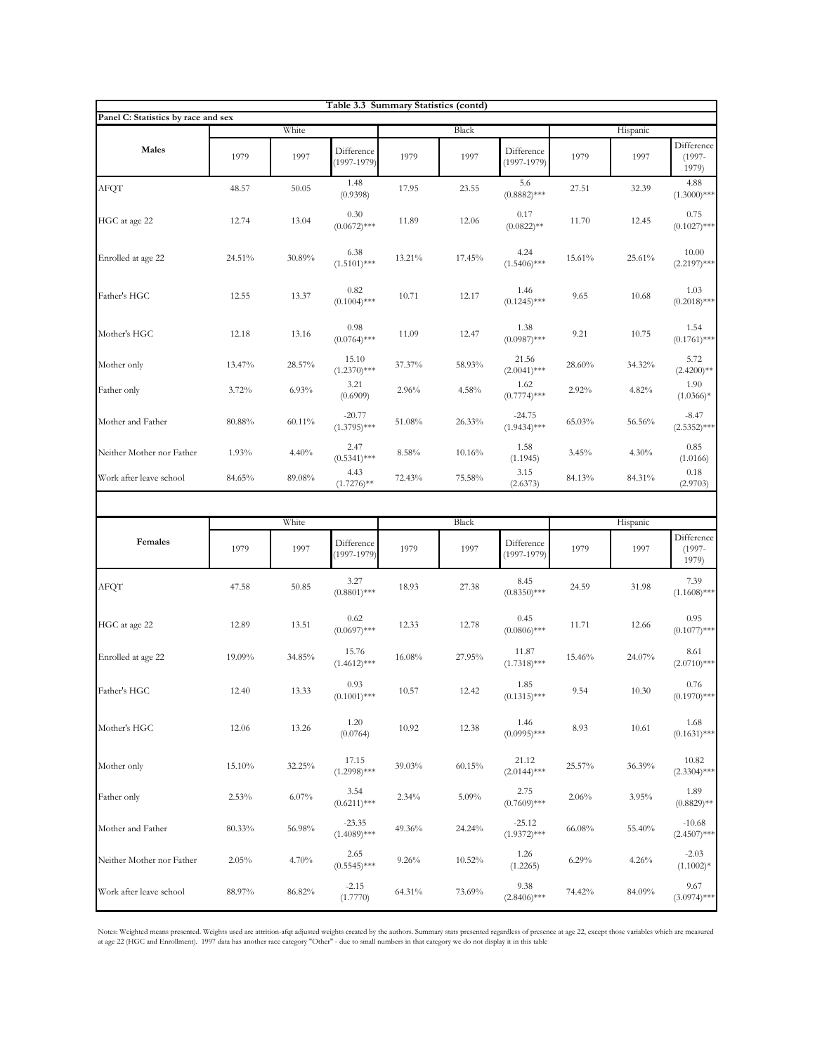**Table 3.3 Summary Statistics (contd)**

**Panel C: Statistics by race and sex**

| Males | White | | | Black | | | Hispanic | | |
|---|---|---|---|---|---|---|---|---|---|
| | 1979 | 1997 | Difference (1997-1979) | 1979 | 1997 | Difference (1997-1979) | 1979 | 1997 | Difference (1997-1979) |
| AFQT | 48.57 | 50.05 | 1.48 (0.9398) | 17.95 | 23.55 | 5.6 (0.8882)*** | 27.51 | 32.39 | 4.88 (1.3000)*** |
| HGC at age 22 | 12.74 | 13.04 | 0.30 (0.0672)*** | 11.89 | 12.06 | 0.17 (0.0822)** | 11.70 | 12.45 | 0.75 (0.1027)*** |
| Enrolled at age 22 | 24.51% | 30.89% | 6.38 (1.5101)*** | 13.21% | 17.45% | 4.24 (1.5406)*** | 15.61% | 25.61% | 10.00 (2.2197)*** |
| Father's HGC | 12.55 | 13.37 | 0.82 (0.1004)*** | 10.71 | 12.17 | 1.46 (0.1245)*** | 9.65 | 10.68 | 1.03 (0.2018)*** |
| Mother's HGC | 12.18 | 13.16 | 0.98 (0.0764)*** | 11.09 | 12.47 | 1.38 (0.0987)*** | 9.21 | 10.75 | 1.54 (0.1761)*** |
| Mother only | 13.47% | 28.57% | 15.10 (1.2370)*** | 37.37% | 58.93% | 21.56 (2.0041)*** | 28.60% | 34.32% | 5.72 (2.4200)** |
| Father only | 3.72% | 6.93% | 3.21 (0.6909) | 2.96% | 4.58% | 1.62 (0.7774)*** | 2.92% | 4.82% | 1.90 (1.0366)* |
| Mother and Father | 80.88% | 60.11% | -20.77 (1.3795)*** | 51.08% | 26.33% | -24.75 (1.9434)*** | 65.03% | 56.56% | -8.47 (2.5352)*** |
| Neither Mother nor Father | 1.93% | 4.40% | 2.47 (0.5341)*** | 8.58% | 10.16% | 1.58 (1.1945) | 3.45% | 4.30% | 0.85 (1.0166) |
| Work after leave school | 84.65% | 89.08% | 4.43 (1.7276)** | 72.43% | 75.58% | 3.15 (2.6373) | 84.13% | 84.31% | 0.18 (2.9703) |

| Females | White | | | Black | | | Hispanic | | |
|---|---|---|---|---|---|---|---|---|---|
| | 1979 | 1997 | Difference (1997-1979) | 1979 | 1997 | Difference (1997-1979) | 1979 | 1997 | Difference (1997-1979) |
| AFQT | 47.58 | 50.85 | 3.27 (0.8801)*** | 18.93 | 27.38 | 8.45 (0.8350)*** | 24.59 | 31.98 | 7.39 (1.1608)*** |
| HGC at age 22 | 12.89 | 13.51 | 0.62 (0.0697)*** | 12.33 | 12.78 | 0.45 (0.0806)*** | 11.71 | 12.66 | 0.95 (0.1077)*** |
| Enrolled at age 22 | 19.09% | 34.85% | 15.76 (1.4612)*** | 16.08% | 27.95% | 11.87 (1.7318)*** | 15.46% | 24.07% | 8.61 (2.0710)*** |
| Father's HGC | 12.40 | 13.33 | 0.93 (0.1001)*** | 10.57 | 12.42 | 1.85 (0.1315)*** | 9.54 | 10.30 | 0.76 (0.1970)*** |
| Mother's HGC | 12.06 | 13.26 | 1.20 (0.0764) | 10.92 | 12.38 | 1.46 (0.0995)*** | 8.93 | 10.61 | 1.68 (0.1631)*** |
| Mother only | 15.10% | 32.25% | 17.15 (1.2998)*** | 39.03% | 60.15% | 21.12 (2.0144)*** | 25.57% | 36.39% | 10.82 (2.3304)*** |
| Father only | 2.53% | 6.07% | 3.54 (0.6211)*** | 2.34% | 5.09% | 2.75 (0.7609)*** | 2.06% | 3.95% | 1.89 (0.8829)** |
| Mother and Father | 80.33% | 56.98% | -23.35 (1.4089)*** | 49.36% | 24.24% | -25.12 (1.9372)*** | 66.08% | 55.40% | -10.68 (2.4507)*** |
| Neither Mother nor Father | 2.05% | 4.70% | 2.65 (0.5545)*** | 9.26% | 10.52% | 1.26 (1.2265) | 6.29% | 4.26% | -2.03 (1.1002)* |
| Work after leave school | 88.97% | 86.82% | -2.15 (1.7770) | 64.31% | 73.69% | 9.38 (2.8406)*** | 74.42% | 84.09% | 9.67 (3.0974)*** |

Notes: Weighted means presented. Weights used are attrition-afqt adjusted weights created by the authors. Summary stats presented regardless of presence at age 22, except those variables which are measured at age 22 (HGC and Enrollment). 1997 data has another race category "Other" - due to small numbers in that category we do not display it in this table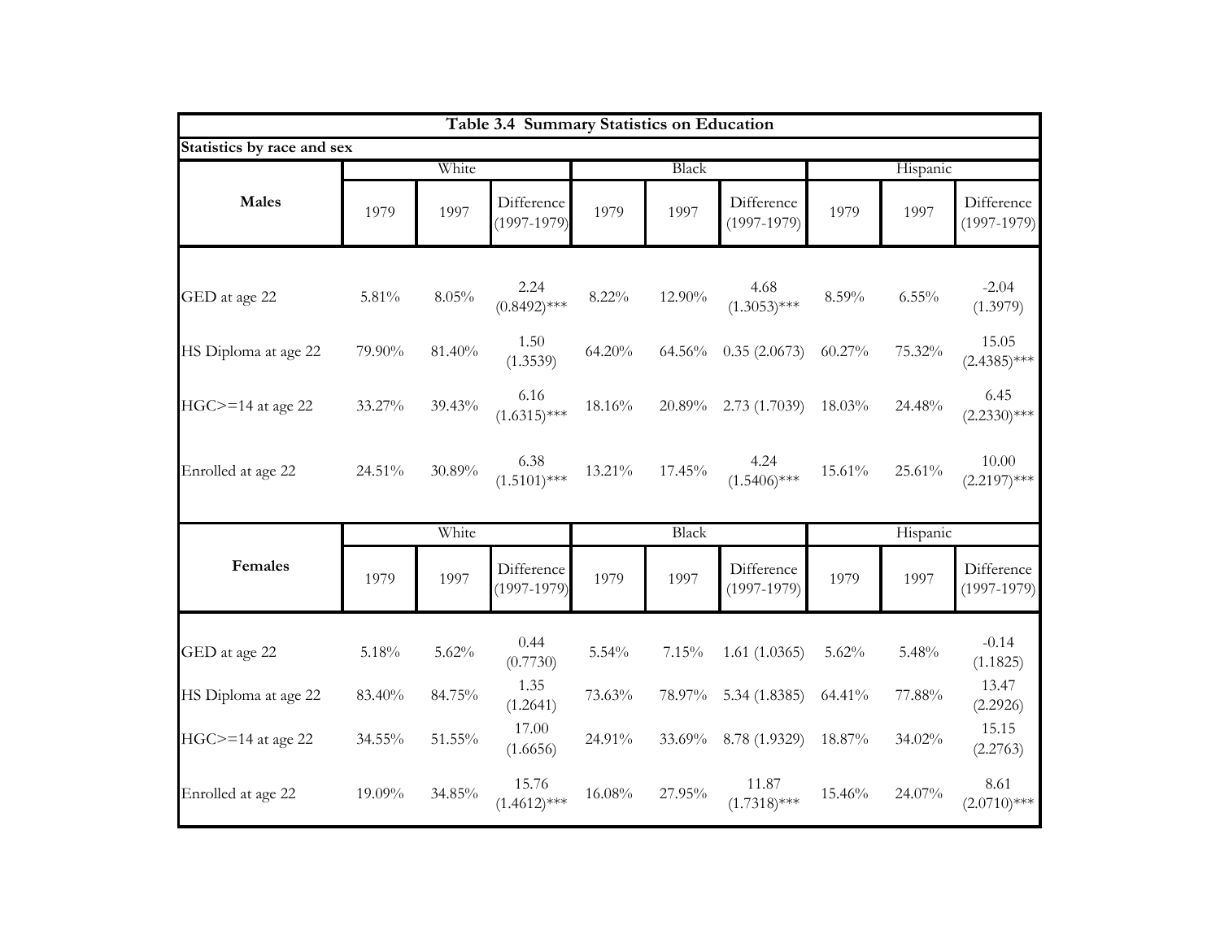**Table 3.4 Summary Statistics on Education**

**Statistics by race and sex**

| **Males** | White | | | Black | | | Hispanic | | |
|---|---|---|---|---|---|---|---|---|---|
| | 1979 | 1997 | Difference (1997-1979) | 1979 | 1997 | Difference (1997-1979) | 1979 | 1997 | Difference (1997-1979) |
| GED at age 22 | 5.81% | 8.05% | 2.24 (0.8492)*** | 8.22% | 12.90% | 4.68 (1.3053)*** | 8.59% | 6.55% | -2.04 (1.3979) |
| HS Diploma at age 22 | 79.90% | 81.40% | 1.50 (1.3539) | 64.20% | 64.56% | 0.35 (2.0673) | 60.27% | 75.32% | 15.05 (2.4385)*** |
| HGC>=14 at age 22 | 33.27% | 39.43% | 6.16 (1.6315)*** | 18.16% | 20.89% | 2.73 (1.7039) | 18.03% | 24.48% | 6.45 (2.2330)*** |
| Enrolled at age 22 | 24.51% | 30.89% | 6.38 (1.5101)*** | 13.21% | 17.45% | 4.24 (1.5406)*** | 15.61% | 25.61% | 10.00 (2.2197)*** |

| **Females** | White | | | Black | | | Hispanic | | |
|---|---|---|---|---|---|---|---|---|---|
| | 1979 | 1997 | Difference (1997-1979) | 1979 | 1997 | Difference (1997-1979) | 1979 | 1997 | Difference (1997-1979) |
| GED at age 22 | 5.18% | 5.62% | 0.44 (0.7730) | 5.54% | 7.15% | 1.61 (1.0365) | 5.62% | 5.48% | -0.14 (1.1825) |
| HS Diploma at age 22 | 83.40% | 84.75% | 1.35 (1.2641) | 73.63% | 78.97% | 5.34 (1.8385) | 64.41% | 77.88% | 13.47 (2.2926) |
| HGC>=14 at age 22 | 34.55% | 51.55% | 17.00 (1.6656) | 24.91% | 33.69% | 8.78 (1.9329) | 18.87% | 34.02% | 15.15 (2.2763) |
| Enrolled at age 22 | 19.09% | 34.85% | 15.76 (1.4612)*** | 16.08% | 27.95% | 11.87 (1.7318)*** | 15.46% | 24.07% | 8.61 (2.0710)*** |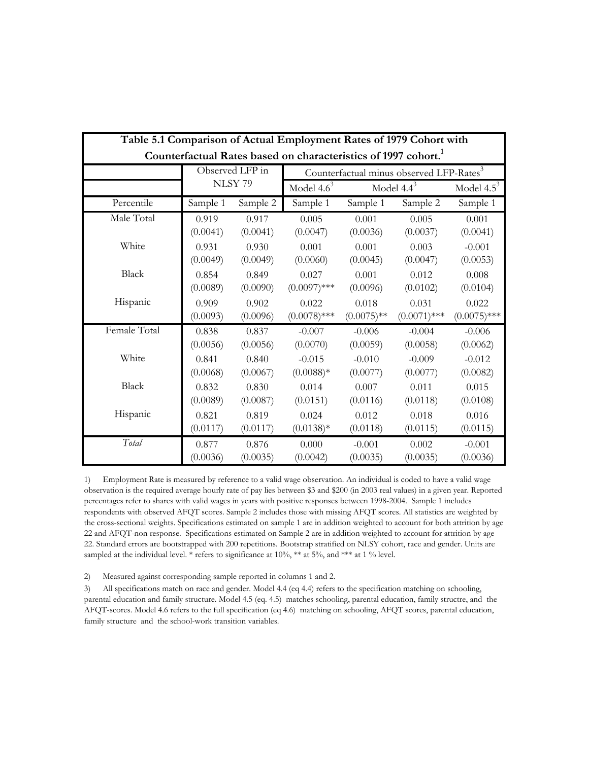**Table 5.1 Comparison of Actual Employment Rates of 1979 Cohort with Counterfactual Rates based on characteristics of 1997 cohort.[1]**

| | Observed LFP in NLSY 79 | | Counterfactual minus observed LFP-Rates[3] | | | |
|---|---|---|---|---|---|---|
| | | | Model 4.6[3] | Model 4.4[3] | | Model 4.5[3] |
| Percentile | Sample 1 | Sample 2 | Sample 1 | Sample 1 | Sample 2 | Sample 1 |
| Male Total | 0.919 | 0.917 | 0.005 | 0.001 | 0.005 | 0.001 |
| | (0.0041) | (0.0041) | (0.0047) | (0.0036) | (0.0037) | (0.0041) |
| White | 0.931 | 0.930 | 0.001 | 0.001 | 0.003 | -0.001 |
| | (0.0049) | (0.0049) | (0.0060) | (0.0045) | (0.0047) | (0.0053) |
| Black | 0.854 | 0.849 | 0.027 | 0.001 | 0.012 | 0.008 |
| | (0.0089) | (0.0090) | (0.0097)*** | (0.0096) | (0.0102) | (0.0104) |
| Hispanic | 0.909 | 0.902 | 0.022 | 0.018 | 0.031 | 0.022 |
| | (0.0093) | (0.0096) | (0.0078)*** | (0.0075)** | (0.0071)*** | (0.0075)*** |
| Female Total | 0.838 | 0.837 | -0.007 | -0.006 | -0.004 | -0.006 |
| | (0.0056) | (0.0056) | (0.0070) | (0.0059) | (0.0058) | (0.0062) |
| White | 0.841 | 0.840 | -0.015 | -0.010 | -0.009 | -0.012 |
| | (0.0068) | (0.0067) | (0.0088)* | (0.0077) | (0.0077) | (0.0082) |
| Black | 0.832 | 0.830 | 0.014 | 0.007 | 0.011 | 0.015 |
| | (0.0089) | (0.0087) | (0.0151) | (0.0116) | (0.0118) | (0.0108) |
| Hispanic | 0.821 | 0.819 | 0.024 | 0.012 | 0.018 | 0.016 |
| | (0.0117) | (0.0117) | (0.0138)* | (0.0118) | (0.0115) | (0.0115) |
| *Total* | 0.877 | 0.876 | 0.000 | -0.001 | 0.002 | -0.001 |
| | (0.0036) | (0.0035) | (0.0042) | (0.0035) | (0.0035) | (0.0036) |

1) Employment Rate is measured by reference to a valid wage observation. An individual is coded to have a valid wage observation is the required average hourly rate of pay lies between $3 and $200 (in 2003 real values) in a given year. Reported percentages refer to shares with valid wages in years with positive responses between 1998-2004. Sample 1 includes respondents with observed AFQT scores. Sample 2 includes those with missing AFQT scores. All statistics are weighted by the cross-sectional weights. Specifications estimated on sample 1 are in addition weighted to account for both attrition by age 22 and AFQT-non response. Specifications estimated on Sample 2 are in addition weighted to account for attrition by age 22. Standard errors are bootstrapped with 200 repetitions. Bootstrap stratified on NLSY cohort, race and gender. Units are sampled at the individual level. * refers to significance at 10%, ** at 5%, and *** at 1 % level.

2) Measured against corresponding sample reported in columns 1 and 2.

3) All specifications match on race and gender. Model 4.4 (eq 4.4) refers to the specification matching on schooling, parental education and family structure. Model 4.5 (eq. 4.5) matches schooling, parental education, family structre, and the AFQT-scores. Model 4.6 refers to the full specification (eq 4.6) matching on schooling, AFQT scores, parental education, family structure and the school-work transition variables.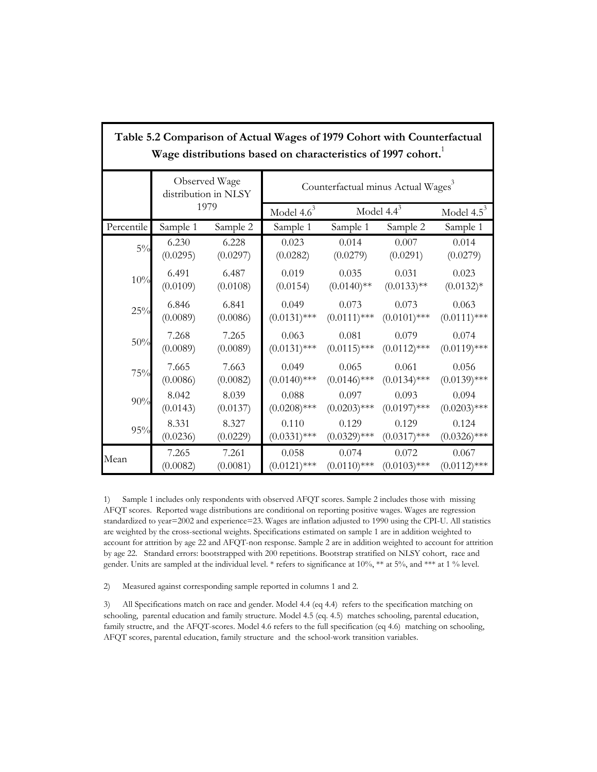**Table 5.2 Comparison of Actual Wages of 1979 Cohort with Counterfactual Wage distributions based on characteristics of 1997 cohort.**[1]

| | Observed Wage distribution in NLSY 1979 | | Counterfactual minus Actual Wages[3] | | | |
|---|---|---|---|---|---|---|
| | | | Model 4.6[3] | Model 4.4[3] | | Model 4.5[3] |
| Percentile | Sample 1 | Sample 2 | Sample 1 | Sample 1 | Sample 2 | Sample 1 |
| 5% | 6.230 (0.0295) | 6.228 (0.0297) | 0.023 (0.0282) | 0.014 (0.0279) | 0.007 (0.0291) | 0.014 (0.0279) |
| 10% | 6.491 (0.0109) | 6.487 (0.0108) | 0.019 (0.0154) | 0.035 (0.0140)** | 0.031 (0.0133)** | 0.023 (0.0132)* |
| 25% | 6.846 (0.0089) | 6.841 (0.0086) | 0.049 (0.0131)*** | 0.073 (0.0111)*** | 0.073 (0.0101)*** | 0.063 (0.0111)*** |
| 50% | 7.268 (0.0089) | 7.265 (0.0089) | 0.063 (0.0131)*** | 0.081 (0.0115)*** | 0.079 (0.0112)*** | 0.074 (0.0119)*** |
| 75% | 7.665 (0.0086) | 7.663 (0.0082) | 0.049 (0.0140)*** | 0.065 (0.0146)*** | 0.061 (0.0134)*** | 0.056 (0.0139)*** |
| 90% | 8.042 (0.0143) | 8.039 (0.0137) | 0.088 (0.0208)*** | 0.097 (0.0203)*** | 0.093 (0.0197)*** | 0.094 (0.0203)*** |
| 95% | 8.331 (0.0236) | 8.327 (0.0229) | 0.110 (0.0331)*** | 0.129 (0.0329)*** | 0.129 (0.0317)*** | 0.124 (0.0326)*** |
| Mean | 7.265 (0.0082) | 7.261 (0.0081) | 0.058 (0.0121)*** | 0.074 (0.0110)*** | 0.072 (0.0103)*** | 0.067 (0.0112)*** |

1) Sample 1 includes only respondents with observed AFQT scores. Sample 2 includes those with missing AFQT scores. Reported wage distributions are conditional on reporting positive wages. Wages are regression standardized to year=2002 and experience=23. Wages are inflation adjusted to 1990 using the CPI-U. All statistics are weighted by the cross-sectional weights. Specifications estimated on sample 1 are in addition weighted to account for attrition by age 22 and AFQT-non response. Sample 2 are in addition weighted to account for attrition by age 22. Standard errors: bootstrapped with 200 repetitions. Bootstrap stratified on NLSY cohort, race and gender. Units are sampled at the individual level. * refers to significance at 10%, ** at 5%, and *** at 1 % level.

2) Measured against corresponding sample reported in columns 1 and 2.

3) All Specifications match on race and gender. Model 4.4 (eq 4.4) refers to the specification matching on schooling, parental education and family structure. Model 4.5 (eq. 4.5) matches schooling, parental education, family structre, and the AFQT-scores. Model 4.6 refers to the full specification (eq 4.6) matching on schooling, AFQT scores, parental education, family structure and the school-work transition variables.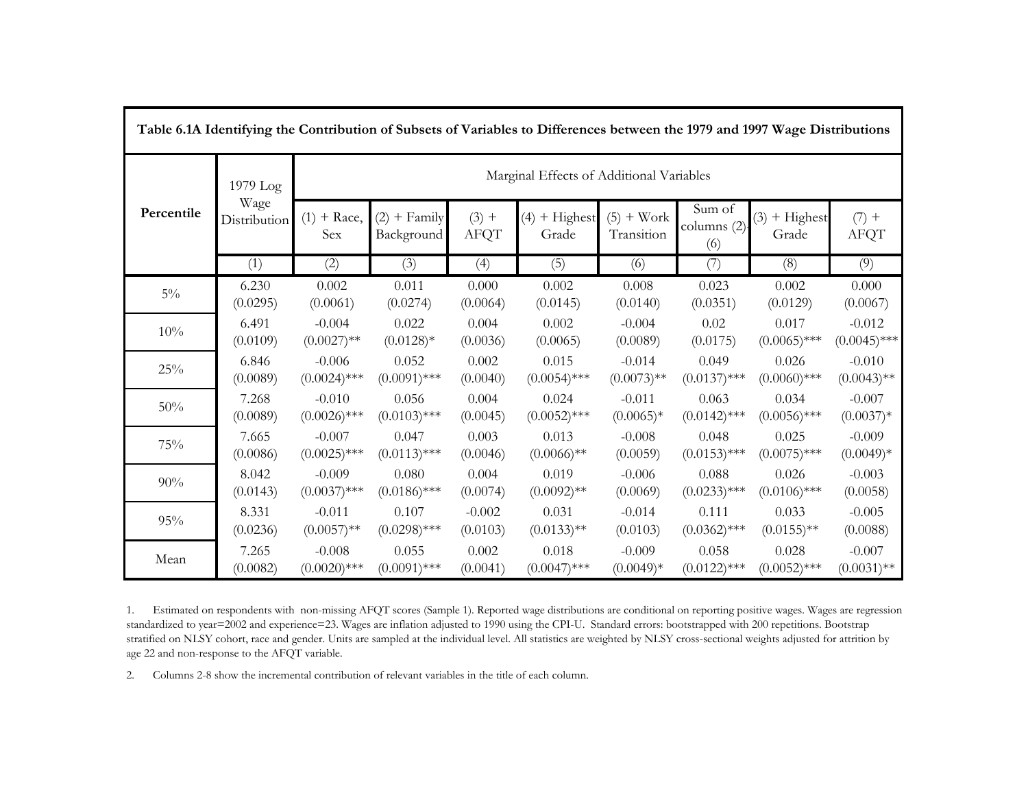**Table 6.1A Identifying the Contribution of Subsets of Variables to Differences between the 1979 and 1997 Wage Distributions**

| Percentile | 1979 Log Wage Distribution | Marginal Effects of Additional Variables | | | | | | | |
|---|---|---|---|---|---|---|---|---|---|
| | | (1) + Race, Sex | (2) + Family Background | (3) + AFQT | (4) + Highest Grade | (5) + Work Transition | Sum of columns (2)-(6) | (3) + Highest Grade | (7) + AFQT |
| | (1) | (2) | (3) | (4) | (5) | (6) | (7) | (8) | (9) |
| 5% | 6.230 (0.0295) | 0.002 (0.0061) | 0.011 (0.0274) | 0.000 (0.0064) | 0.002 (0.0145) | 0.008 (0.0140) | 0.023 (0.0351) | 0.002 (0.0129) | 0.000 (0.0067) |
| 10% | 6.491 (0.0109) | -0.004 (0.0027)** | 0.022 (0.0128)* | 0.004 (0.0036) | 0.002 (0.0065) | -0.004 (0.0089) | 0.02 (0.0175) | 0.017 (0.0065)*** | -0.012 (0.0045)*** |
| 25% | 6.846 (0.0089) | -0.006 (0.0024)*** | 0.052 (0.0091)*** | 0.002 (0.0040) | 0.015 (0.0054)*** | -0.014 (0.0073)** | 0.049 (0.0137)*** | 0.026 (0.0060)*** | -0.010 (0.0043)** |
| 50% | 7.268 (0.0089) | -0.010 (0.0026)*** | 0.056 (0.0103)*** | 0.004 (0.0045) | 0.024 (0.0052)*** | -0.011 (0.0065)* | 0.063 (0.0142)*** | 0.034 (0.0056)*** | -0.007 (0.0037)* |
| 75% | 7.665 (0.0086) | -0.007 (0.0025)*** | 0.047 (0.0113)*** | 0.003 (0.0046) | 0.013 (0.0066)** | -0.008 (0.0059) | 0.048 (0.0153)*** | 0.025 (0.0075)*** | -0.009 (0.0049)* |
| 90% | 8.042 (0.0143) | -0.009 (0.0037)*** | 0.080 (0.0186)*** | 0.004 (0.0074) | 0.019 (0.0092)** | -0.006 (0.0069) | 0.088 (0.0233)*** | 0.026 (0.0106)*** | -0.003 (0.0058) |
| 95% | 8.331 (0.0236) | -0.011 (0.0057)** | 0.107 (0.0298)*** | -0.002 (0.0103) | 0.031 (0.0133)** | -0.014 (0.0103) | 0.111 (0.0362)*** | 0.033 (0.0155)** | -0.005 (0.0088) |
| Mean | 7.265 (0.0082) | -0.008 (0.0020)*** | 0.055 (0.0091)*** | 0.002 (0.0041) | 0.018 (0.0047)*** | -0.009 (0.0049)* | 0.058 (0.0122)*** | 0.028 (0.0052)*** | -0.007 (0.0031)** |

1. Estimated on respondents with non-missing AFQT scores (Sample 1). Reported wage distributions are conditional on reporting positive wages. Wages are regression standardized to year=2002 and experience=23. Wages are inflation adjusted to 1990 using the CPI-U. Standard errors: bootstrapped with 200 repetitions. Bootstrap stratified on NLSY cohort, race and gender. Units are sampled at the individual level. All statistics are weighted by NLSY cross-sectional weights adjusted for attrition by age 22 and non-response to the AFQT variable.

2. Columns 2-8 show the incremental contribution of relevant variables in the title of each column.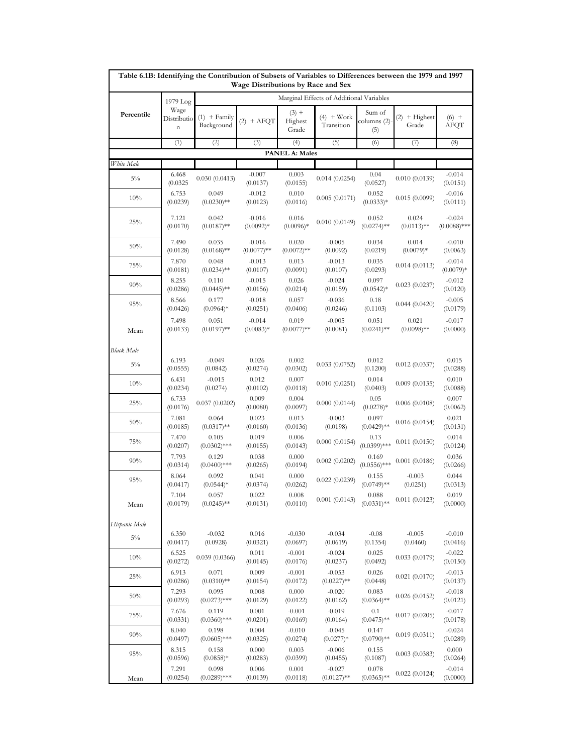| Table 6.1B: Identifying the Contribution of Subsets of Variables to Differences between the 1979 and 1997 Wage Distributions by Race and Sex | | | | | | | |
|---|---|---|---|---|---|---|---|
| Percentile | 1979 Log Wage Distribution | Marginal Effects of Additional Variables | | | | | |
| | | (1) + Family Background | (2) + AFQT | (3) + Highest Grade | (4) + Work Transition | Sum of columns (2)-(5) | (2) + Highest Grade | (6) + AFQT |
| | (1) | (2) | (3) | (4) | (5) | (6) | (7) | (8) |
| **PANEL A: Males** | | | | | | | | |
| *White Male* | | | | | | | | |
| 5% | 6.468 (0.0325 | 0.030 (0.0413) | -0.007 (0.0137) | 0.003 (0.0155) | 0.014 (0.0254) | 0.04 (0.0527) | 0.010 (0.0139) | -0.014 (0.0151) |
| 10% | 6.753 (0.0239) | 0.049 (0.0230)** | -0.012 (0.0123) | 0.010 (0.0116) | 0.005 (0.0171) | 0.052 (0.0333)* | 0.015 (0.0099) | -0.016 (0.0111) |
| 25% | 7.121 (0.0170) | 0.042 (0.0187)** | -0.016 (0.0092)* | 0.016 (0.0096)* | 0.010 (0.0149) | 0.052 (0.0274)** | 0.024 (0.0113)** | -0.024 (0.0088)*** |
| 50% | 7.490 (0.0128) | 0.035 (0.0168)** | -0.016 (0.0077)** | 0.020 (0.0072)** | -0.005 (0.0092) | 0.034 (0.0219) | 0.014 (0.0079)* | -0.010 (0.0063) |
| 75% | 7.870 (0.0181) | 0.048 (0.0234)** | -0.013 (0.0107) | 0.013 (0.0091) | -0.013 (0.0107) | 0.035 (0.0293) | 0.014 (0.0113) | -0.014 (0.0079)* |
| 90% | 8.255 (0.0286) | 0.110 (0.0445)** | -0.015 (0.0156) | 0.026 (0.0214) | -0.024 (0.0159) | 0.097 (0.0542)* | 0.023 (0.0237) | -0.012 (0.0120) |
| 95% | 8.566 (0.0426) | 0.177 (0.0964)* | -0.018 (0.0251) | 0.057 (0.0406) | -0.036 (0.0246) | 0.18 (0.1103) | 0.044 (0.0420) | -0.005 (0.0179) |
| Mean | 7.498 (0.0133) | 0.051 (0.0197)** | -0.014 (0.0083)* | 0.019 (0.0077)** | -0.005 (0.0081) | 0.051 (0.0241)** | 0.021 (0.0098)** | -0.017 (0.0000) |
| *Black Male* | | | | | | | | |
| 5% | 6.193 (0.0555) | -0.049 (0.0842) | 0.026 (0.0274) | 0.002 (0.0302) | 0.033 (0.0752) | 0.012 (0.1200) | 0.012 (0.0337) | 0.015 (0.0288) |
| 10% | 6.431 (0.0234) | -0.015 (0.0274) | 0.012 (0.0102) | 0.007 (0.0118) | 0.010 (0.0251) | 0.014 (0.0403) | 0.009 (0.0135) | 0.010 (0.0088) |
| 25% | 6.733 (0.0176) | 0.037 (0.0202) | 0.009 (0.0080) | 0.004 (0.0097) | 0.000 (0.0144) | 0.05 (0.0278)* | 0.006 (0.0108) | 0.007 (0.0062) |
| 50% | 7.081 (0.0185) | 0.064 (0.0317)** | 0.023 (0.0160) | 0.013 (0.0136) | -0.003 (0.0198) | 0.097 (0.0429)** | 0.016 (0.0154) | 0.021 (0.0131) |
| 75% | 7.470 (0.0207) | 0.105 (0.0302)*** | 0.019 (0.0155) | 0.006 (0.0143) | 0.000 (0.0154) | 0.13 (0.0399)*** | 0.011 (0.0150) | 0.014 (0.0124) |
| 90% | 7.793 (0.0314) | 0.129 (0.0400)*** | 0.038 (0.0265) | 0.000 (0.0194) | 0.002 (0.0202) | 0.169 (0.0556)*** | 0.001 (0.0186) | 0.036 (0.0266) |
| 95% | 8.064 (0.0417) | 0.092 (0.0544)* | 0.041 (0.0374) | 0.000 (0.0262) | 0.022 (0.0239) | 0.155 (0.0749)** | -0.003 (0.0251) | 0.044 (0.0313) |
| Mean | 7.104 (0.0179) | 0.057 (0.0245)** | 0.022 (0.0131) | 0.008 (0.0110) | 0.001 (0.0143) | 0.088 (0.0331)** | 0.011 (0.0123) | 0.019 (0.0000) |
| *Hispanic Male* | | | | | | | | |
| 5% | 6.350 (0.0417) | -0.032 (0.0928) | 0.016 (0.0321) | -0.030 (0.0697) | -0.034 (0.0619) | -0.08 (0.1354) | -0.005 (0.0460) | -0.010 (0.0416) |
| 10% | 6.525 (0.0272) | 0.039 (0.0366) | 0.011 (0.0145) | -0.001 (0.0176) | -0.024 (0.0237) | 0.025 (0.0492) | 0.033 (0.0179) | -0.022 (0.0150) |
| 25% | 6.913 (0.0286) | 0.071 (0.0310)** | 0.009 (0.0154) | -0.001 (0.0172) | -0.053 (0.0227)** | 0.026 (0.0448) | 0.021 (0.0170) | -0.013 (0.0137) |
| 50% | 7.293 (0.0293) | 0.095 (0.0273)*** | 0.008 (0.0129) | 0.000 (0.0122) | -0.020 (0.0162) | 0.083 (0.0364)** | 0.026 (0.0152) | -0.018 (0.0121) |
| 75% | 7.676 (0.0331) | 0.119 (0.0360)*** | 0.001 (0.0201) | -0.001 (0.0169) | -0.019 (0.0164) | 0.1 (0.0475)** | 0.017 (0.0205) | -0.017 (0.0178) |
| 90% | 8.040 (0.0497) | 0.198 (0.0605)*** | 0.004 (0.0325) | -0.010 (0.0274) | -0.045 (0.0277)* | 0.147 (0.0790)** | 0.019 (0.0311) | -0.024 (0.0289) |
| 95% | 8.315 (0.0596) | 0.158 (0.0858)* | 0.000 (0.0283) | 0.003 (0.0399) | -0.006 (0.0455) | 0.155 (0.1087) | 0.003 (0.0383) | 0.000 (0.0264) |
| Mean | 7.291 (0.0254) | 0.098 (0.0289)*** | 0.006 (0.0139) | 0.001 (0.0118) | -0.027 (0.0127)** | 0.078 (0.0365)** | 0.022 (0.0124) | -0.014 (0.0000) |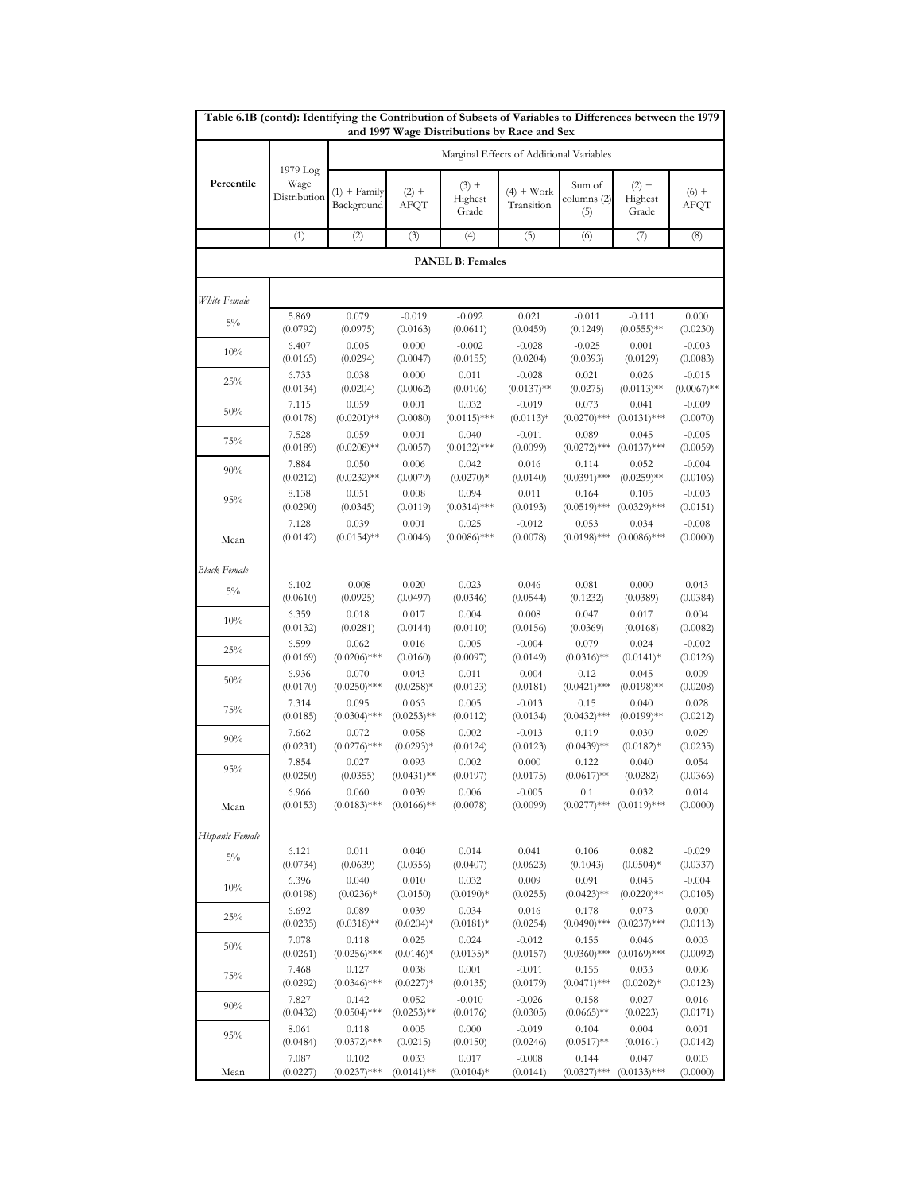**Table 6.1B (contd): Identifying the Contribution of Subsets of Variables to Differences between the 1979 and 1997 Wage Distributions by Race and Sex**

| Percentile | 1979 Log Wage Distribution | Marginal Effects of Additional Variables | | | | | | |
|---|---|---|---|---|---|---|---|---|
| | | (1) + Family Background | (2) + AFQT | (3) + Highest Grade | (4) + Work Transition | Sum of columns (2) (5) | (2) + Highest Grade | (6) + AFQT |
| | (1) | (2) | (3) | (4) | (5) | (6) | (7) | (8) |
| **PANEL B: Females** | | | | | | | | |
| *White Female* | | | | | | | | |
| 5% | 5.869 | 0.079 | -0.019 | -0.092 | 0.021 | -0.011 | -0.111 | 0.000 |
| | (0.0792) | (0.0975) | (0.0163) | (0.0611) | (0.0459) | (0.1249) | (0.0555)** | (0.0230) |
| 10% | 6.407 | 0.005 | 0.000 | -0.002 | -0.028 | -0.025 | 0.001 | -0.003 |
| | (0.0165) | (0.0294) | (0.0047) | (0.0155) | (0.0204) | (0.0393) | (0.0129) | (0.0083) |
| 25% | 6.733 | 0.038 | 0.000 | 0.011 | -0.028 | 0.021 | 0.026 | -0.015 |
| | (0.0134) | (0.0204) | (0.0062) | (0.0106) | (0.0137)** | (0.0275) | (0.0113)** | (0.0067)** |
| 50% | 7.115 | 0.059 | 0.001 | 0.032 | -0.019 | 0.073 | 0.041 | -0.009 |
| | (0.0178) | (0.0201)** | (0.0080) | (0.0115)*** | (0.0113)* | (0.0270)*** | (0.0131)*** | (0.0070) |
| 75% | 7.528 | 0.059 | 0.001 | 0.040 | -0.011 | 0.089 | 0.045 | -0.005 |
| | (0.0189) | (0.0208)** | (0.0057) | (0.0132)*** | (0.0099) | (0.0272)*** | (0.0137)*** | (0.0059) |
| 90% | 7.884 | 0.050 | 0.006 | 0.042 | 0.016 | 0.114 | 0.052 | -0.004 |
| | (0.0212) | (0.0232)** | (0.0079) | (0.0270)* | (0.0140) | (0.0391)*** | (0.0259)** | (0.0106) |
| 95% | 8.138 | 0.051 | 0.008 | 0.094 | 0.011 | 0.164 | 0.105 | -0.003 |
| | (0.0290) | (0.0345) | (0.0119) | (0.0314)*** | (0.0193) | (0.0519)*** | (0.0329)*** | (0.0151) |
| Mean | 7.128 | 0.039 | 0.001 | 0.025 | -0.012 | 0.053 | 0.034 | -0.008 |
| | (0.0142) | (0.0154)** | (0.0046) | (0.0086)*** | (0.0078) | (0.0198)*** | (0.0086)*** | (0.0000) |
| *Black Female* | | | | | | | | |
| 5% | 6.102 | -0.008 | 0.020 | 0.023 | 0.046 | 0.081 | 0.000 | 0.043 |
| | (0.0610) | (0.0925) | (0.0497) | (0.0346) | (0.0544) | (0.1232) | (0.0389) | (0.0384) |
| 10% | 6.359 | 0.018 | 0.017 | 0.004 | 0.008 | 0.047 | 0.017 | 0.004 |
| | (0.0132) | (0.0281) | (0.0144) | (0.0110) | (0.0156) | (0.0369) | (0.0168) | (0.0082) |
| 25% | 6.599 | 0.062 | 0.016 | 0.005 | -0.004 | 0.079 | 0.024 | -0.002 |
| | (0.0169) | (0.0206)*** | (0.0160) | (0.0097) | (0.0149) | (0.0316)** | (0.0141)* | (0.0126) |
| 50% | 6.936 | 0.070 | 0.043 | 0.011 | -0.004 | 0.12 | 0.045 | 0.009 |
| | (0.0170) | (0.0250)*** | (0.0258)* | (0.0123) | (0.0181) | (0.0421)*** | (0.0198)** | (0.0208) |
| 75% | 7.314 | 0.095 | 0.063 | 0.005 | -0.013 | 0.15 | 0.040 | 0.028 |
| | (0.0185) | (0.0304)*** | (0.0253)** | (0.0112) | (0.0134) | (0.0432)*** | (0.0199)** | (0.0212) |
| 90% | 7.662 | 0.072 | 0.058 | 0.002 | -0.013 | 0.119 | 0.030 | 0.029 |
| | (0.0231) | (0.0276)*** | (0.0293)* | (0.0124) | (0.0123) | (0.0439)** | (0.0182)* | (0.0235) |
| 95% | 7.854 | 0.027 | 0.093 | 0.002 | 0.000 | 0.122 | 0.040 | 0.054 |
| | (0.0250) | (0.0355) | (0.0431)** | (0.0197) | (0.0175) | (0.0617)** | (0.0282) | (0.0366) |
| Mean | 6.966 | 0.060 | 0.039 | 0.006 | -0.005 | 0.1 | 0.032 | 0.014 |
| | (0.0153) | (0.0183)*** | (0.0166)** | (0.0078) | (0.0099) | (0.0277)*** | (0.0119)*** | (0.0000) |
| *Hispanic Female* | | | | | | | | |
| 5% | 6.121 | 0.011 | 0.040 | 0.014 | 0.041 | 0.106 | 0.082 | -0.029 |
| | (0.0734) | (0.0639) | (0.0356) | (0.0407) | (0.0623) | (0.1043) | (0.0504)* | (0.0337) |
| 10% | 6.396 | 0.040 | 0.010 | 0.032 | 0.009 | 0.091 | 0.045 | -0.004 |
| | (0.0198) | (0.0236)* | (0.0150) | (0.0190)* | (0.0255) | (0.0423)** | (0.0220)** | (0.0105) |
| 25% | 6.692 | 0.089 | 0.039 | 0.034 | 0.016 | 0.178 | 0.073 | 0.000 |
| | (0.0235) | (0.0318)** | (0.0204)* | (0.0181)* | (0.0254) | (0.0490)*** | (0.0237)*** | (0.0113) |
| 50% | 7.078 | 0.118 | 0.025 | 0.024 | -0.012 | 0.155 | 0.046 | 0.003 |
| | (0.0261) | (0.0256)*** | (0.0146)* | (0.0135)* | (0.0157) | (0.0360)*** | (0.0169)*** | (0.0092) |
| 75% | 7.468 | 0.127 | 0.038 | 0.001 | -0.011 | 0.155 | 0.033 | 0.006 |
| | (0.0292) | (0.0346)*** | (0.0227)* | (0.0135) | (0.0179) | (0.0471)*** | (0.0202)* | (0.0123) |
| 90% | 7.827 | 0.142 | 0.052 | -0.010 | -0.026 | 0.158 | 0.027 | 0.016 |
| | (0.0432) | (0.0504)*** | (0.0253)** | (0.0176) | (0.0305) | (0.0665)** | (0.0223) | (0.0171) |
| 95% | 8.061 | 0.118 | 0.005 | 0.000 | -0.019 | 0.104 | 0.004 | 0.001 |
| | (0.0484) | (0.0372)*** | (0.0215) | (0.0150) | (0.0246) | (0.0517)** | (0.0161) | (0.0142) |
| Mean | 7.087 | 0.102 | 0.033 | 0.017 | -0.008 | 0.144 | 0.047 | 0.003 |
| | (0.0227) | (0.0237)*** | (0.0141)** | (0.0104)* | (0.0141) | (0.0327)*** | (0.0133)*** | (0.0000) |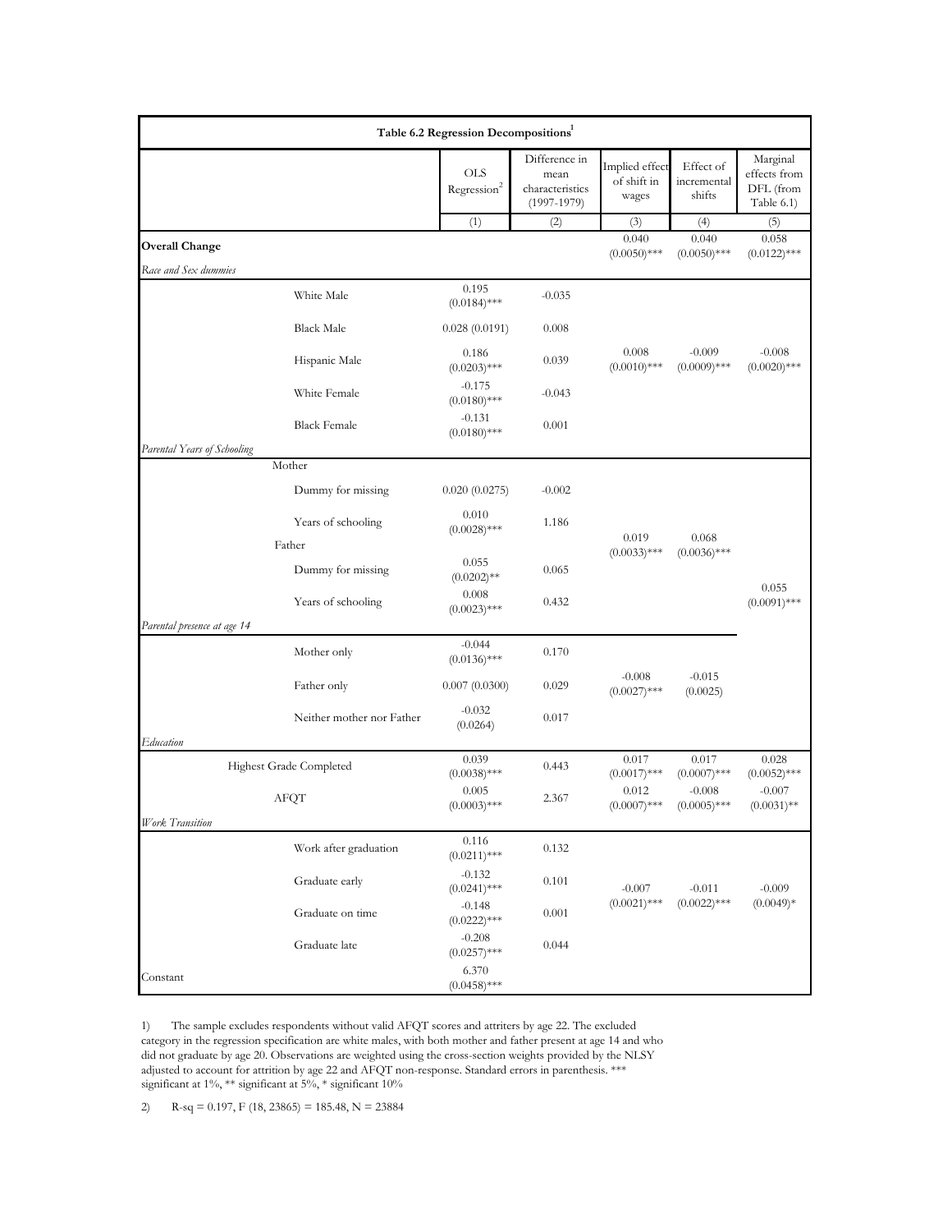| Table 6.2 Regression Decompositions[1] | | | | | | |
|---|---|---|---|---|---|---|
| | OLS Regression[2] | Difference in mean characteristics (1997-1979) | Implied effect of shift in wages | Effect of incremental shifts | Marginal effects from DFL (from Table 6.1) |
| | (1) | (2) | (3) | (4) | (5) |
| **Overall Change** | | | 0.040 (0.0050)*** | 0.040 (0.0050)*** | 0.058 (0.0122)*** |
| *Race and Sex dummies* | | | | | |
| White Male | 0.195 (0.0184)*** | -0.035 | | | |
| Black Male | 0.028 (0.0191) | 0.008 | | | |
| Hispanic Male | 0.186 (0.0203)*** | 0.039 | 0.008 (0.0010)*** | -0.009 (0.0009)*** | -0.008 (0.0020)*** |
| White Female | -0.175 (0.0180)*** | -0.043 | | | |
| Black Female | -0.131 (0.0180)*** | 0.001 | | | |
| *Parental Years of Schooling* | | | | | |
| Mother | | | | | |
| Dummy for missing | 0.020 (0.0275) | -0.002 | | | |
| Years of schooling | 0.010 (0.0028)*** | 1.186 | 0.019 (0.0033)*** | 0.068 (0.0036)*** | |
| Father | | | | | |
| Dummy for missing | 0.055 (0.0202)** | 0.065 | | | |
| Years of schooling | 0.008 (0.0023)*** | 0.432 | | | 0.055 (0.0091)*** |
| *Parental presence at age 14* | | | | | |
| Mother only | -0.044 (0.0136)*** | 0.170 | | | |
| Father only | 0.007 (0.0300) | 0.029 | -0.008 (0.0027)*** | -0.015 (0.0025) | |
| Neither mother nor Father | -0.032 (0.0264) | 0.017 | | | |
| *Education* | | | | | |
| Highest Grade Completed | 0.039 (0.0038)*** | 0.443 | 0.017 (0.0017)*** | 0.017 (0.0007)*** | 0.028 (0.0052)*** |
| AFQT | 0.005 (0.0003)*** | 2.367 | 0.012 (0.0007)*** | -0.008 (0.0005)*** | -0.007 (0.0031)** |
| *Work Transition* | | | | | |
| Work after graduation | 0.116 (0.0211)*** | 0.132 | | | |
| Graduate early | -0.132 (0.0241)*** | 0.101 | -0.007 (0.0021)*** | -0.011 (0.0022)*** | -0.009 (0.0049)* |
| Graduate on time | -0.148 (0.0222)*** | 0.001 | | | |
| Graduate late | -0.208 (0.0257)*** | 0.044 | | | |
| Constant | 6.370 (0.0458)*** | | | | |

1) The sample excludes respondents without valid AFQT scores and attriters by age 22. The excluded category in the regression specification are white males, with both mother and father present at age 14 and who did not graduate by age 20. Observations are weighted using the cross-section weights provided by the NLSY adjusted to account for attrition by age 22 and AFQT non-response. Standard errors in parenthesis. *** significant at 1%, ** significant at 5%, * significant 10%

2) R-sq = 0.197, $F(18, 23865) = 185.48$, N = 23884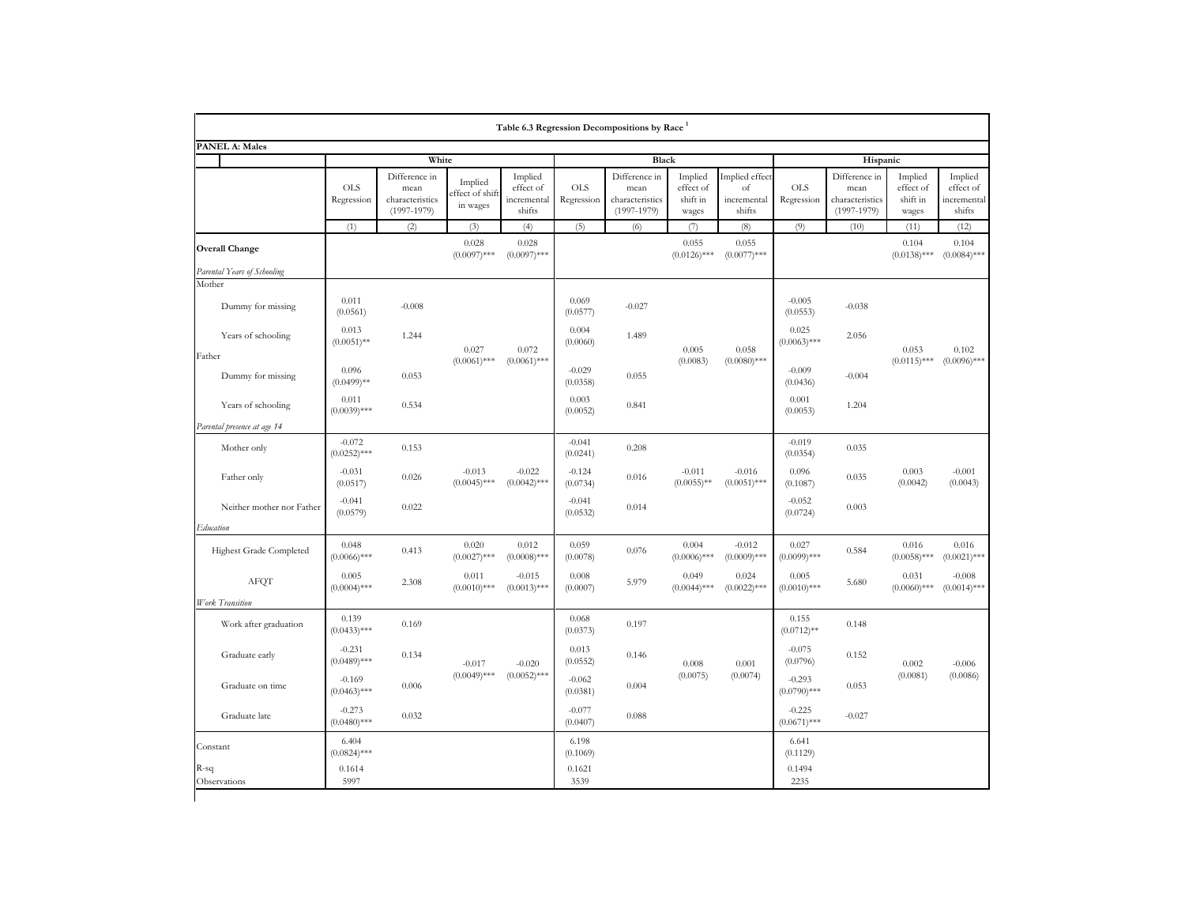**Table 6.3 Regression Decompositions by Race [1]**

**PANEL A: Males**

| | White | | | | Black | | | | Hispanic | | | |
|---|---|---|---|---|---|---|---|---|---|---|---|---|
| | OLS Regression | Difference in mean characteristics (1997-1979) | Implied effect of shift in wages | Implied effect of incremental shifts | OLS Regression | Difference in mean characteristics (1997-1979) | Implied effect of shift in wages | Implied effect of incremental shifts | OLS Regression | Difference in mean characteristics (1997-1979) | Implied effect of shift in wages | Implied effect of incremental shifts |
| | (1) | (2) | (3) | (4) | (5) | (6) | (7) | (8) | (9) | (10) | (11) | (12) |
| **Overall Change** | | | 0.028 (0.0097)*** | 0.028 (0.0097)*** | | | 0.055 (0.0126)*** | 0.055 (0.0077)*** | | | 0.104 (0.0138)*** | 0.104 (0.0084)*** |
| *Parental Years of Schooling* | | | | | | | | | | | | |
| Mother | | | | | | | | | | | | |
| Dummy for missing | 0.011 (0.0561) | -0.008 | | | 0.069 (0.0577) | -0.027 | | | -0.005 (0.0553) | -0.038 | | |
| Years of schooling | 0.013 (0.0051)** | 1.244 | | | 0.004 (0.0060) | 1.489 | | | 0.025 (0.0063)*** | 2.056 | | |
| Father | | | 0.027 (0.0061)*** | 0.072 (0.0061)*** | | | 0.005 (0.0083) | 0.058 (0.0080)*** | | | 0.053 (0.0115)*** | 0.102 (0.0096)*** |
| Dummy for missing | 0.096 (0.0499)** | 0.053 | | | -0.029 (0.0358) | 0.055 | | | -0.009 (0.0436) | -0.004 | | |
| Years of schooling | 0.011 (0.0039)*** | 0.534 | | | 0.003 (0.0052) | 0.841 | | | 0.001 (0.0053) | 1.204 | | |
| *Parental presence at age 14* | | | | | | | | | | | | |
| Mother only | -0.072 (0.0252)*** | 0.153 | | | -0.041 (0.0241) | 0.208 | | | -0.019 (0.0354) | 0.035 | | |
| Father only | -0.031 (0.0517) | 0.026 | -0.013 (0.0045)*** | -0.022 (0.0042)*** | -0.124 (0.0734) | 0.016 | -0.011 (0.0055)** | -0.016 (0.0051)*** | 0.096 (0.1087) | 0.035 | 0.003 (0.0042) | -0.001 (0.0043) |
| Neither mother nor Father | -0.041 (0.0579) | 0.022 | | | -0.041 (0.0532) | 0.014 | | | -0.052 (0.0724) | 0.003 | | |
| *Education* | | | | | | | | | | | | |
| Highest Grade Completed | 0.048 (0.0066)*** | 0.413 | 0.020 (0.0027)*** | 0.012 (0.0008)*** | 0.059 (0.0078) | 0.076 | 0.004 (0.0006)*** | -0.012 (0.0009)*** | 0.027 (0.0099)*** | 0.584 | 0.016 (0.0058)*** | 0.016 (0.0021)*** |
| AFQT | 0.005 (0.0004)*** | 2.308 | 0.011 (0.0010)*** | -0.015 (0.0013)*** | 0.008 (0.0007) | 5.979 | 0.049 (0.0044)*** | 0.024 (0.0022)*** | 0.005 (0.0010)*** | 5.680 | 0.031 (0.0060)*** | -0.008 (0.0014)*** |
| *Work Transition* | | | | | | | | | | | | |
| Work after graduation | 0.139 (0.0433)*** | 0.169 | | | 0.068 (0.0373) | 0.197 | | | 0.155 (0.0712)** | 0.148 | | |
| Graduate early | -0.231 (0.0489)*** | 0.134 | -0.017 (0.0049)*** | -0.020 (0.0052)*** | 0.013 (0.0552) | 0.146 | 0.008 (0.0075) | 0.001 (0.0074) | -0.075 (0.0796) | 0.152 | 0.002 (0.0081) | -0.006 (0.0086) |
| Graduate on time | -0.169 (0.0463)*** | 0.006 | | | -0.062 (0.0381) | 0.004 | | | -0.293 (0.0790)*** | 0.053 | | |
| Graduate late | -0.273 (0.0480)*** | 0.032 | | | -0.077 (0.0407) | 0.088 | | | -0.225 (0.0671)*** | -0.027 | | |
| Constant | 6.404 (0.0824)*** | | | | 6.198 (0.1069) | | | | 6.641 (0.1129) | | | |
| R-sq | 0.1614 | | | | 0.1621 | | | | 0.1494 | | | |
| Observations | 5997 | | | | 3539 | | | | 2235 | | | |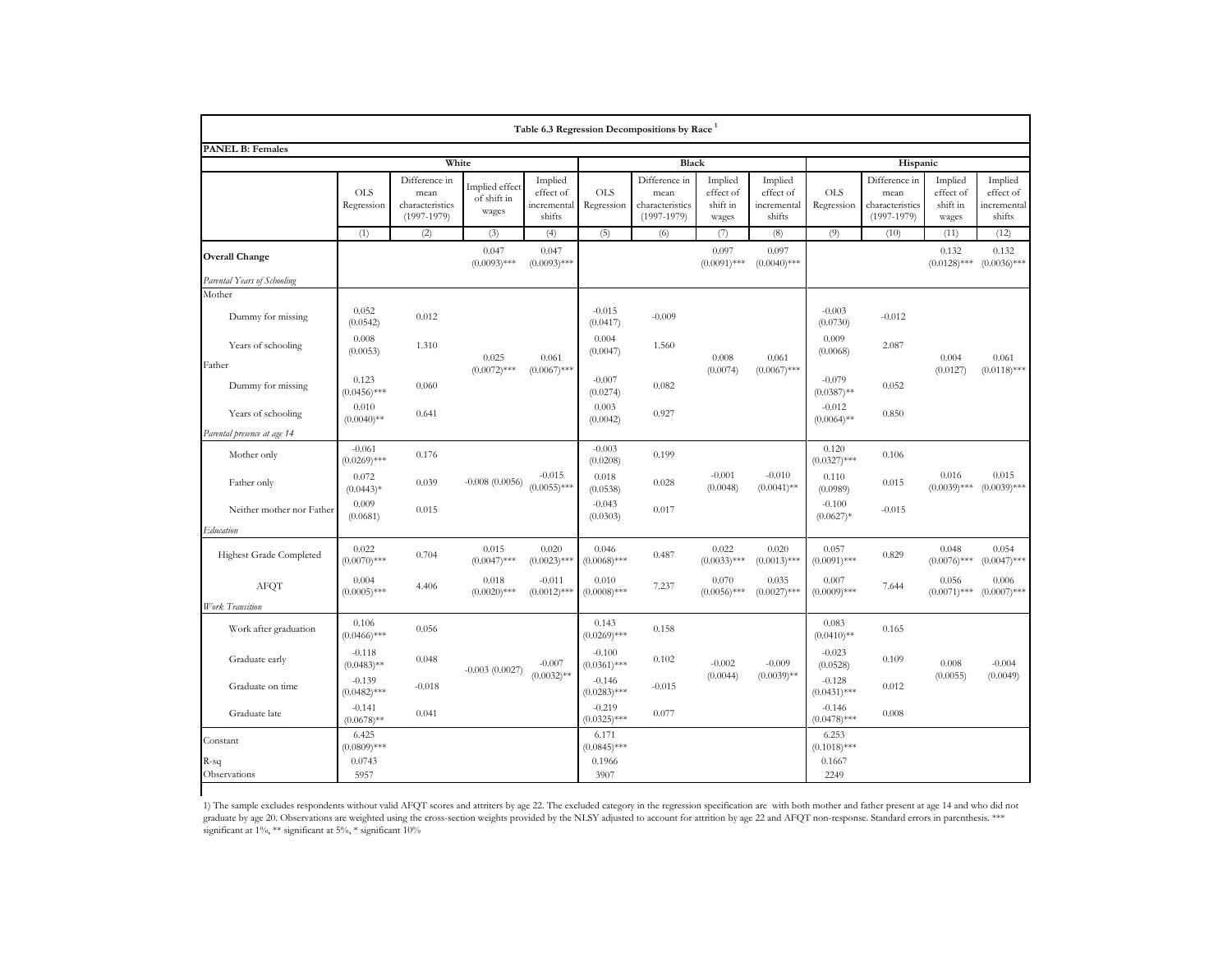**Table 6.3 Regression Decompositions by Race [1]**

**PANEL B: Females**

| | White | | | | Black | | | | Hispanic | | | |
|---|---|---|---|---|---|---|---|---|---|---|---|---|
| | OLS Regression | Difference in mean characteristics (1997-1979) | Implied effect of shift in wages | Implied effect of incremental shifts | OLS Regression | Difference in mean characteristics (1997-1979) | Implied effect of shift in wages | Implied effect of incremental shifts | OLS Regression | Difference in mean characteristics (1997-1979) | Implied effect of shift in wages | Implied effect of incremental shifts |
| | (1) | (2) | (3) | (4) | (5) | (6) | (7) | (8) | (9) | (10) | (11) | (12) |
| **Overall Change** | | | 0.047 (0.0093)*** | 0.047 (0.0093)*** | | | 0.097 (0.0091)*** | 0.097 (0.0040)*** | | | 0.132 (0.0128)*** | 0.132 (0.0036)*** |
| *Parental Years of Schooling* | | | | | | | | | | | | |
| Mother | | | | | | | | | | | | |
| Dummy for missing | 0.052 (0.0542) | 0.012 | | | -0.015 (0.0417) | -0.009 | | | -0.003 (0.0730) | -0.012 | | |
| Years of schooling | 0.008 (0.0053) | 1.310 | 0.025 (0.0072)*** | 0.061 (0.0067)*** | 0.004 (0.0047) | 1.560 | 0.008 (0.0074) | 0.061 (0.0067)*** | 0.009 (0.0068) | 2.087 | 0.004 (0.0127) | 0.061 (0.0118)*** |
| Father | | | | | | | | | | | | |
| Dummy for missing | 0.123 (0.0456)*** | 0.060 | | | -0.007 (0.0274) | 0.082 | | | -0.079 (0.0387)** | 0.052 | | |
| Years of schooling | 0.010 (0.0040)** | 0.641 | | | 0.003 (0.0042) | 0.927 | | | -0.012 (0.0064)** | 0.850 | | |
| *Parental presence at age 14* | | | | | | | | | | | | |
| Mother only | -0.061 (0.0269)*** | 0.176 | | | -0.003 (0.0208) | 0.199 | | | 0.120 (0.0327)*** | 0.106 | | |
| Father only | 0.072 (0.0443)* | 0.039 | -0.008 (0.0056) | -0.015 (0.0055)*** | 0.018 (0.0538) | 0.028 | -0.001 (0.0048) | -0.010 (0.0041)** | 0.110 (0.0989) | 0.015 | 0.016 (0.0039)*** | 0.015 (0.0039)*** |
| Neither mother nor Father | 0.009 (0.0681) | 0.015 | | | -0.043 (0.0303) | 0.017 | | | -0.100 (0.0627)* | -0.015 | | |
| *Education* | | | | | | | | | | | | |
| Highest Grade Completed | 0.022 (0.0070)*** | 0.704 | 0.015 (0.0047)*** | 0.020 (0.0023)*** | 0.046 (0.0068)*** | 0.487 | 0.022 (0.0033)*** | 0.020 (0.0013)*** | 0.057 (0.0091)*** | 0.829 | 0.048 (0.0076)*** | 0.054 (0.0047)*** |
| AFQT | 0.004 (0.0005)*** | 4.406 | 0.018 (0.0020)*** | -0.011 (0.0012)*** | 0.010 (0.0008)*** | 7.237 | 0.070 (0.0056)*** | 0.035 (0.0027)*** | 0.007 (0.0009)*** | 7.644 | 0.056 (0.0071)*** | 0.006 (0.0007)*** |
| *Work Transition* | | | | | | | | | | | | |
| Work after graduation | 0.106 (0.0466)*** | 0.056 | | | 0.143 (0.0269)*** | 0.158 | | | 0.083 (0.0410)** | 0.165 | | |
| Graduate early | -0.118 (0.0483)** | 0.048 | -0.003 (0.0027) | -0.007 (0.0032)** | -0.100 (0.0361)*** | 0.102 | -0.002 (0.0044) | -0.009 (0.0039)** | -0.023 (0.0528) | 0.109 | 0.008 (0.0055) | -0.004 (0.0049) |
| Graduate on time | -0.139 (0.0482)*** | -0.018 | | | -0.146 (0.0283)*** | -0.015 | | | -0.128 (0.0431)*** | 0.012 | | |
| Graduate late | -0.141 (0.0678)** | 0.041 | | | -0.219 (0.0325)*** | 0.077 | | | -0.146 (0.0478)*** | 0.008 | | |
| Constant | 6.425 (0.0809)*** | | | | 6.171 (0.0845)*** | | | | 6.253 (0.1018)*** | | | |
| R-sq | 0.0743 | | | | 0.1966 | | | | 0.1667 | | | |
| Observations | 5957 | | | | 3907 | | | | 2249 | | | |

1) The sample excludes respondents without valid AFQT scores and attriters by age 22. The excluded category in the regression specification are with both mother and father present at age 14 and who did not graduate by age 20. Observations are weighted using the cross-section weights provided by the NLSY adjusted to account for attrition by age 22 and AFQT non-response. Standard errors in parenthesis. *** significant at 1%, ** significant at 5%, * significant 10%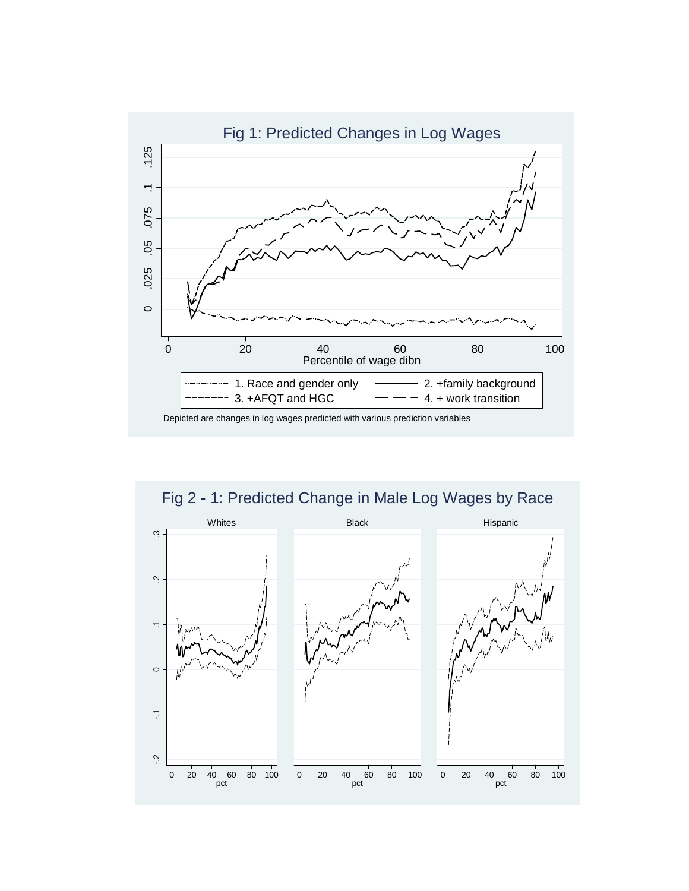Fig 1: Predicted Changes in Log Wages

1. Race and gender only
2. +family background
3. +AFQT and HGC
4. + work transition

Depicted are changes in log wages predicted with various prediction variables

Fig 2 - 1: Predicted Change in Male Log Wages by Race

Whites | Black | Hispanic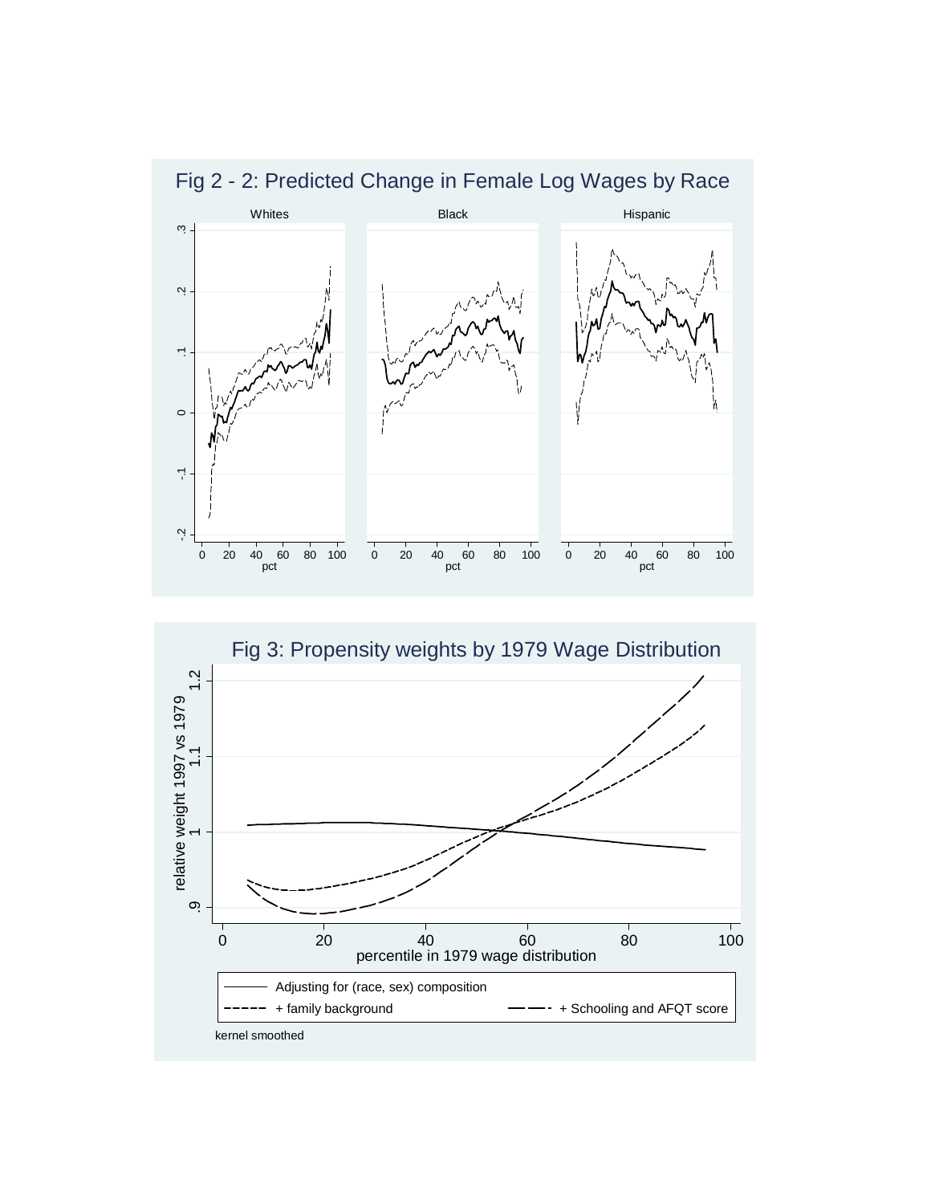## Fig 2 - 2: Predicted Change in Female Log Wages by Race

Whites | Black | Hispanic

pct

## Fig 3: Propensity weights by 1979 Wage Distribution

relative weight 1997 vs 1979

percentile in 1979 wage distribution

Adjusting for (race, sex) composition

+ family background

+ Schooling and AFQT score

kernel smoothed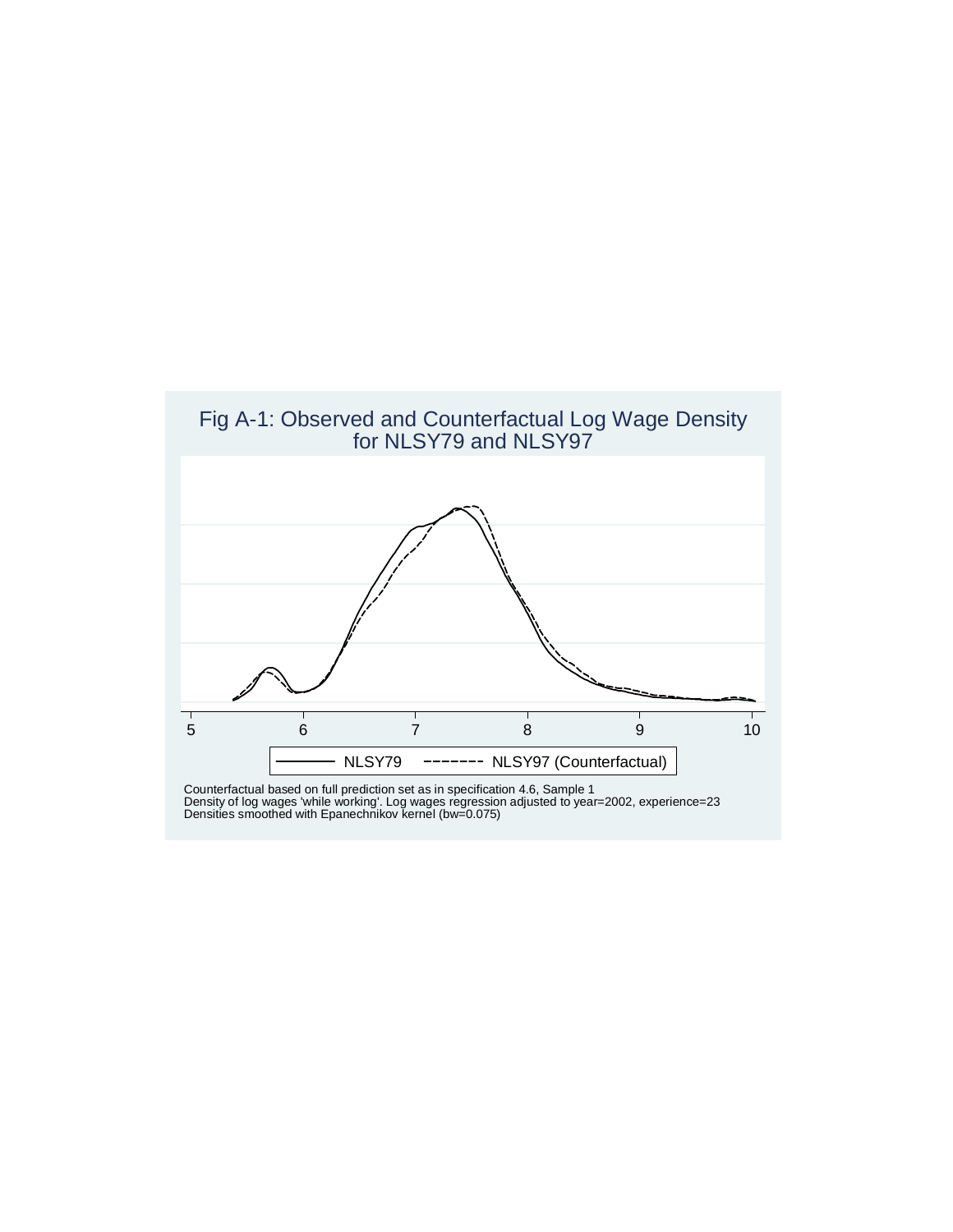## Fig A-1: Observed and Counterfactual Log Wage Density for NLSY79 and NLSY97

NLSY79 ------- NLSY97 (Counterfactual)

Counterfactual based on full prediction set as in specification 4.6, Sample 1
Density of log wages 'while working'. Log wages regression adjusted to year=2002, experience=23
Densities smoothed with Epanechnikov kernel (bw=0.075)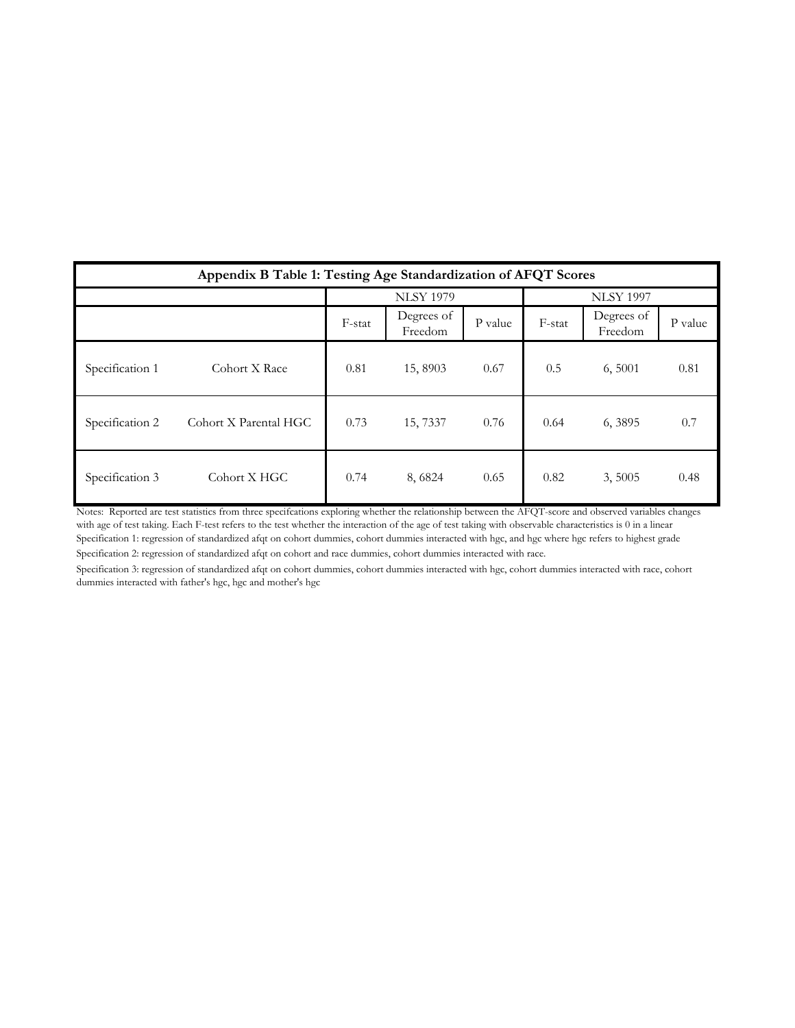| Appendix B Table 1: Testing Age Standardization of AFQT Scores | | | | | | | |
|---|---|---|---|---|---|---|---|
| | | NLSY 1979 | | | NLSY 1997 | | |
| | | F-stat | Degrees of Freedom | P value | F-stat | Degrees of Freedom | P value |
| Specification 1 | Cohort X Race | 0.81 | 15, 8903 | 0.67 | 0.5 | 6, 5001 | 0.81 |
| Specification 2 | Cohort X Parental HGC | 0.73 | 15, 7337 | 0.76 | 0.64 | 6, 3895 | 0.7 |
| Specification 3 | Cohort X HGC | 0.74 | 8, 6824 | 0.65 | 0.82 | 3, 5005 | 0.48 |

Notes: Reported are test statistics from three specifcations exploring whether the relationship between the AFQT-score and observed variables changes with age of test taking. Each F-test refers to the test whether the interaction of the age of test taking with observable characteristics is 0 in a linear

Specification 1: regression of standardized afqt on cohort dummies, cohort dummies interacted with hgc, and hgc where hgc refers to highest grade

Specification 2: regression of standardized afqt on cohort and race dummies, cohort dummies interacted with race.

Specification 3: regression of standardized afqt on cohort dummies, cohort dummies interacted with hgc, cohort dummies interacted with race, cohort dummies interacted with father's hgc, hgc and mother's hgc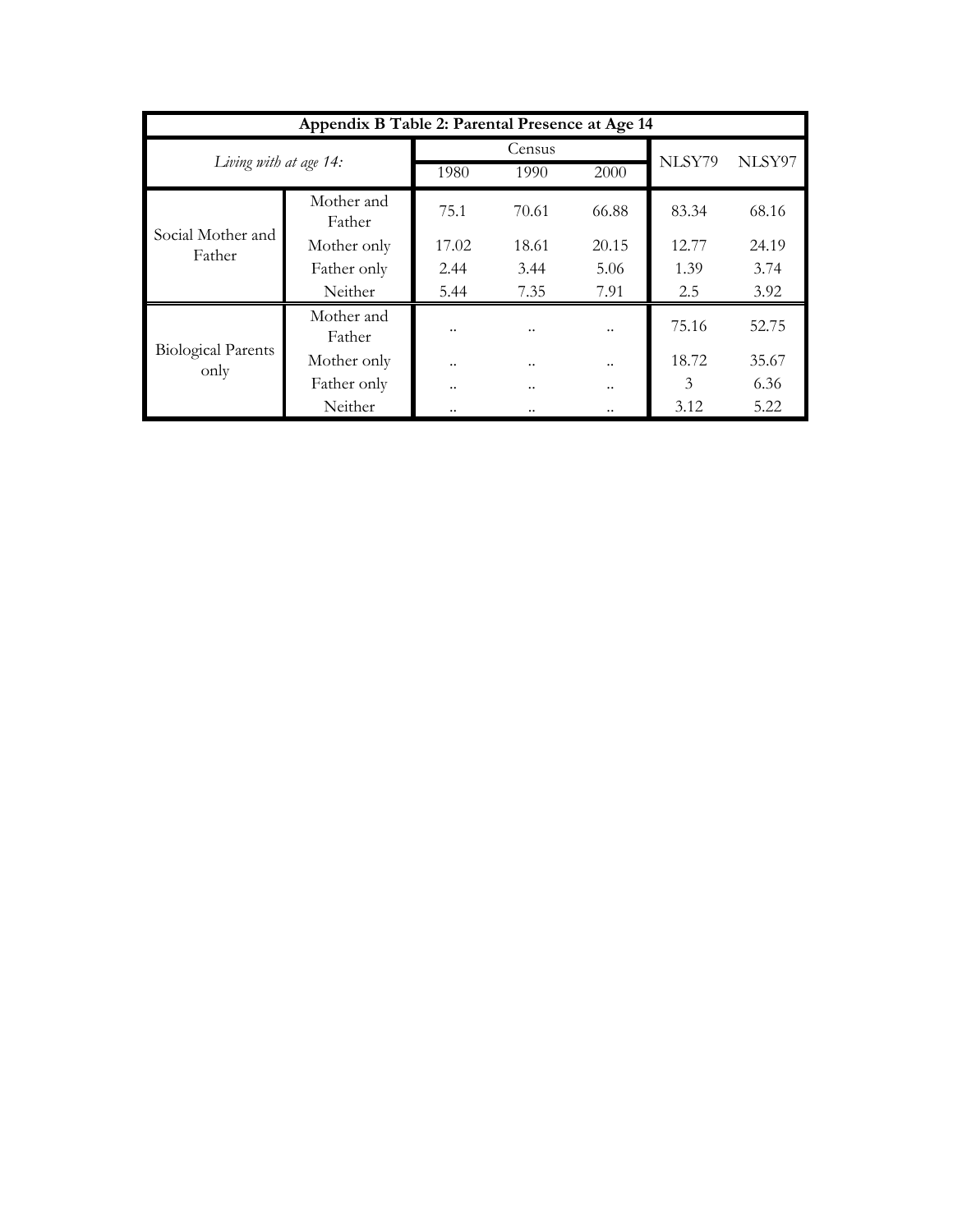| Appendix B Table 2: Parental Presence at Age 14 | | | | | | |
|---|---|---|---|---|---|---|
| *Living with at age 14:* | | Census | | | NLSY79 | NLSY97 |
| | | 1980 | 1990 | 2000 | | |
| Social Mother and Father | Mother and Father | 75.1 | 70.61 | 66.88 | 83.34 | 68.16 |
| | Mother only | 17.02 | 18.61 | 20.15 | 12.77 | 24.19 |
| | Father only | 2.44 | 3.44 | 5.06 | 1.39 | 3.74 |
| | Neither | 5.44 | 7.35 | 7.91 | 2.5 | 3.92 |
| Biological Parents only | Mother and Father | .. | .. | .. | 75.16 | 52.75 |
| | Mother only | .. | .. | .. | 18.72 | 35.67 |
| | Father only | .. | .. | .. | 3 | 6.36 |
| | Neither | .. | .. | .. | 3.12 | 5.22 |